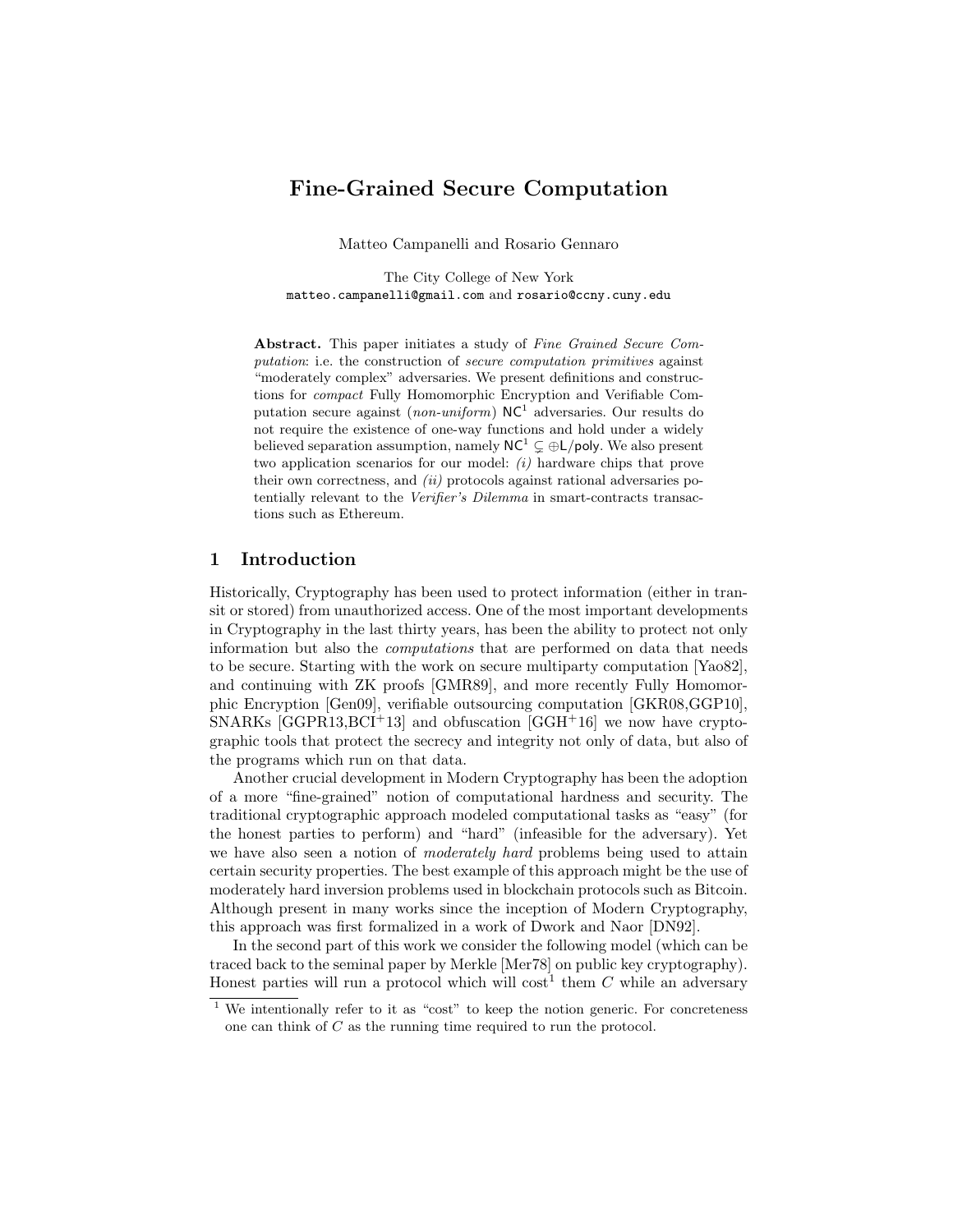# Fine-Grained Secure Computation

Matteo Campanelli and Rosario Gennaro

The City College of New York
matteo.campanelli@gmail.com and rosario@ccny.cuny.edu

**Abstract.** This paper initiates a study of *Fine Grained Secure Computation*: i.e. the construction of *secure computation primitives* against "moderately complex" adversaries. We present definitions and constructions for *compact* Fully Homomorphic Encryption and Verifiable Computation secure against (*non-uniform*) $\mathsf{NC}^1$ adversaries. Our results do not require the existence of one-way functions and hold under a widely believed separation assumption, namely $\mathsf{NC}^1 \subsetneq \oplus\mathsf{L}/\mathsf{poly}$. We also present two application scenarios for our model: *(i)* hardware chips that prove their own correctness, and *(ii)* protocols against rational adversaries potentially relevant to the *Verifier's Dilemma* in smart-contracts transactions such as Ethereum.

## 1 Introduction

Historically, Cryptography has been used to protect information (either in transit or stored) from unauthorized access. One of the most important developments in Cryptography in the last thirty years, has been the ability to protect not only information but also the *computations* that are performed on data that needs to be secure. Starting with the work on secure multiparty computation [Yao82], and continuing with ZK proofs [GMR89], and more recently Fully Homomorphic Encryption [Gen09], verifiable outsourcing computation [GKR08,GGP10], SNARKs [GGPR13,BCI+13] and obfuscation [GGH+16] we now have cryptographic tools that protect the secrecy and integrity not only of data, but also of the programs which run on that data.

Another crucial development in Modern Cryptography has been the adoption of a more "fine-grained" notion of computational hardness and security. The traditional cryptographic approach modeled computational tasks as "easy" (for the honest parties to perform) and "hard" (infeasible for the adversary). Yet we have also seen a notion of *moderately hard* problems being used to attain certain security properties. The best example of this approach might be the use of moderately hard inversion problems used in blockchain protocols such as Bitcoin. Although present in many works since the inception of Modern Cryptography, this approach was first formalized in a work of Dwork and Naor [DN92].

In the second part of this work we consider the following model (which can be traced back to the seminal paper by Merkle [Mer78] on public key cryptography). Honest parties will run a protocol which will cost[1] them $C$ while an adversary

[1] We intentionally refer to it as "cost" to keep the notion generic. For concreteness one can think of $C$ as the running time required to run the protocol.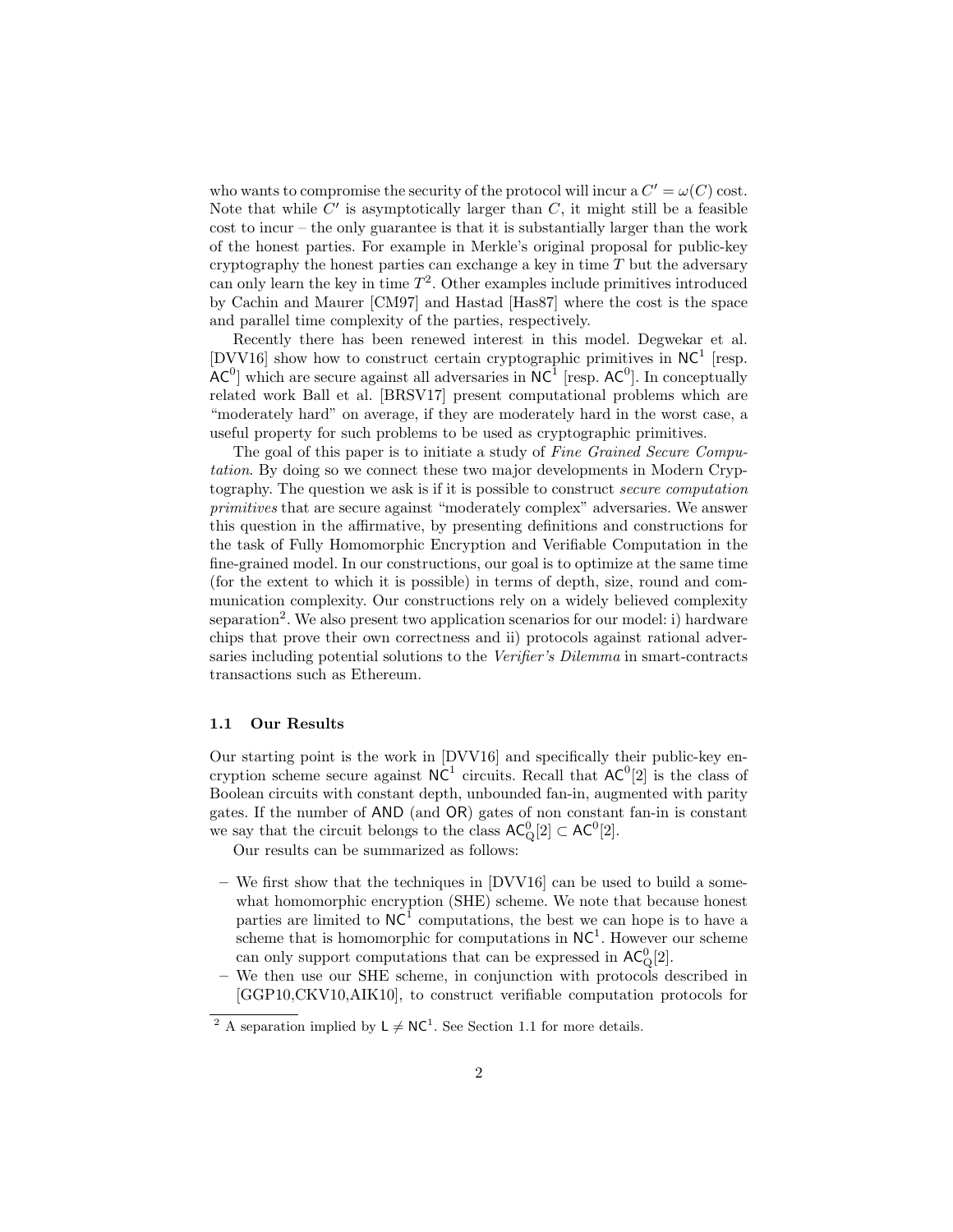who wants to compromise the security of the protocol will incur a $C' = \omega(C)$ cost. Note that while $C'$ is asymptotically larger than $C$, it might still be a feasible cost to incur – the only guarantee is that it is substantially larger than the work of the honest parties. For example in Merkle's original proposal for public-key cryptography the honest parties can exchange a key in time $T$ but the adversary can only learn the key in time $T^2$. Other examples include primitives introduced by Cachin and Maurer [CM97] and Hastad [Has87] where the cost is the space and parallel time complexity of the parties, respectively.

Recently there has been renewed interest in this model. Degwekar et al. [DVV16] show how to construct certain cryptographic primitives in $\mathsf{NC}^1$ [resp. $\mathsf{AC}^0$] which are secure against all adversaries in $\mathsf{NC}^1$ [resp. $\mathsf{AC}^0$]. In conceptually related work Ball et al. [BRSV17] present computational problems which are "moderately hard" on average, if they are moderately hard in the worst case, a useful property for such problems to be used as cryptographic primitives.

The goal of this paper is to initiate a study of *Fine Grained Secure Computation*. By doing so we connect these two major developments in Modern Cryptography. The question we ask is if it is possible to construct *secure computation primitives* that are secure against "moderately complex" adversaries. We answer this question in the affirmative, by presenting definitions and constructions for the task of Fully Homomorphic Encryption and Verifiable Computation in the fine-grained model. In our constructions, our goal is to optimize at the same time (for the extent to which it is possible) in terms of depth, size, round and communication complexity. Our constructions rely on a widely believed complexity separation[2]. We also present two application scenarios for our model: i) hardware chips that prove their own correctness and ii) protocols against rational adversaries including potential solutions to the *Verifier's Dilemma* in smart-contracts transactions such as Ethereum.

### 1.1 Our Results

Our starting point is the work in [DVV16] and specifically their public-key encryption scheme secure against $\mathsf{NC}^1$ circuits. Recall that $\mathsf{AC}^0[2]$ is the class of Boolean circuits with constant depth, unbounded fan-in, augmented with parity gates. If the number of $\mathsf{AND}$ (and $\mathsf{OR}$) gates of non constant fan-in is constant we say that the circuit belongs to the class $\mathsf{AC}^0_\mathsf{Q}[2] \subset \mathsf{AC}^0[2]$.

Our results can be summarized as follows:

- We first show that the techniques in [DVV16] can be used to build a somewhat homomorphic encryption (SHE) scheme. We note that because honest parties are limited to $\mathsf{NC}^1$ computations, the best we can hope is to have a scheme that is homomorphic for computations in $\mathsf{NC}^1$. However our scheme can only support computations that can be expressed in $\mathsf{AC}^0_\mathsf{Q}[2]$.
- We then use our SHE scheme, in conjunction with protocols described in [GGP10,CKV10,AIK10], to construct verifiable computation protocols for

[2] A separation implied by $\mathsf{L} \neq \mathsf{NC}^1$. See Section 1.1 for more details.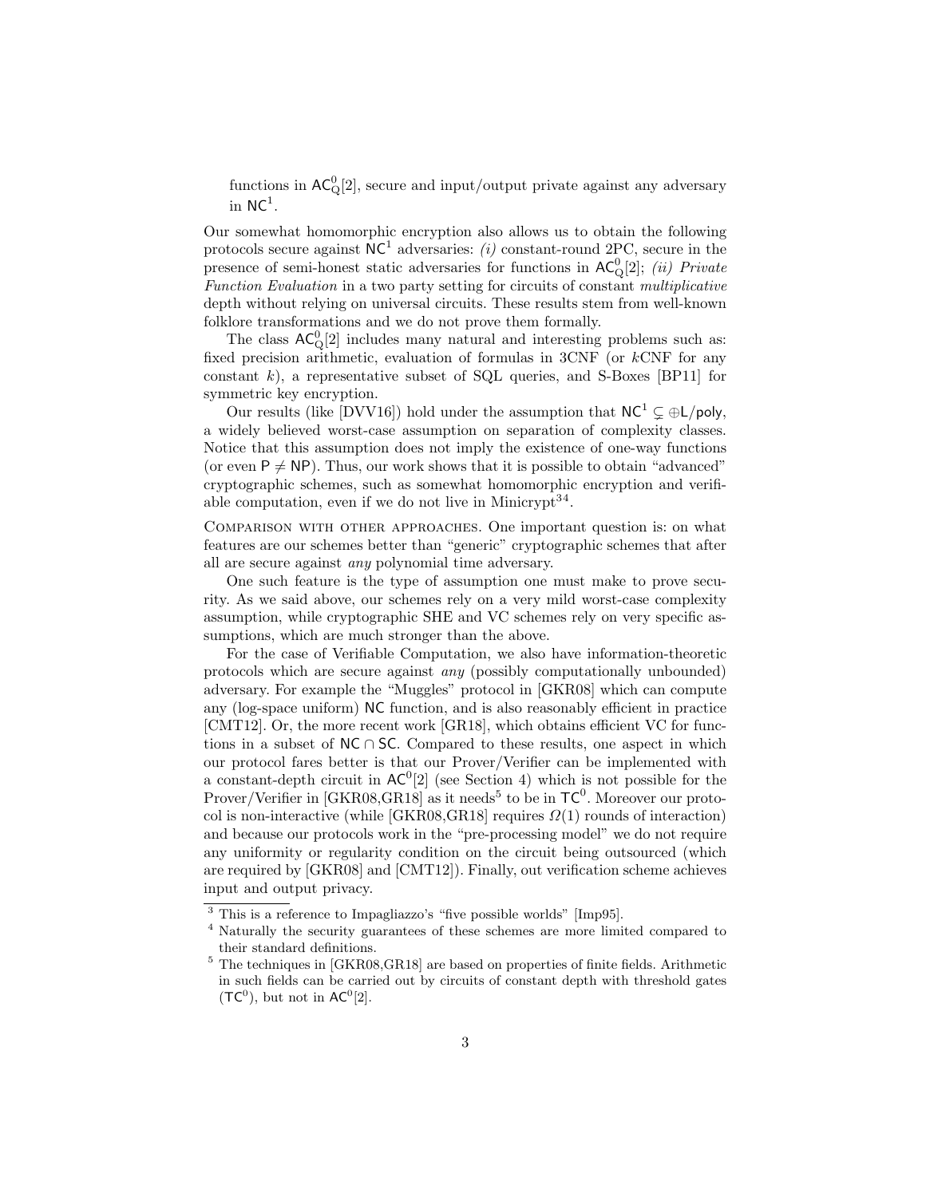functions in $\mathsf{AC}^0_{\mathrm{Q}}[2]$, secure and input/output private against any adversary in $\mathsf{NC}^1$.

Our somewhat homomorphic encryption also allows us to obtain the following protocols secure against $\mathsf{NC}^1$ adversaries: *(i)* constant-round 2PC, secure in the presence of semi-honest static adversaries for functions in $\mathsf{AC}^0_{\mathrm{Q}}[2]$; *(ii) Private Function Evaluation* in a two party setting for circuits of constant *multiplicative* depth without relying on universal circuits. These results stem from well-known folklore transformations and we do not prove them formally.

The class $\mathsf{AC}^0_{\mathrm{Q}}[2]$ includes many natural and interesting problems such as: fixed precision arithmetic, evaluation of formulas in 3CNF (or $k$CNF for any constant $k$), a representative subset of SQL queries, and S-Boxes [BP11] for symmetric key encryption.

Our results (like [DVV16]) hold under the assumption that $\mathsf{NC}^1 \subsetneq \oplus\mathsf{L}/\mathsf{poly}$, a widely believed worst-case assumption on separation of complexity classes. Notice that this assumption does not imply the existence of one-way functions (or even $\mathsf{P} \neq \mathsf{NP}$). Thus, our work shows that it is possible to obtain "advanced" cryptographic schemes, such as somewhat homomorphic encryption and verifiable computation, even if we do not live in Minicrypt[3][4].

COMPARISON WITH OTHER APPROACHES. One important question is: on what features are our schemes better than "generic" cryptographic schemes that after all are secure against *any* polynomial time adversary.

One such feature is the type of assumption one must make to prove security. As we said above, our schemes rely on a very mild worst-case complexity assumption, while cryptographic SHE and VC schemes rely on very specific assumptions, which are much stronger than the above.

For the case of Verifiable Computation, we also have information-theoretic protocols which are secure against *any* (possibly computationally unbounded) adversary. For example the "Muggles" protocol in [GKR08] which can compute any (log-space uniform) $\mathsf{NC}$ function, and is also reasonably efficient in practice [CMT12]. Or, the more recent work [GR18], which obtains efficient VC for functions in a subset of $\mathsf{NC} \cap \mathsf{SC}$. Compared to these results, one aspect in which our protocol fares better is that our Prover/Verifier can be implemented with a constant-depth circuit in $\mathsf{AC}^0[2]$ (see Section 4) which is not possible for the Prover/Verifier in [GKR08,GR18] as it needs[5] to be in $\mathsf{TC}^0$. Moreover our protocol is non-interactive (while [GKR08,GR18] requires $\Omega(1)$ rounds of interaction) and because our protocols work in the "pre-processing model" we do not require any uniformity or regularity condition on the circuit being outsourced (which are required by [GKR08] and [CMT12]). Finally, out verification scheme achieves input and output privacy.

---

[3] This is a reference to Impagliazzo's "five possible worlds" [Imp95].

[4] Naturally the security guarantees of these schemes are more limited compared to their standard definitions.

[5] The techniques in [GKR08,GR18] are based on properties of finite fields. Arithmetic in such fields can be carried out by circuits of constant depth with threshold gates ($\mathsf{TC}^0$), but not in $\mathsf{AC}^0[2]$.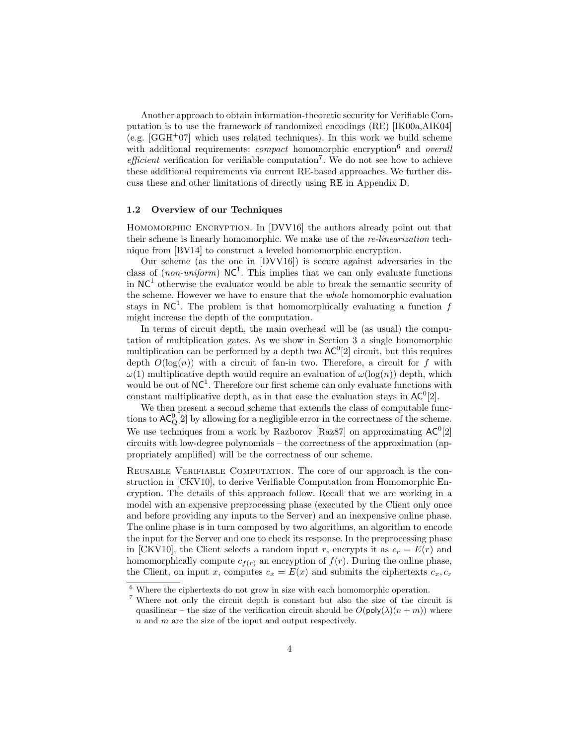Another approach to obtain information-theoretic security for Verifiable Computation is to use the framework of randomized encodings (RE) [IK00a,AIK04] (e.g. [GGH+07] which uses related techniques). In this work we build scheme with additional requirements: *compact* homomorphic encryption[6] and *overall efficient* verification for verifiable computation[7]. We do not see how to achieve these additional requirements via current RE-based approaches. We further discuss these and other limitations of directly using RE in Appendix D.

### 1.2 Overview of our Techniques

Homomorphic Encryption. In [DVV16] the authors already point out that their scheme is linearly homomorphic. We make use of the *re-linearization* technique from [BV14] to construct a leveled homomorphic encryption.

Our scheme (as the one in [DVV16]) is secure against adversaries in the class of (*non-uniform*) $\mathsf{NC}^1$. This implies that we can only evaluate functions in $\mathsf{NC}^1$ otherwise the evaluator would be able to break the semantic security of the scheme. However we have to ensure that the *whole* homomorphic evaluation stays in $\mathsf{NC}^1$. The problem is that homomorphically evaluating a function $f$ might increase the depth of the computation.

In terms of circuit depth, the main overhead will be (as usual) the computation of multiplication gates. As we show in Section 3 a single homomorphic multiplication can be performed by a depth two $\mathsf{AC}^0[2]$ circuit, but this requires depth $O(\log(n))$ with a circuit of fan-in two. Therefore, a circuit for $f$ with $\omega(1)$ multiplicative depth would require an evaluation of $\omega(\log(n))$ depth, which would be out of $\mathsf{NC}^1$. Therefore our first scheme can only evaluate functions with constant multiplicative depth, as in that case the evaluation stays in $\mathsf{AC}^0[2]$.

We then present a second scheme that extends the class of computable functions to $\mathsf{AC}^0_{\mathsf{Q}}[2]$ by allowing for a negligible error in the correctness of the scheme. We use techniques from a work by Razborov [Raz87] on approximating $\mathsf{AC}^0[2]$ circuits with low-degree polynomials – the correctness of the approximation (appropriately amplified) will be the correctness of our scheme.

Reusable Verifiable Computation. The core of our approach is the construction in [CKV10], to derive Verifiable Computation from Homomorphic Encryption. The details of this approach follow. Recall that we are working in a model with an expensive preprocessing phase (executed by the Client only once and before providing any inputs to the Server) and an inexpensive online phase. The online phase is in turn composed by two algorithms, an algorithm to encode the input for the Server and one to check its response. In the preprocessing phase in [CKV10], the Client selects a random input $r$, encrypts it as $c_r = E(r)$ and homomorphically compute $c_{f(r)}$ an encryption of $f(r)$. During the online phase, the Client, on input $x$, computes $c_x = E(x)$ and submits the ciphertexts $c_x, c_r$

[6] Where the ciphertexts do not grow in size with each homomorphic operation.

[7] Where not only the circuit depth is constant but also the size of the circuit is quasilinear – the size of the verification circuit should be $O(\mathsf{poly}(\lambda)(n+m))$ where $n$ and $m$ are the size of the input and output respectively.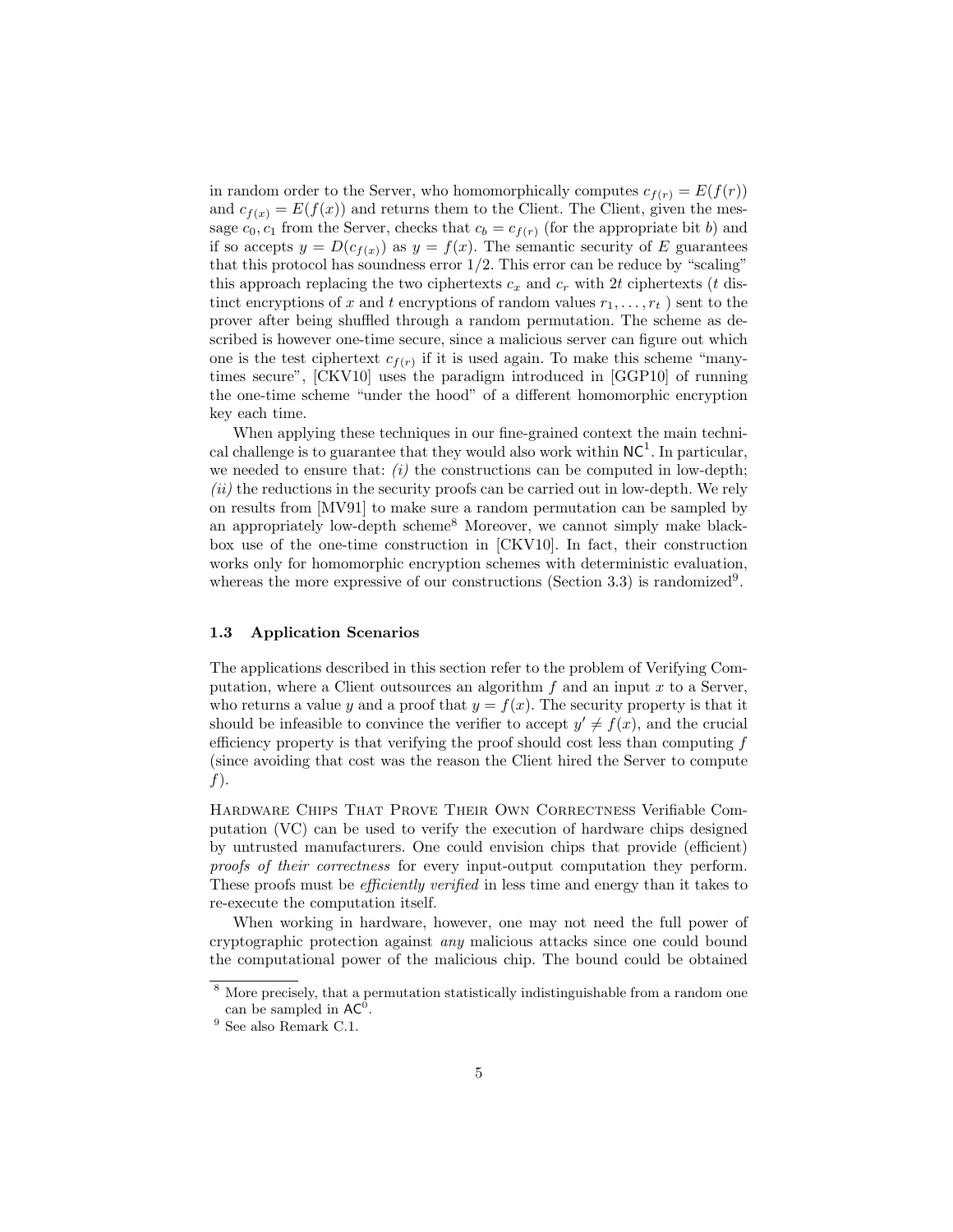in random order to the Server, who homomorphically computes $c_{f(r)} = E(f(r))$ and $c_{f(x)} = E(f(x))$ and returns them to the Client. The Client, given the message $c_0, c_1$ from the Server, checks that $c_b = c_{f(r)}$ (for the appropriate bit $b$) and if so accepts $y = D(c_{f(x)})$ as $y = f(x)$. The semantic security of $E$ guarantees that this protocol has soundness error $1/2$. This error can be reduce by "scaling" this approach replacing the two ciphertexts $c_x$ and $c_r$ with $2t$ ciphertexts ($t$ distinct encryptions of $x$ and $t$ encryptions of random values $r_1, \ldots, r_t$ ) sent to the prover after being shuffled through a random permutation. The scheme as described is however one-time secure, since a malicious server can figure out which one is the test ciphertext $c_{f(r)}$ if it is used again. To make this scheme "many-times secure", [CKV10] uses the paradigm introduced in [GGP10] of running the one-time scheme "under the hood" of a different homomorphic encryption key each time.

When applying these techniques in our fine-grained context the main technical challenge is to guarantee that they would also work within $\mathsf{NC}^1$. In particular, we needed to ensure that: *(i)* the constructions can be computed in low-depth; *(ii)* the reductions in the security proofs can be carried out in low-depth. We rely on results from [MV91] to make sure a random permutation can be sampled by an appropriately low-depth scheme[8] Moreover, we cannot simply make black-box use of the one-time construction in [CKV10]. In fact, their construction works only for homomorphic encryption schemes with deterministic evaluation, whereas the more expressive of our constructions (Section 3.3) is randomized[9].

### 1.3 Application Scenarios

The applications described in this section refer to the problem of Verifying Computation, where a Client outsources an algorithm $f$ and an input $x$ to a Server, who returns a value $y$ and a proof that $y = f(x)$. The security property is that it should be infeasible to convince the verifier to accept $y' \neq f(x)$, and the crucial efficiency property is that verifying the proof should cost less than computing $f$ (since avoiding that cost was the reason the Client hired the Server to compute $f$).

Hardware Chips That Prove Their Own Correctness Verifiable Computation (VC) can be used to verify the execution of hardware chips designed by untrusted manufacturers. One could envision chips that provide (efficient) *proofs of their correctness* for every input-output computation they perform. These proofs must be *efficiently verified* in less time and energy than it takes to re-execute the computation itself.

When working in hardware, however, one may not need the full power of cryptographic protection against *any* malicious attacks since one could bound the computational power of the malicious chip. The bound could be obtained

---

[8] More precisely, that a permutation statistically indistinguishable from a random one can be sampled in $\mathsf{AC}^0$.

[9] See also Remark C.1.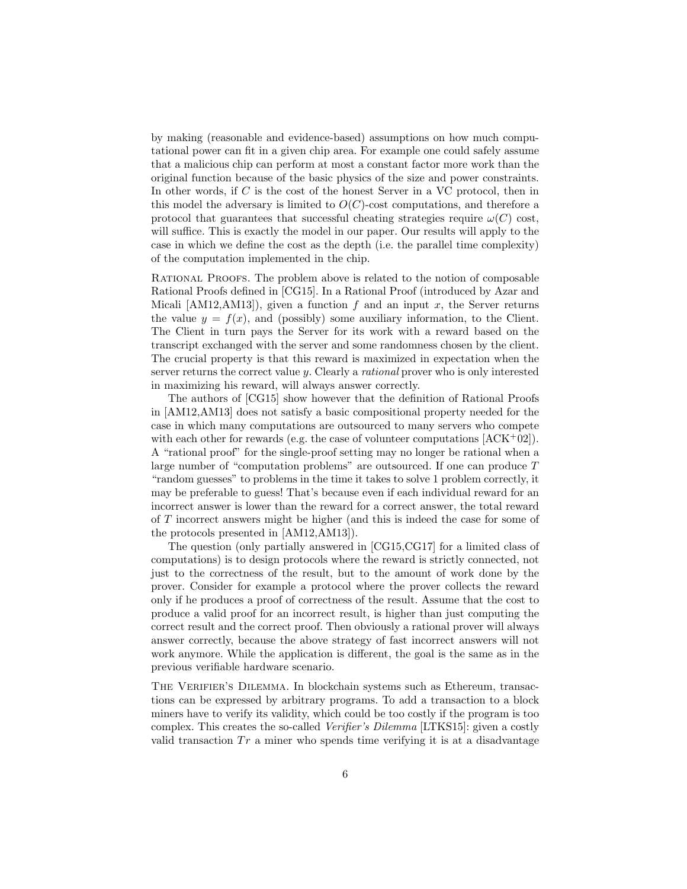by making (reasonable and evidence-based) assumptions on how much computational power can fit in a given chip area. For example one could safely assume that a malicious chip can perform at most a constant factor more work than the original function because of the basic physics of the size and power constraints. In other words, if $C$ is the cost of the honest Server in a VC protocol, then in this model the adversary is limited to $O(C)$-cost computations, and therefore a protocol that guarantees that successful cheating strategies require $\omega(C)$ cost, will suffice. This is exactly the model in our paper. Our results will apply to the case in which we define the cost as the depth (i.e. the parallel time complexity) of the computation implemented in the chip.

**Rational Proofs.** The problem above is related to the notion of composable Rational Proofs defined in [CG15]. In a Rational Proof (introduced by Azar and Micali [AM12,AM13]), given a function $f$ and an input $x$, the Server returns the value $y = f(x)$, and (possibly) some auxiliary information, to the Client. The Client in turn pays the Server for its work with a reward based on the transcript exchanged with the server and some randomness chosen by the client. The crucial property is that this reward is maximized in expectation when the server returns the correct value $y$. Clearly a *rational* prover who is only interested in maximizing his reward, will always answer correctly.

The authors of [CG15] show however that the definition of Rational Proofs in [AM12,AM13] does not satisfy a basic compositional property needed for the case in which many computations are outsourced to many servers who compete with each other for rewards (e.g. the case of volunteer computations [ACK+02]). A "rational proof" for the single-proof setting may no longer be rational when a large number of "computation problems" are outsourced. If one can produce $T$ "random guesses" to problems in the time it takes to solve 1 problem correctly, it may be preferable to guess! That's because even if each individual reward for an incorrect answer is lower than the reward for a correct answer, the total reward of $T$ incorrect answers might be higher (and this is indeed the case for some of the protocols presented in [AM12,AM13]).

The question (only partially answered in [CG15,CG17] for a limited class of computations) is to design protocols where the reward is strictly connected, not just to the correctness of the result, but to the amount of work done by the prover. Consider for example a protocol where the prover collects the reward only if he produces a proof of correctness of the result. Assume that the cost to produce a valid proof for an incorrect result, is higher than just computing the correct result and the correct proof. Then obviously a rational prover will always answer correctly, because the above strategy of fast incorrect answers will not work anymore. While the application is different, the goal is the same as in the previous verifiable hardware scenario.

**The Verifier's Dilemma.** In blockchain systems such as Ethereum, transactions can be expressed by arbitrary programs. To add a transaction to a block miners have to verify its validity, which could be too costly if the program is too complex. This creates the so-called *Verifier's Dilemma* [LTKS15]: given a costly valid transaction $Tr$ a miner who spends time verifying it is at a disadvantage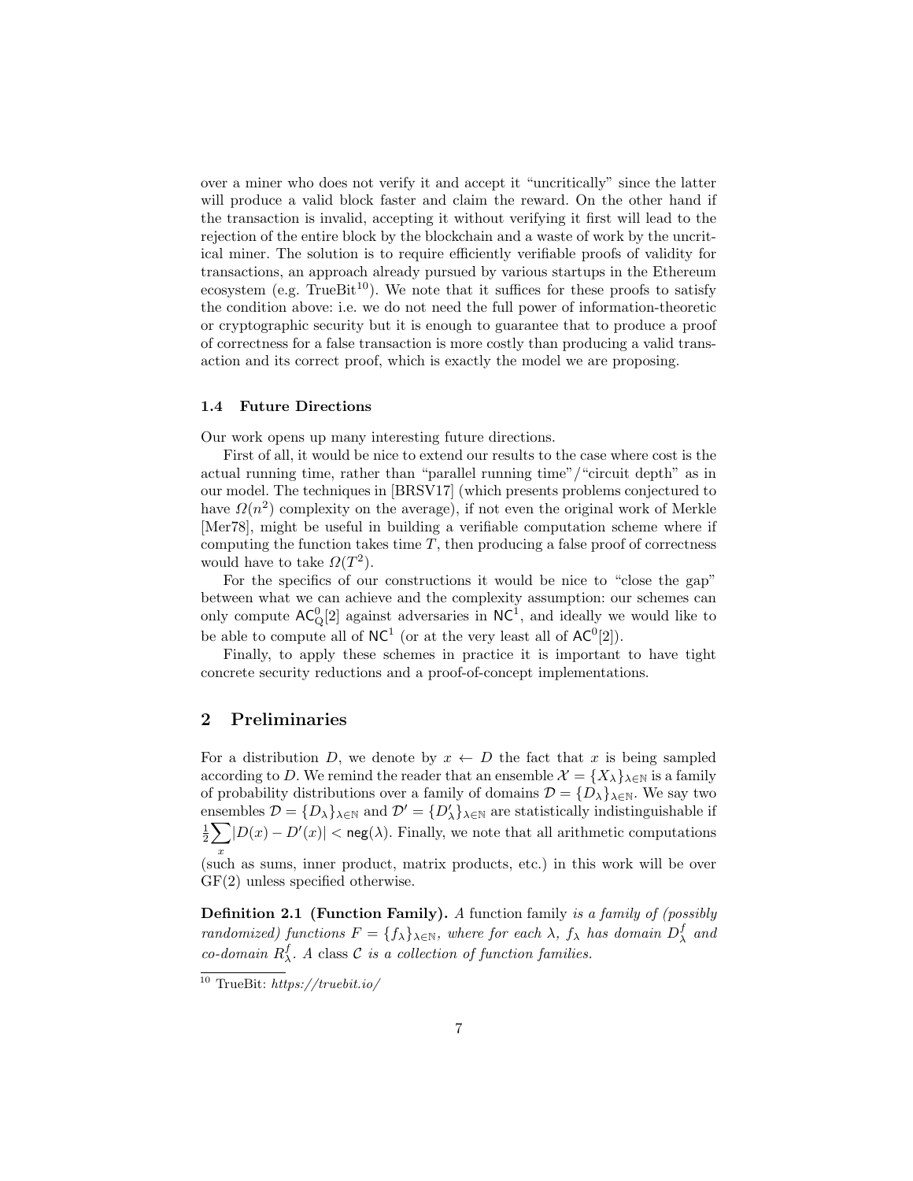over a miner who does not verify it and accept it "uncritically" since the latter will produce a valid block faster and claim the reward. On the other hand if the transaction is invalid, accepting it without verifying it first will lead to the rejection of the entire block by the blockchain and a waste of work by the uncritical miner. The solution is to require efficiently verifiable proofs of validity for transactions, an approach already pursued by various startups in the Ethereum ecosystem (e.g. TrueBit[10]). We note that it suffices for these proofs to satisfy the condition above: i.e. we do not need the full power of information-theoretic or cryptographic security but it is enough to guarantee that to produce a proof of correctness for a false transaction is more costly than producing a valid transaction and its correct proof, which is exactly the model we are proposing.

### 1.4 Future Directions

Our work opens up many interesting future directions.

First of all, it would be nice to extend our results to the case where cost is the actual running time, rather than "parallel running time"/"circuit depth" as in our model. The techniques in [BRSV17] (which presents problems conjectured to have $\Omega(n^2)$ complexity on the average), if not even the original work of Merkle [Mer78], might be useful in building a verifiable computation scheme where if computing the function takes time $T$, then producing a false proof of correctness would have to take $\Omega(T^2)$.

For the specifics of our constructions it would be nice to "close the gap" between what we can achieve and the complexity assumption: our schemes can only compute $\mathsf{AC}^0_{\mathrm{Q}}[2]$ against adversaries in $\mathsf{NC}^1$, and ideally we would like to be able to compute all of $\mathsf{NC}^1$ (or at the very least all of $\mathsf{AC}^0[2]$).

Finally, to apply these schemes in practice it is important to have tight concrete security reductions and a proof-of-concept implementations.

## 2 Preliminaries

For a distribution $D$, we denote by $x \leftarrow D$ the fact that $x$ is being sampled according to $D$. We remind the reader that an ensemble $\mathcal{X} = \{X_\lambda\}_{\lambda \in \mathbb{N}}$ is a family of probability distributions over a family of domains $\mathcal{D} = \{D_\lambda\}_{\lambda \in \mathbb{N}}$. We say two ensembles $\mathcal{D} = \{D_\lambda\}_{\lambda \in \mathbb{N}}$ and $\mathcal{D}' = \{D'_\lambda\}_{\lambda \in \mathbb{N}}$ are statistically indistinguishable if $\frac{1}{2}\sum_x |D(x) - D'(x)| < \mathsf{neg}(\lambda)$. Finally, we note that all arithmetic computations (such as sums, inner product, matrix products, etc.) in this work will be over GF(2) unless specified otherwise.

**Definition 2.1 (Function Family).** *A* function family *is a family of (possibly randomized) functions $F = \{f_\lambda\}_{\lambda \in \mathbb{N}}$, where for each $\lambda$, $f_\lambda$ has domain $D^f_\lambda$ and co-domain $R^f_\lambda$. A* class *$\mathcal{C}$ is a collection of function families.*

[10] TrueBit: *https://truebit.io/*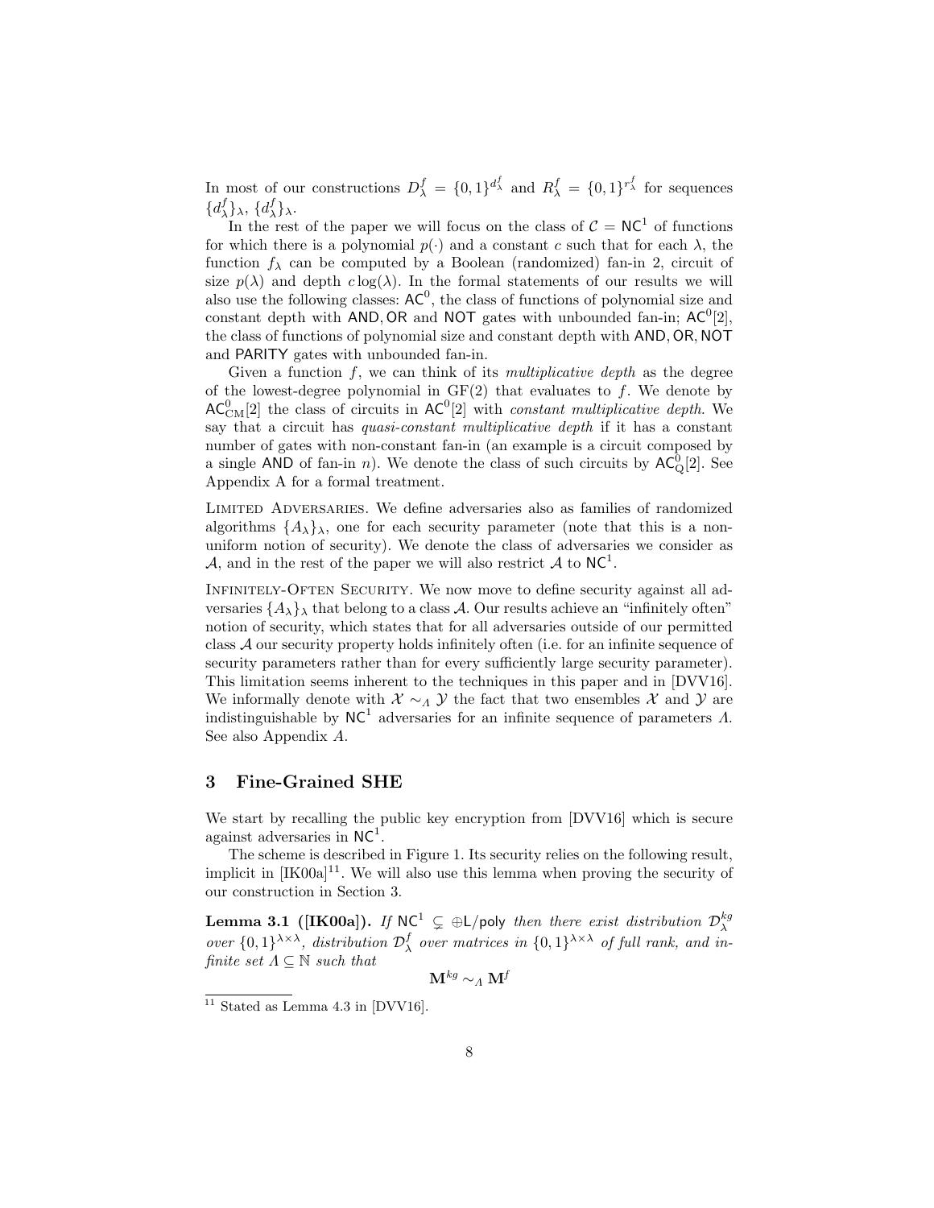In most of our constructions $D_\lambda^f = \{0,1\}^{d_\lambda^f}$ and $R_\lambda^f = \{0,1\}^{r_\lambda^f}$ for sequences $\{d_\lambda^f\}_\lambda$, $\{d_\lambda^f\}_\lambda$.

In the rest of the paper we will focus on the class of $\mathcal{C} = \mathsf{NC}^1$ of functions for which there is a polynomial $p(\cdot)$ and a constant $c$ such that for each $\lambda$, the function $f_\lambda$ can be computed by a Boolean (randomized) fan-in 2, circuit of size $p(\lambda)$ and depth $c \log(\lambda)$. In the formal statements of our results we will also use the following classes: $\mathsf{AC}^0$, the class of functions of polynomial size and constant depth with $\mathsf{AND}, \mathsf{OR}$ and $\mathsf{NOT}$ gates with unbounded fan-in; $\mathsf{AC}^0[2]$, the class of functions of polynomial size and constant depth with $\mathsf{AND}, \mathsf{OR}, \mathsf{NOT}$ and $\mathsf{PARITY}$ gates with unbounded fan-in.

Given a function $f$, we can think of its *multiplicative depth* as the degree of the lowest-degree polynomial in GF(2) that evaluates to $f$. We denote by $\mathsf{AC}^0_{\mathrm{CM}}[2]$ the class of circuits in $\mathsf{AC}^0[2]$ with *constant multiplicative depth*. We say that a circuit has *quasi-constant multiplicative depth* if it has a constant number of gates with non-constant fan-in (an example is a circuit composed by a single $\mathsf{AND}$ of fan-in $n$). We denote the class of such circuits by $\mathsf{AC}^0_{\mathrm{Q}}[2]$. See Appendix A for a formal treatment.

Limited Adversaries. We define adversaries also as families of randomized algorithms $\{A_\lambda\}_\lambda$, one for each security parameter (note that this is a non-uniform notion of security). We denote the class of adversaries we consider as $\mathcal{A}$, and in the rest of the paper we will also restrict $\mathcal{A}$ to $\mathsf{NC}^1$.

Infinitely-Often Security. We now move to define security against all adversaries $\{A_\lambda\}_\lambda$ that belong to a class $\mathcal{A}$. Our results achieve an "infinitely often" notion of security, which states that for all adversaries outside of our permitted class $\mathcal{A}$ our security property holds infinitely often (i.e. for an infinite sequence of security parameters rather than for every sufficiently large security parameter). This limitation seems inherent to the techniques in this paper and in [DVV16]. We informally denote with $\mathcal{X} \sim_\Lambda \mathcal{Y}$ the fact that two ensembles $\mathcal{X}$ and $\mathcal{Y}$ are indistinguishable by $\mathsf{NC}^1$ adversaries for an infinite sequence of parameters $\Lambda$. See also Appendix A.

## 3 Fine-Grained SHE

We start by recalling the public key encryption from [DVV16] which is secure against adversaries in $\mathsf{NC}^1$.

The scheme is described in Figure 1. Its security relies on the following result, implicit in [IK00a][11]. We will also use this lemma when proving the security of our construction in Section 3.

**Lemma 3.1 ([IK00a]).** *If $\mathsf{NC}^1 \subsetneq \oplus\mathsf{L}/\mathsf{poly}$ then there exist distribution $\mathcal{D}_\lambda^{kg}$ over $\{0,1\}^{\lambda\times\lambda}$, distribution $\mathcal{D}_\lambda^f$ over matrices in $\{0,1\}^{\lambda\times\lambda}$ of full rank, and infinite set $\Lambda \subseteq \mathbb{N}$ such that*

$$\mathbf{M}^{kg} \sim_\Lambda \mathbf{M}^f$$

[11] Stated as Lemma 4.3 in [DVV16].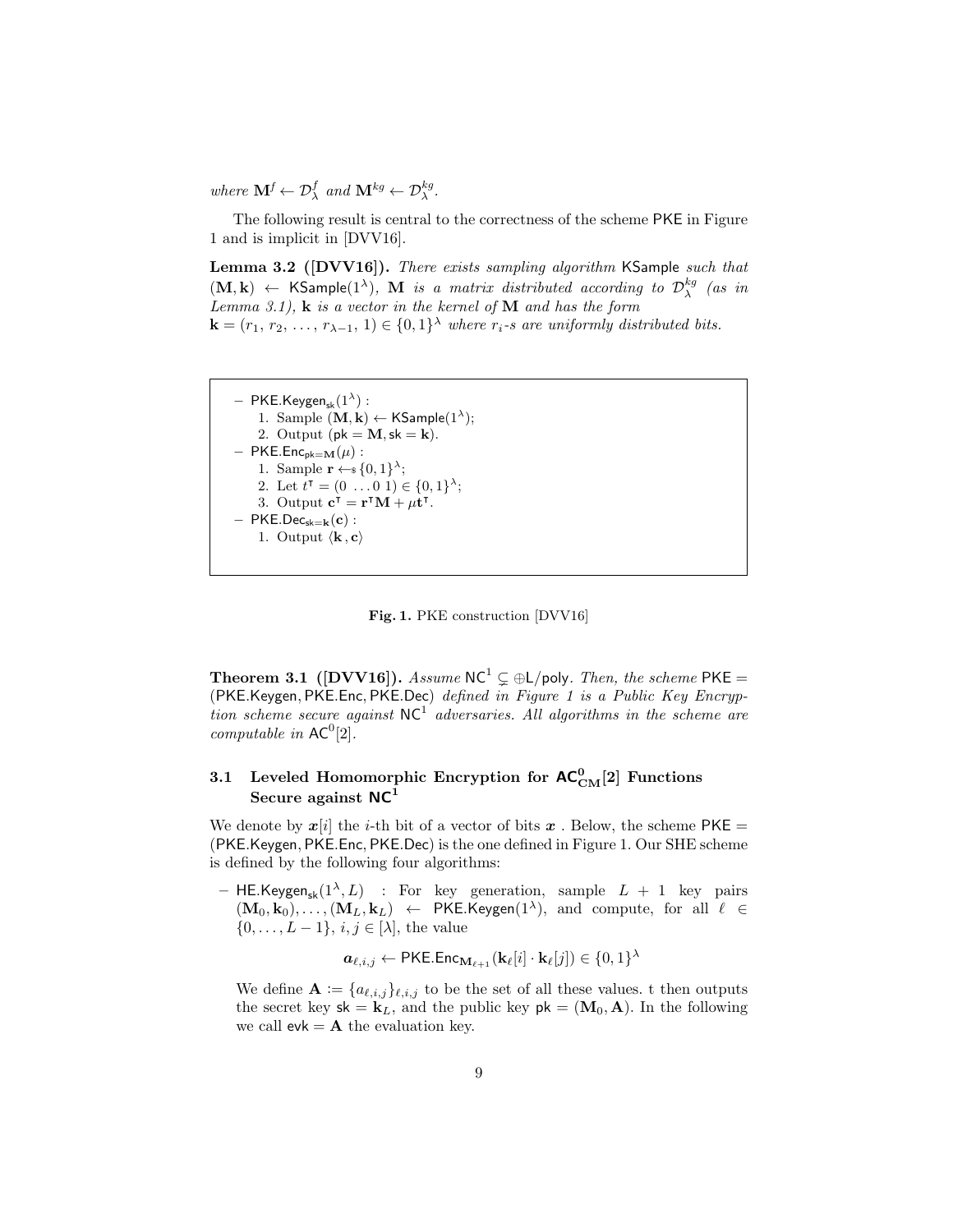*where* $\mathbf{M}^f \leftarrow \mathcal{D}^f_\lambda$ *and* $\mathbf{M}^{kg} \leftarrow \mathcal{D}^{kg}_\lambda$.

The following result is central to the correctness of the scheme $\mathsf{PKE}$ in Figure 1 and is implicit in [DVV16].

**Lemma 3.2 ([DVV16]).** *There exists sampling algorithm* $\mathsf{KSample}$ *such that* $(\mathbf{M}, \mathbf{k}) \leftarrow \mathsf{KSample}(1^\lambda)$*,* $\mathbf{M}$ *is a matrix distributed according to* $\mathcal{D}^{kg}_\lambda$ *(as in Lemma 3.1),* $\mathbf{k}$ *is a vector in the kernel of* $\mathbf{M}$ *and has the form* $\mathbf{k} = (r_1, r_2, \ldots, r_{\lambda-1}, 1) \in \{0,1\}^\lambda$ *where* $r_i$*-s are uniformly distributed bits.*

- $\mathsf{PKE.Keygen}_{\mathsf{sk}}(1^\lambda)$ :
  1. Sample $(\mathbf{M}, \mathbf{k}) \leftarrow \mathsf{KSample}(1^\lambda)$;
  2. Output $(\mathsf{pk} = \mathbf{M}, \mathsf{sk} = \mathbf{k})$.
- $\mathsf{PKE.Enc}_{\mathsf{pk}=\mathbf{M}}(\mu)$ :
  1. Sample $\mathbf{r} \leftarrow_\$ \{0,1\}^\lambda$;
  2. Let $t^\intercal = (0 \ \ldots 0 \ 1) \in \{0,1\}^\lambda$;
  3. Output $\mathbf{c}^\intercal = \mathbf{r}^\intercal \mathbf{M} + \mu \mathbf{t}^\intercal$.
- $\mathsf{PKE.Dec}_{\mathsf{sk}=\mathbf{k}}(\mathbf{c})$ :
  1. Output $\langle \mathbf{k}, \mathbf{c} \rangle$

**Fig. 1.** PKE construction [DVV16]

**Theorem 3.1 ([DVV16]).** *Assume* $\mathsf{NC}^1 \subsetneq \oplus\mathsf{L}/\mathsf{poly}$*. Then, the scheme* $\mathsf{PKE} = (\mathsf{PKE.Keygen}, \mathsf{PKE.Enc}, \mathsf{PKE.Dec})$ *defined in Figure 1 is a Public Key Encryption scheme secure against* $\mathsf{NC}^1$ *adversaries. All algorithms in the scheme are computable in* $\mathsf{AC}^0[2]$*.*

### 3.1 Leveled Homomorphic Encryption for $\mathsf{AC}^0_{\mathbf{CM}}[2]$ Functions Secure against $\mathsf{NC}^1$

We denote by $\boldsymbol{x}[i]$ the $i$-th bit of a vector of bits $\boldsymbol{x}$ . Below, the scheme $\mathsf{PKE} = (\mathsf{PKE.Keygen}, \mathsf{PKE.Enc}, \mathsf{PKE.Dec})$ is the one defined in Figure 1. Our SHE scheme is defined by the following four algorithms:

- $\mathsf{HE.Keygen}_{\mathsf{sk}}(1^\lambda, L)$ : For key generation, sample $L+1$ key pairs $(\mathbf{M}_0, \mathbf{k}_0), \ldots, (\mathbf{M}_L, \mathbf{k}_L) \leftarrow \mathsf{PKE.Keygen}(1^\lambda)$, and compute, for all $\ell \in \{0, \ldots, L-1\}$, $i, j \in [\lambda]$, the value

$$\boldsymbol{a}_{\ell,i,j} \leftarrow \mathsf{PKE.Enc}_{\mathbf{M}_{\ell+1}}(\mathbf{k}_\ell[i] \cdot \mathbf{k}_\ell[j]) \in \{0,1\}^\lambda$$

  We define $\mathbf{A} := \{a_{\ell,i,j}\}_{\ell,i,j}$ to be the set of all these values. t then outputs the secret key $\mathsf{sk} = \mathbf{k}_L$, and the public key $\mathsf{pk} = (\mathbf{M}_0, \mathbf{A})$. In the following we call $\mathsf{evk} = \mathbf{A}$ the evaluation key.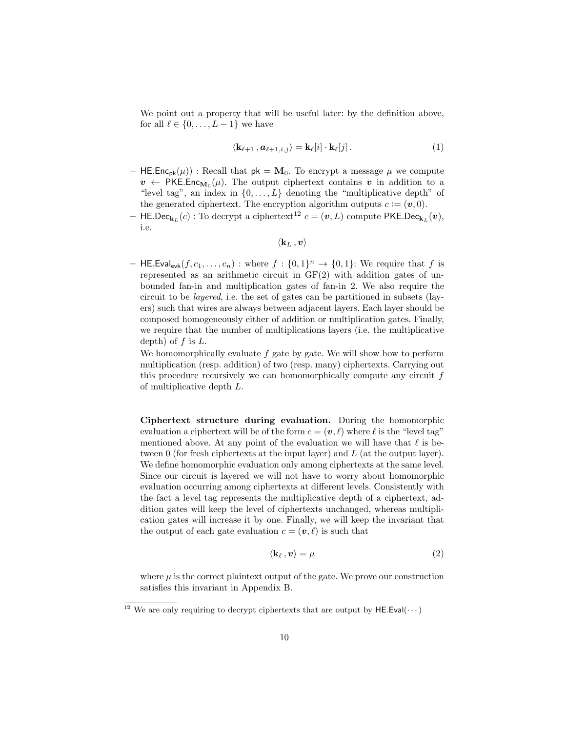We point out a property that will be useful later: by the definition above, for all $\ell \in \{0, \dots, L-1\}$ we have

$$\langle \mathbf{k}_{\ell+1} \, , \boldsymbol{a}_{\ell+1,i,j} \rangle = \mathbf{k}_\ell[i] \cdot \mathbf{k}_\ell[j] \, . \tag{1}$$

- $\mathsf{HE.Enc}_{\mathsf{pk}}(\mu))$ : Recall that $\mathsf{pk} = \mathbf{M}_0$. To encrypt a message $\mu$ we compute $\boldsymbol{v} \leftarrow \mathsf{PKE.Enc}_{\mathbf{M}_0}(\mu)$. The output ciphertext contains $\boldsymbol{v}$ in addition to a "level tag", an index in $\{0, \dots, L\}$ denoting the "multiplicative depth" of the generated ciphertext. The encryption algorithm outputs $c := (\boldsymbol{v}, 0)$.
- $\mathsf{HE.Dec}_{\mathbf{k}_L}(c)$ : To decrypt a ciphertext[12] $c = (\boldsymbol{v}, L)$ compute $\mathsf{PKE.Dec}_{\mathbf{k}_L}(\boldsymbol{v})$, i.e.

$$\langle \mathbf{k}_L \, , \boldsymbol{v} \rangle$$

- $\mathsf{HE.Eval}_{\mathsf{evk}}(f, c_1, \dots, c_n)$ : where $f : \{0,1\}^n \to \{0,1\}$: We require that $f$ is represented as an arithmetic circuit in GF(2) with addition gates of unbounded fan-in and multiplication gates of fan-in 2. We also require the circuit to be *layered*, i.e. the set of gates can be partitioned in subsets (layers) such that wires are always between adjacent layers. Each layer should be composed homogeneously either of addition or multiplication gates. Finally, we require that the number of multiplications layers (i.e. the multiplicative depth) of $f$ is $L$.

  We homomorphically evaluate $f$ gate by gate. We will show how to perform multiplication (resp. addition) of two (resp. many) ciphertexts. Carrying out this procedure recursively we can homomorphically compute any circuit $f$ of multiplicative depth $L$.

**Ciphertext structure during evaluation.** During the homomorphic evaluation a ciphertext will be of the form $c = (\boldsymbol{v}, \ell)$ where $\ell$ is the "level tag" mentioned above. At any point of the evaluation we will have that $\ell$ is between 0 (for fresh ciphertexts at the input layer) and $L$ (at the output layer). We define homomorphic evaluation only among ciphertexts at the same level. Since our circuit is layered we will not have to worry about homomorphic evaluation occurring among ciphertexts at different levels. Consistently with the fact a level tag represents the multiplicative depth of a ciphertext, addition gates will keep the level of ciphertexts unchanged, whereas multiplication gates will increase it by one. Finally, we will keep the invariant that the output of each gate evaluation $c = (\boldsymbol{v}, \ell)$ is such that

$$\langle \mathbf{k}_\ell \, , \boldsymbol{v} \rangle = \mu \tag{2}$$

where $\mu$ is the correct plaintext output of the gate. We prove our construction satisfies this invariant in Appendix B.

[12] We are only requiring to decrypt ciphertexts that are output by $\mathsf{HE.Eval}(\cdots)$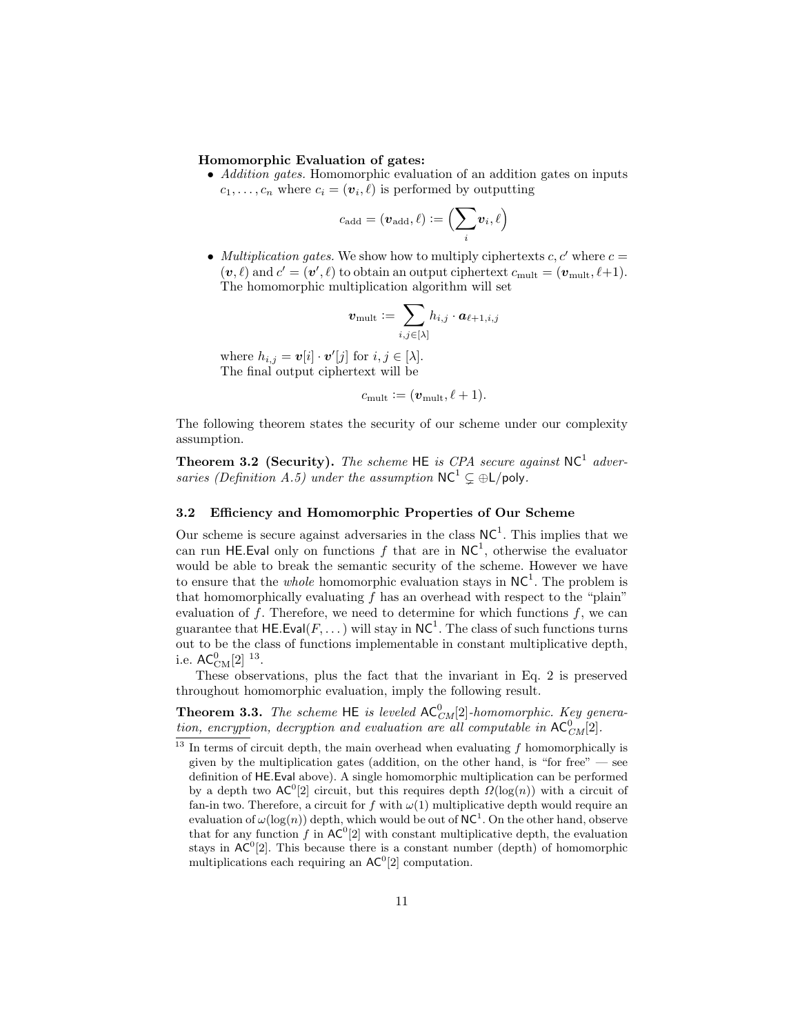**Homomorphic Evaluation of gates:**

- *Addition gates.* Homomorphic evaluation of an addition gates on inputs $c_1, \ldots, c_n$ where $c_i = (\boldsymbol{v}_i, \ell)$ is performed by outputting

$$c_{\text{add}} = (\boldsymbol{v}_{\text{add}}, \ell) := \Big( \sum_i \boldsymbol{v}_i, \ell \Big)$$

- *Multiplication gates.* We show how to multiply ciphertexts $c, c'$ where $c = (\boldsymbol{v}, \ell)$ and $c' = (\boldsymbol{v}', \ell)$ to obtain an output ciphertext $c_{\text{mult}} = (\boldsymbol{v}_{\text{mult}}, \ell{+}1)$. The homomorphic multiplication algorithm will set

$$\boldsymbol{v}_{\text{mult}} := \sum_{i,j \in [\lambda]} h_{i,j} \cdot \boldsymbol{a}_{\ell+1,i,j}$$

where $h_{i,j} = \boldsymbol{v}[i] \cdot \boldsymbol{v}'[j]$ for $i, j \in [\lambda]$.
The final output ciphertext will be

$$c_{\text{mult}} := (\boldsymbol{v}_{\text{mult}}, \ell + 1).$$

The following theorem states the security of our scheme under our complexity assumption.

**Theorem 3.2 (Security).** *The scheme* HE *is CPA secure against* $\mathsf{NC}^1$ *adversaries (Definition A.5) under the assumption* $\mathsf{NC}^1 \subsetneq \oplus\mathsf{L}/\mathsf{poly}$.

### 3.2 Efficiency and Homomorphic Properties of Our Scheme

Our scheme is secure against adversaries in the class $\mathsf{NC}^1$. This implies that we can run HE.Eval only on functions $f$ that are in $\mathsf{NC}^1$, otherwise the evaluator would be able to break the semantic security of the scheme. However we have to ensure that the *whole* homomorphic evaluation stays in $\mathsf{NC}^1$. The problem is that homomorphically evaluating $f$ has an overhead with respect to the "plain" evaluation of $f$. Therefore, we need to determine for which functions $f$, we can guarantee that HE.Eval$(F, \ldots)$ will stay in $\mathsf{NC}^1$. The class of such functions turns out to be the class of functions implementable in constant multiplicative depth, i.e. $\mathsf{AC}^0_{\text{CM}}[2]$ [13].

These observations, plus the fact that the invariant in Eq. 2 is preserved throughout homomorphic evaluation, imply the following result.

**Theorem 3.3.** *The scheme* HE *is leveled* $\mathsf{AC}^0_{CM}[2]$*-homomorphic. Key generation, encryption, decryption and evaluation are all computable in* $\mathsf{AC}^0_{CM}[2]$.

[13] In terms of circuit depth, the main overhead when evaluating $f$ homomorphically is given by the multiplication gates (addition, on the other hand, is "for free" — see definition of HE.Eval above). A single homomorphic multiplication can be performed by a depth two $\mathsf{AC}^0[2]$ circuit, but this requires depth $\Omega(\log(n))$ with a circuit of fan-in two. Therefore, a circuit for $f$ with $\omega(1)$ multiplicative depth would require an evaluation of $\omega(\log(n))$ depth, which would be out of $\mathsf{NC}^1$. On the other hand, observe that for any function $f$ in $\mathsf{AC}^0[2]$ with constant multiplicative depth, the evaluation stays in $\mathsf{AC}^0[2]$. This because there is a constant number (depth) of homomorphic multiplications each requiring an $\mathsf{AC}^0[2]$ computation.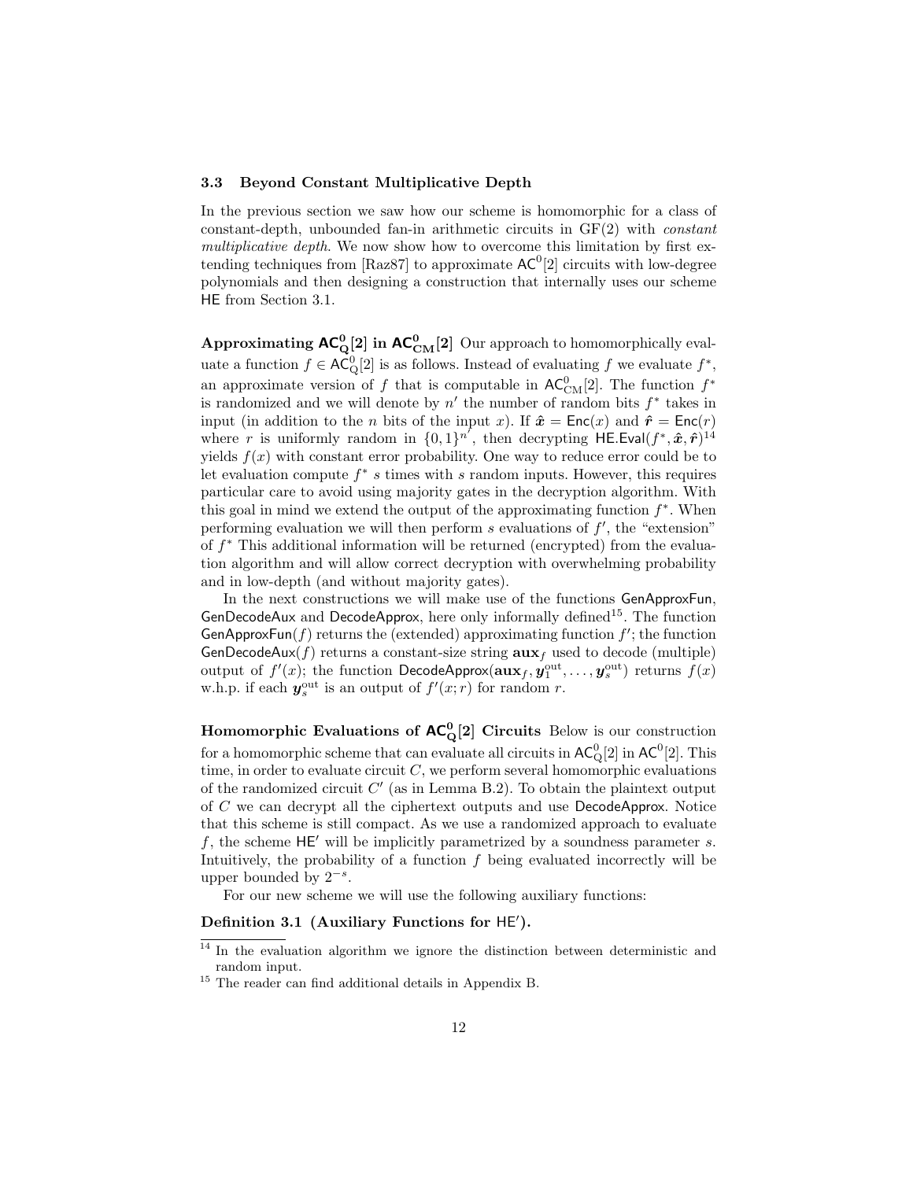### 3.3 Beyond Constant Multiplicative Depth

In the previous section we saw how our scheme is homomorphic for a class of constant-depth, unbounded fan-in arithmetic circuits in GF(2) with *constant multiplicative depth*. We now show how to overcome this limitation by first extending techniques from [Raz87] to approximate $\mathsf{AC}^0[2]$ circuits with low-degree polynomials and then designing a construction that internally uses our scheme $\mathsf{HE}$ from Section 3.1.

**Approximating $\mathsf{AC}^0_{\mathrm{Q}}[2]$ in $\mathsf{AC}^0_{\mathrm{CM}}[2]$** Our approach to homomorphically evaluate a function $f \in \mathsf{AC}^0_{\mathrm{Q}}[2]$ is as follows. Instead of evaluating $f$ we evaluate $f^*$, an approximate version of $f$ that is computable in $\mathsf{AC}^0_{\mathrm{CM}}[2]$. The function $f^*$ is randomized and we will denote by $n'$ the number of random bits $f^*$ takes in input (in addition to the $n$ bits of the input $x$). If $\hat{\boldsymbol{x}} = \mathsf{Enc}(x)$ and $\hat{\boldsymbol{r}} = \mathsf{Enc}(r)$ where $r$ is uniformly random in $\{0,1\}^{n'}$, then decrypting $\mathsf{HE.Eval}(f^*, \hat{\boldsymbol{x}}, \hat{\boldsymbol{r}})$[14] yields $f(x)$ with constant error probability. One way to reduce error could be to let evaluation compute $f^*$ $s$ times with $s$ random inputs. However, this requires particular care to avoid using majority gates in the decryption algorithm. With this goal in mind we extend the output of the approximating function $f^*$. When performing evaluation we will then perform $s$ evaluations of $f'$, the "extension" of $f^*$ This additional information will be returned (encrypted) from the evaluation algorithm and will allow correct decryption with overwhelming probability and in low-depth (and without majority gates).

In the next constructions we will make use of the functions $\mathsf{GenApproxFun}$, $\mathsf{GenDecodeAux}$ and $\mathsf{DecodeApprox}$, here only informally defined[15]. The function $\mathsf{GenApproxFun}(f)$ returns the (extended) approximating function $f'$; the function $\mathsf{GenDecodeAux}(f)$ returns a constant-size string $\mathbf{aux}_f$ used to decode (multiple) output of $f'(x)$; the function $\mathsf{DecodeApprox}(\mathbf{aux}_f, \boldsymbol{y}^{\mathrm{out}}_1, \ldots, \boldsymbol{y}^{\mathrm{out}}_s)$ returns $f(x)$ w.h.p. if each $\boldsymbol{y}^{\mathrm{out}}_s$ is an output of $f'(x; r)$ for random $r$.

**Homomorphic Evaluations of $\mathsf{AC}^0_{\mathrm{Q}}[2]$ Circuits** Below is our construction for a homomorphic scheme that can evaluate all circuits in $\mathsf{AC}^0_{\mathrm{Q}}[2]$ in $\mathsf{AC}^0[2]$. This time, in order to evaluate circuit $C$, we perform several homomorphic evaluations of the randomized circuit $C'$ (as in Lemma B.2). To obtain the plaintext output of $C$ we can decrypt all the ciphertext outputs and use $\mathsf{DecodeApprox}$. Notice that this scheme is still compact. As we use a randomized approach to evaluate $f$, the scheme $\mathsf{HE}'$ will be implicitly parametrized by a soundness parameter $s$. Intuitively, the probability of a function $f$ being evaluated incorrectly will be upper bounded by $2^{-s}$.

For our new scheme we will use the following auxiliary functions:

**Definition 3.1 (Auxiliary Functions for $\mathsf{HE}'$).**

[14] In the evaluation algorithm we ignore the distinction between deterministic and random input.

[15] The reader can find additional details in Appendix B.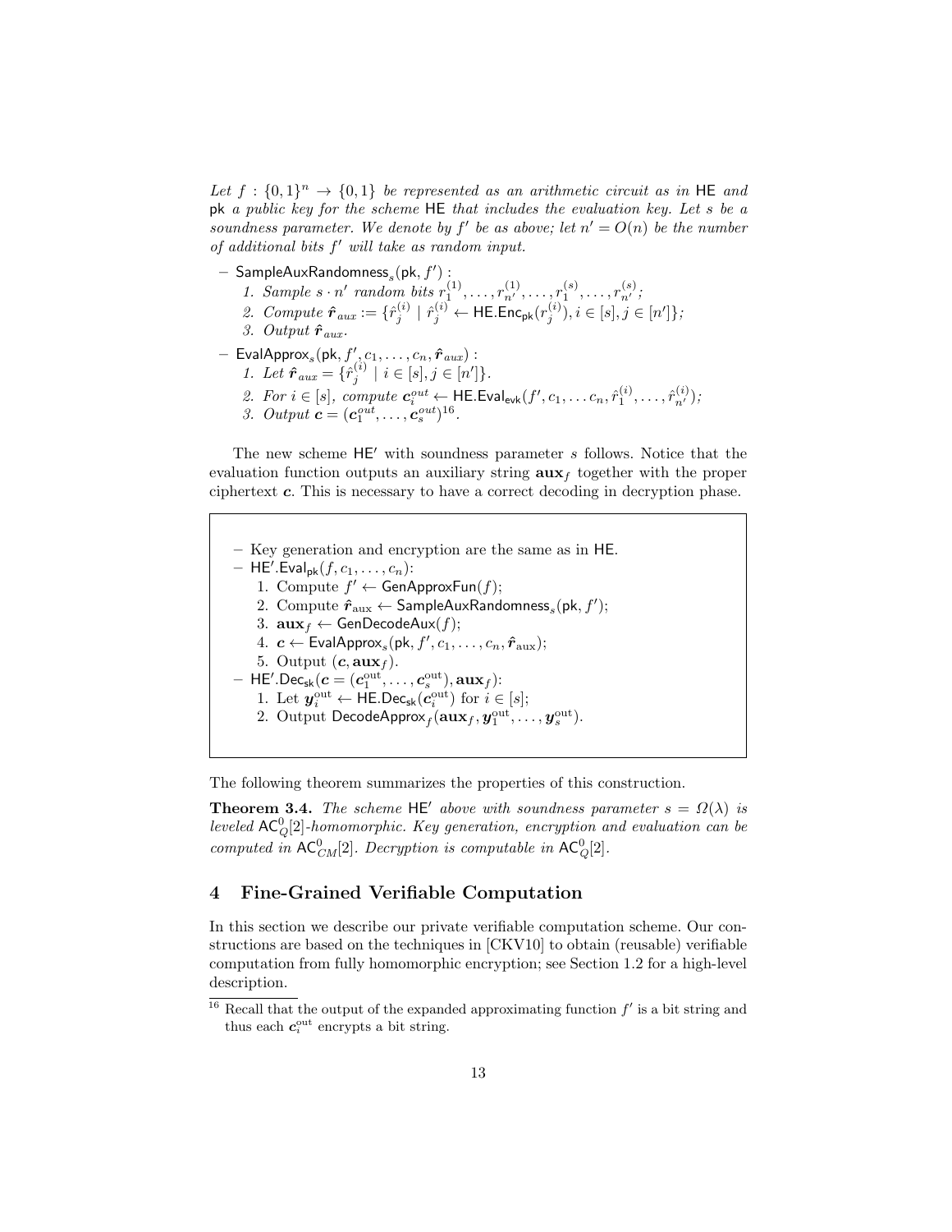*Let $f : \{0,1\}^n \to \{0,1\}$ be represented as an arithmetic circuit as in* HE *and* pk *a public key for the scheme* HE *that includes the evaluation key. Let $s$ be a soundness parameter. We denote by $f'$ be as above; let $n' = O(n)$ be the number of additional bits $f'$ will take as random input.*

- $\mathsf{SampleAuxRandomness}_s(\mathsf{pk}, f')$ :
  1. *Sample $s \cdot n'$ random bits $r_1^{(1)}, \ldots, r_{n'}^{(1)}, \ldots, r_1^{(s)}, \ldots, r_{n'}^{(s)}$;*
  2. *Compute $\hat{\boldsymbol{r}}_{aux} := \{\hat{r}_j^{(i)} \mid \hat{r}_j^{(i)} \leftarrow \mathsf{HE.Enc}_{\mathsf{pk}}(r_j^{(i)}), i \in [s], j \in [n']\}$;*
  3. *Output $\hat{\boldsymbol{r}}_{aux}$.*
- $\mathsf{EvalApprox}_s(\mathsf{pk}, f', c_1, \ldots, c_n, \hat{\boldsymbol{r}}_{aux})$ :
  1. *Let $\hat{\boldsymbol{r}}_{aux} = \{\hat{r}_j^{(i)} \mid i \in [s], j \in [n']\}$.*
  2. *For $i \in [s]$, compute $\boldsymbol{c}_i^{out} \leftarrow \mathsf{HE.Eval}_{\mathsf{evk}}(f', c_1, \ldots c_n, \hat{r}_1^{(i)}, \ldots, \hat{r}_{n'}^{(i)})$;*
  3. *Output $\boldsymbol{c} = (\boldsymbol{c}_1^{out}, \ldots, \boldsymbol{c}_s^{out})$[16].*

The new scheme $\mathsf{HE}'$ with soundness parameter $s$ follows. Notice that the evaluation function outputs an auxiliary string $\mathbf{aux}_f$ together with the proper ciphertext $\boldsymbol{c}$. This is necessary to have a correct decoding in decryption phase.

- Key generation and encryption are the same as in HE.
- $\mathsf{HE}'.\mathsf{Eval}_{\mathsf{pk}}(f, c_1, \ldots, c_n)$:
  1. Compute $f' \leftarrow \mathsf{GenApproxFun}(f)$;
  2. Compute $\hat{\boldsymbol{r}}_{\text{aux}} \leftarrow \mathsf{SampleAuxRandomness}_s(\mathsf{pk}, f')$;
  3. $\mathbf{aux}_f \leftarrow \mathsf{GenDecodeAux}(f)$;
  4. $\boldsymbol{c} \leftarrow \mathsf{EvalApprox}_s(\mathsf{pk}, f', c_1, \ldots, c_n, \hat{\boldsymbol{r}}_{\text{aux}})$;
  5. Output $(\boldsymbol{c}, \mathbf{aux}_f)$.
- $\mathsf{HE}'.\mathsf{Dec}_{\mathsf{sk}}(\boldsymbol{c} = (\boldsymbol{c}_1^{\text{out}}, \ldots, \boldsymbol{c}_s^{\text{out}}), \mathbf{aux}_f)$:
  1. Let $\boldsymbol{y}_i^{\text{out}} \leftarrow \mathsf{HE.Dec}_{\mathsf{sk}}(\boldsymbol{c}_i^{\text{out}})$ for $i \in [s]$;
  2. Output $\mathsf{DecodeApprox}_f(\mathbf{aux}_f, \boldsymbol{y}_1^{\text{out}}, \ldots, \boldsymbol{y}_s^{\text{out}})$.

The following theorem summarizes the properties of this construction.

**Theorem 3.4.** *The scheme $\mathsf{HE}'$ above with soundness parameter $s = \Omega(\lambda)$ is leveled $\mathsf{AC}^0_Q[2]$-homomorphic. Key generation, encryption and evaluation can be computed in $\mathsf{AC}^0_{CM}[2]$. Decryption is computable in $\mathsf{AC}^0_Q[2]$.*

## 4 Fine-Grained Verifiable Computation

In this section we describe our private verifiable computation scheme. Our constructions are based on the techniques in [CKV10] to obtain (reusable) verifiable computation from fully homomorphic encryption; see Section 1.2 for a high-level description.

[16] Recall that the output of the expanded approximating function $f'$ is a bit string and thus each $\boldsymbol{c}_i^{\text{out}}$ encrypts a bit string.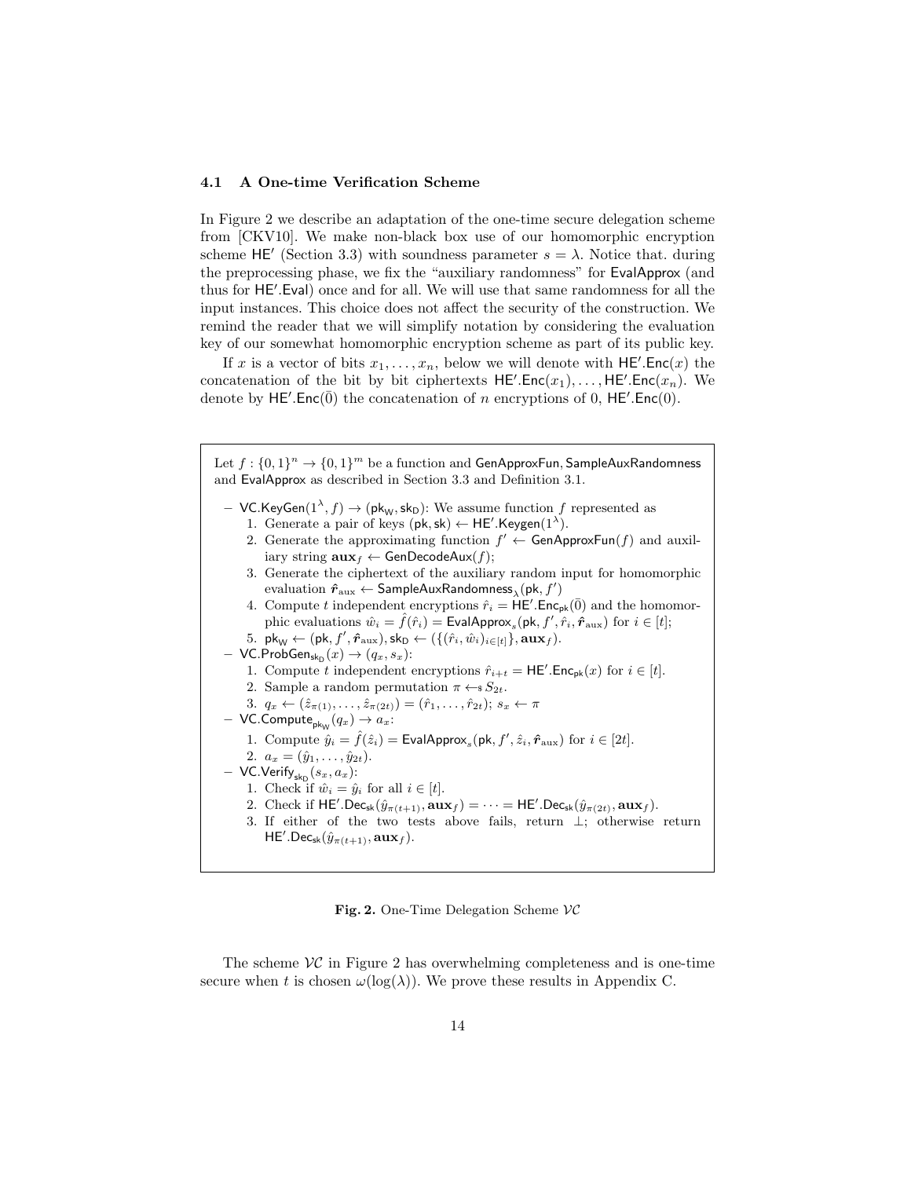### 4.1 A One-time Verification Scheme

In Figure 2 we describe an adaptation of the one-time secure delegation scheme from [CKV10]. We make non-black box use of our homomorphic encryption scheme $\mathsf{HE}'$ (Section 3.3) with soundness parameter $s = \lambda$. Notice that. during the preprocessing phase, we fix the "auxiliary randomness" for $\mathsf{EvalApprox}$ (and thus for $\mathsf{HE}'.\mathsf{Eval}$) once and for all. We will use that same randomness for all the input instances. This choice does not affect the security of the construction. We remind the reader that we will simplify notation by considering the evaluation key of our somewhat homomorphic encryption scheme as part of its public key.

If $x$ is a vector of bits $x_1, \ldots, x_n$, below we will denote with $\mathsf{HE}'.\mathsf{Enc}(x)$ the concatenation of the bit by bit ciphertexts $\mathsf{HE}'.\mathsf{Enc}(x_1), \ldots, \mathsf{HE}'.\mathsf{Enc}(x_n)$. We denote by $\mathsf{HE}'.\mathsf{Enc}(\bar{0})$ the concatenation of $n$ encryptions of 0, $\mathsf{HE}'.\mathsf{Enc}(0)$.

Let $f : \{0,1\}^n \to \{0,1\}^m$ be a function and $\mathsf{GenApproxFun}$, $\mathsf{SampleAuxRandomness}$ and $\mathsf{EvalApprox}$ as described in Section 3.3 and Definition 3.1.

- $\mathsf{VC}.\mathsf{KeyGen}(1^\lambda, f) \to (\mathsf{pk_W}, \mathsf{sk_D})$: We assume function $f$ represented as
  1. Generate a pair of keys $(\mathsf{pk}, \mathsf{sk}) \leftarrow \mathsf{HE}'.\mathsf{Keygen}(1^\lambda)$.
  2. Generate the approximating function $f' \leftarrow \mathsf{GenApproxFun}(f)$ and auxiliary string $\mathbf{aux}_f \leftarrow \mathsf{GenDecodeAux}(f)$;
  3. Generate the ciphertext of the auxiliary random input for homomorphic evaluation $\hat{\boldsymbol{r}}_{\text{aux}} \leftarrow \mathsf{SampleAuxRandomness}_\lambda(\mathsf{pk}, f')$
  4. Compute $t$ independent encryptions $\hat{r}_i = \mathsf{HE}'.\mathsf{Enc}_{\mathsf{pk}}(\bar{0})$ and the homomorphic evaluations $\hat{w}_i = \hat{f}(\hat{r}_i) = \mathsf{EvalApprox}_s(\mathsf{pk}, f', \hat{r}_i, \hat{\boldsymbol{r}}_{\text{aux}})$ for $i \in [t]$;
  5. $\mathsf{pk_W} \leftarrow (\mathsf{pk}, f', \hat{\boldsymbol{r}}_{\text{aux}}), \mathsf{sk_D} \leftarrow (\{(\hat{r}_i, \hat{w}_i)_{i \in [t]}\}, \mathbf{aux}_f)$.
- $\mathsf{VC}.\mathsf{ProbGen}_{\mathsf{sk_D}}(x) \to (q_x, s_x)$:
  1. Compute $t$ independent encryptions $\hat{r}_{i+t} = \mathsf{HE}'.\mathsf{Enc}_{\mathsf{pk}}(x)$ for $i \in [t]$.
  2. Sample a random permutation $\pi \leftarrow_\$ S_{2t}$.
  3. $q_x \leftarrow (\hat{z}_{\pi(1)}, \ldots, \hat{z}_{\pi(2t)}) = (\hat{r}_1, \ldots, \hat{r}_{2t})$; $s_x \leftarrow \pi$
- $\mathsf{VC}.\mathsf{Compute}_{\mathsf{pk_W}}(q_x) \to a_x$:
  1. Compute $\hat{y}_i = \hat{f}(\hat{z}_i) = \mathsf{EvalApprox}_s(\mathsf{pk}, f', \hat{z}_i, \hat{\boldsymbol{r}}_{\text{aux}})$ for $i \in [2t]$.
  2. $a_x = (\hat{y}_1, \ldots, \hat{y}_{2t})$.
- $\mathsf{VC}.\mathsf{Verify}_{\mathsf{sk_D}}(s_x, a_x)$:
  1. Check if $\hat{w}_i = \hat{y}_i$ for all $i \in [t]$.
  2. Check if $\mathsf{HE}'.\mathsf{Dec}_{\mathsf{sk}}(\hat{y}_{\pi(t+1)}, \mathbf{aux}_f) = \cdots = \mathsf{HE}'.\mathsf{Dec}_{\mathsf{sk}}(\hat{y}_{\pi(2t)}, \mathbf{aux}_f)$.
  3. If either of the two tests above fails, return $\perp$; otherwise return $\mathsf{HE}'.\mathsf{Dec}_{\mathsf{sk}}(\hat{y}_{\pi(t+1)}, \mathbf{aux}_f)$.

**Fig. 2.** One-Time Delegation Scheme $\mathcal{VC}$

The scheme $\mathcal{VC}$ in Figure 2 has overwhelming completeness and is one-time secure when $t$ is chosen $\omega(\log(\lambda))$. We prove these results in Appendix C.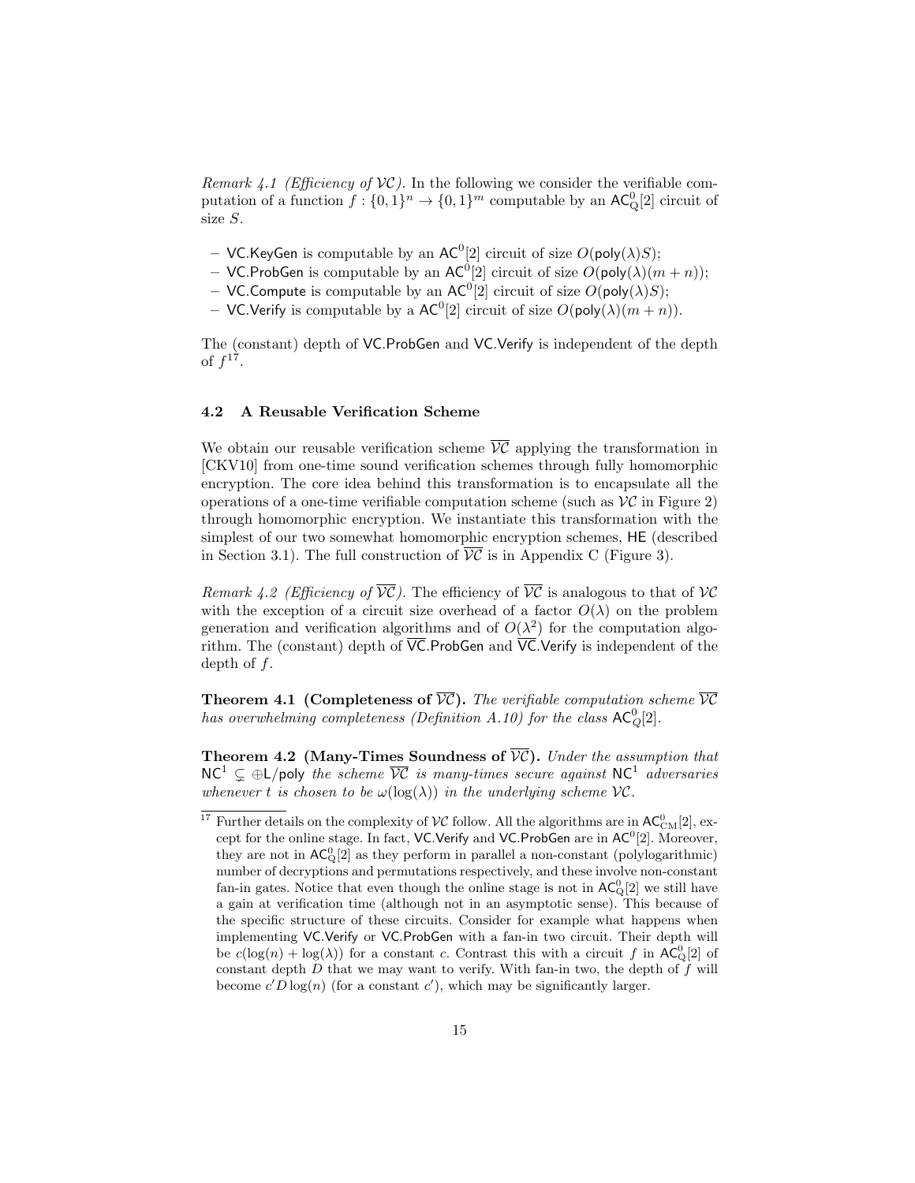*Remark 4.1 (Efficiency of $\mathcal{VC}$).* In the following we consider the verifiable computation of a function $f : \{0,1\}^n \to \{0,1\}^m$ computable by an $\mathsf{AC}^0_{\mathrm{Q}}[2]$ circuit of size $S$.

- $\mathsf{VC.KeyGen}$ is computable by an $\mathsf{AC}^0[2]$ circuit of size $O(\mathsf{poly}(\lambda)S)$;
- $\mathsf{VC.ProbGen}$ is computable by an $\mathsf{AC}^0[2]$ circuit of size $O(\mathsf{poly}(\lambda)(m+n))$;
- $\mathsf{VC.Compute}$ is computable by an $\mathsf{AC}^0[2]$ circuit of size $O(\mathsf{poly}(\lambda)S)$;
- $\mathsf{VC.Verify}$ is computable by a $\mathsf{AC}^0[2]$ circuit of size $O(\mathsf{poly}(\lambda)(m+n))$.

The (constant) depth of $\mathsf{VC.ProbGen}$ and $\mathsf{VC.Verify}$ is independent of the depth of $f$[17].

### 4.2 A Reusable Verification Scheme

We obtain our reusable verification scheme $\overline{\mathcal{VC}}$ applying the transformation in [CKV10] from one-time sound verification schemes through fully homomorphic encryption. The core idea behind this transformation is to encapsulate all the operations of a one-time verifiable computation scheme (such as $\mathcal{VC}$ in Figure 2) through homomorphic encryption. We instantiate this transformation with the simplest of our two somewhat homomorphic encryption schemes, $\mathsf{HE}$ (described in Section 3.1). The full construction of $\overline{\mathcal{VC}}$ is in Appendix C (Figure 3).

*Remark 4.2 (Efficiency of $\overline{\mathcal{VC}}$).* The efficiency of $\overline{\mathcal{VC}}$ is analogous to that of $\mathcal{VC}$ with the exception of a circuit size overhead of a factor $O(\lambda)$ on the problem generation and verification algorithms and of $O(\lambda^2)$ for the computation algorithm. The (constant) depth of $\overline{\mathsf{VC}}.\mathsf{ProbGen}$ and $\overline{\mathsf{VC}}.\mathsf{Verify}$ is independent of the depth of $f$.

**Theorem 4.1 (Completeness of $\overline{\mathcal{VC}}$).** *The verifiable computation scheme $\overline{\mathcal{VC}}$ has overwhelming completeness (Definition A.10) for the class $\mathsf{AC}^0_Q[2]$.*

**Theorem 4.2 (Many-Times Soundness of $\overline{\mathcal{VC}}$).** *Under the assumption that $\mathsf{NC}^1 \subsetneq \oplus\mathsf{L}/\mathsf{poly}$ the scheme $\overline{\mathcal{VC}}$ is many-times secure against $\mathsf{NC}^1$ adversaries whenever $t$ is chosen to be $\omega(\log(\lambda))$ in the underlying scheme $\mathcal{VC}$.*

---

[17] Further details on the complexity of $\mathcal{VC}$ follow. All the algorithms are in $\mathsf{AC}^0_{\mathrm{CM}}[2]$, except for the online stage. In fact, $\mathsf{VC.Verify}$ and $\mathsf{VC.ProbGen}$ are in $\mathsf{AC}^0[2]$. Moreover, they are not in $\mathsf{AC}^0_{\mathrm{Q}}[2]$ as they perform in parallel a non-constant (polylogarithmic) number of decryptions and permutations respectively, and these involve non-constant fan-in gates. Notice that even though the online stage is not in $\mathsf{AC}^0_{\mathrm{Q}}[2]$ we still have a gain at verification time (although not in an asymptotic sense). This because of the specific structure of these circuits. Consider for example what happens when implementing $\mathsf{VC.Verify}$ or $\mathsf{VC.ProbGen}$ with a fan-in two circuit. Their depth will be $c(\log(n) + \log(\lambda))$ for a constant $c$. Contrast this with a circuit $f$ in $\mathsf{AC}^0_{\mathrm{Q}}[2]$ of constant depth $D$ that we may want to verify. With fan-in two, the depth of $f$ will become $c'D\log(n)$ (for a constant $c'$), which may be significantly larger.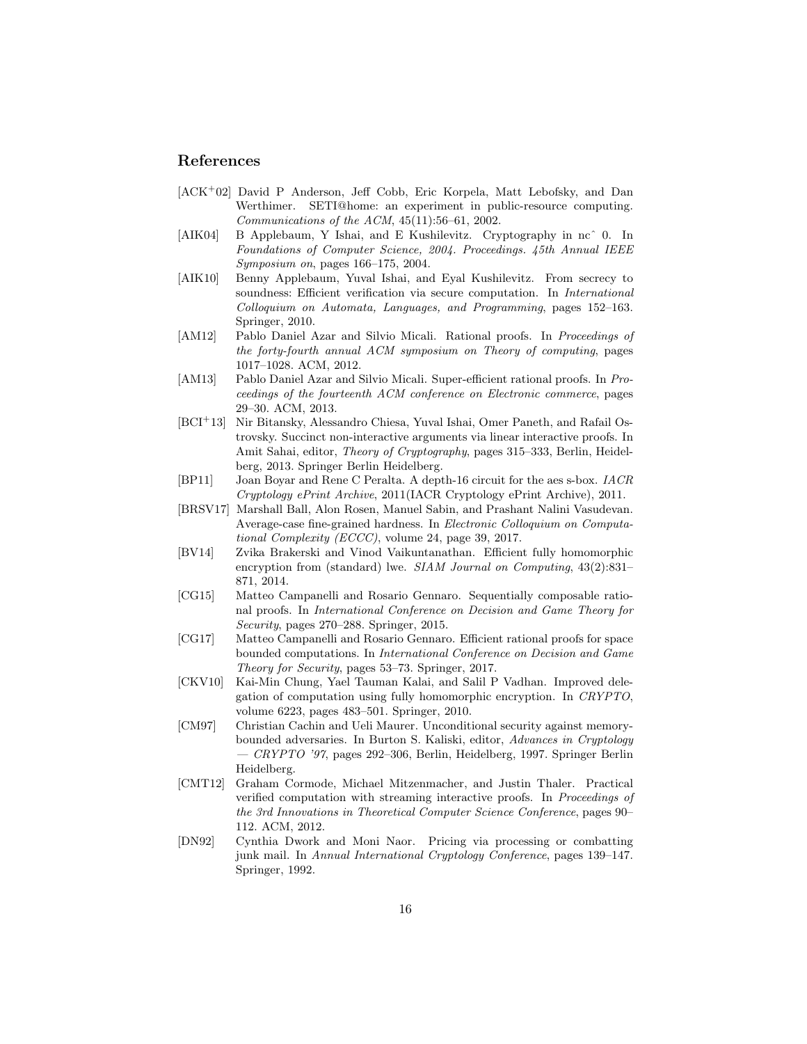## References

[ACK+02] David P Anderson, Jeff Cobb, Eric Korpela, Matt Lebofsky, and Dan Werthimer. SETI@home: an experiment in public-resource computing. *Communications of the ACM*, 45(11):56–61, 2002.

[AIK04] B Applebaum, Y Ishai, and E Kushilevitz. Cryptography in nc^ 0. In *Foundations of Computer Science, 2004. Proceedings. 45th Annual IEEE Symposium on*, pages 166–175, 2004.

[AIK10] Benny Applebaum, Yuval Ishai, and Eyal Kushilevitz. From secrecy to soundness: Efficient verification via secure computation. In *International Colloquium on Automata, Languages, and Programming*, pages 152–163. Springer, 2010.

[AM12] Pablo Daniel Azar and Silvio Micali. Rational proofs. In *Proceedings of the forty-fourth annual ACM symposium on Theory of computing*, pages 1017–1028. ACM, 2012.

[AM13] Pablo Daniel Azar and Silvio Micali. Super-efficient rational proofs. In *Proceedings of the fourteenth ACM conference on Electronic commerce*, pages 29–30. ACM, 2013.

[BCI+13] Nir Bitansky, Alessandro Chiesa, Yuval Ishai, Omer Paneth, and Rafail Ostrovsky. Succinct non-interactive arguments via linear interactive proofs. In Amit Sahai, editor, *Theory of Cryptography*, pages 315–333, Berlin, Heidelberg, 2013. Springer Berlin Heidelberg.

[BP11] Joan Boyar and Rene C Peralta. A depth-16 circuit for the aes s-box. *IACR Cryptology ePrint Archive*, 2011(IACR Cryptology ePrint Archive), 2011.

[BRSV17] Marshall Ball, Alon Rosen, Manuel Sabin, and Prashant Nalini Vasudevan. Average-case fine-grained hardness. In *Electronic Colloquium on Computational Complexity (ECCC)*, volume 24, page 39, 2017.

[BV14] Zvika Brakerski and Vinod Vaikuntanathan. Efficient fully homomorphic encryption from (standard) lwe. *SIAM Journal on Computing*, 43(2):831–871, 2014.

[CG15] Matteo Campanelli and Rosario Gennaro. Sequentially composable rational proofs. In *International Conference on Decision and Game Theory for Security*, pages 270–288. Springer, 2015.

[CG17] Matteo Campanelli and Rosario Gennaro. Efficient rational proofs for space bounded computations. In *International Conference on Decision and Game Theory for Security*, pages 53–73. Springer, 2017.

[CKV10] Kai-Min Chung, Yael Tauman Kalai, and Salil P Vadhan. Improved delegation of computation using fully homomorphic encryption. In *CRYPTO*, volume 6223, pages 483–501. Springer, 2010.

[CM97] Christian Cachin and Ueli Maurer. Unconditional security against memory-bounded adversaries. In Burton S. Kaliski, editor, *Advances in Cryptology — CRYPTO '97*, pages 292–306, Berlin, Heidelberg, 1997. Springer Berlin Heidelberg.

[CMT12] Graham Cormode, Michael Mitzenmacher, and Justin Thaler. Practical verified computation with streaming interactive proofs. In *Proceedings of the 3rd Innovations in Theoretical Computer Science Conference*, pages 90–112. ACM, 2012.

[DN92] Cynthia Dwork and Moni Naor. Pricing via processing or combatting junk mail. In *Annual International Cryptology Conference*, pages 139–147. Springer, 1992.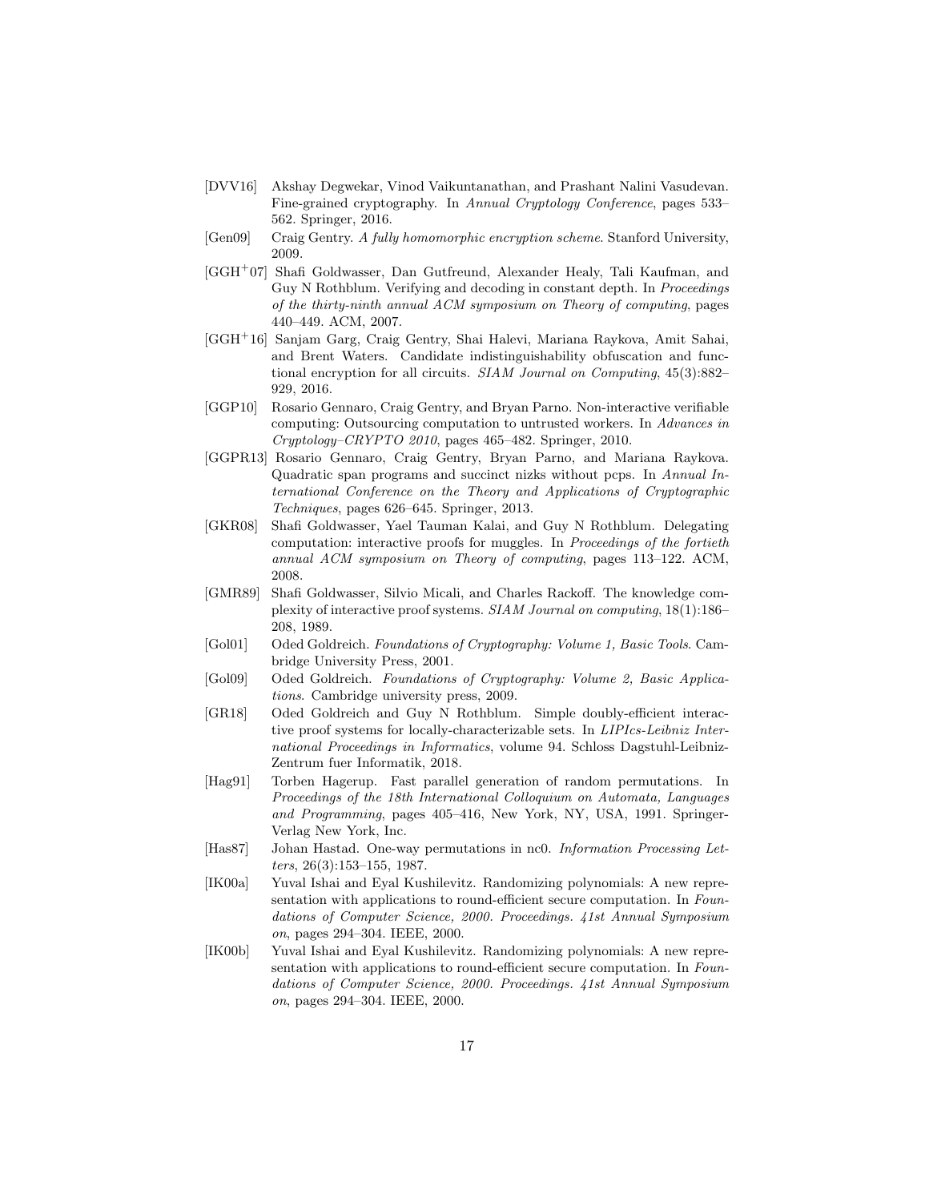- [DVV16] Akshay Degwekar, Vinod Vaikuntanathan, and Prashant Nalini Vasudevan. Fine-grained cryptography. In *Annual Cryptology Conference*, pages 533–562. Springer, 2016.
- [Gen09] Craig Gentry. *A fully homomorphic encryption scheme*. Stanford University, 2009.
- [GGH+07] Shafi Goldwasser, Dan Gutfreund, Alexander Healy, Tali Kaufman, and Guy N Rothblum. Verifying and decoding in constant depth. In *Proceedings of the thirty-ninth annual ACM symposium on Theory of computing*, pages 440–449. ACM, 2007.
- [GGH+16] Sanjam Garg, Craig Gentry, Shai Halevi, Mariana Raykova, Amit Sahai, and Brent Waters. Candidate indistinguishability obfuscation and functional encryption for all circuits. *SIAM Journal on Computing*, 45(3):882–929, 2016.
- [GGP10] Rosario Gennaro, Craig Gentry, and Bryan Parno. Non-interactive verifiable computing: Outsourcing computation to untrusted workers. In *Advances in Cryptology–CRYPTO 2010*, pages 465–482. Springer, 2010.
- [GGPR13] Rosario Gennaro, Craig Gentry, Bryan Parno, and Mariana Raykova. Quadratic span programs and succinct nizks without pcps. In *Annual International Conference on the Theory and Applications of Cryptographic Techniques*, pages 626–645. Springer, 2013.
- [GKR08] Shafi Goldwasser, Yael Tauman Kalai, and Guy N Rothblum. Delegating computation: interactive proofs for muggles. In *Proceedings of the fortieth annual ACM symposium on Theory of computing*, pages 113–122. ACM, 2008.
- [GMR89] Shafi Goldwasser, Silvio Micali, and Charles Rackoff. The knowledge complexity of interactive proof systems. *SIAM Journal on computing*, 18(1):186–208, 1989.
- [Gol01] Oded Goldreich. *Foundations of Cryptography: Volume 1, Basic Tools*. Cambridge University Press, 2001.
- [Gol09] Oded Goldreich. *Foundations of Cryptography: Volume 2, Basic Applications*. Cambridge university press, 2009.
- [GR18] Oded Goldreich and Guy N Rothblum. Simple doubly-efficient interactive proof systems for locally-characterizable sets. In *LIPIcs-Leibniz International Proceedings in Informatics*, volume 94. Schloss Dagstuhl-Leibniz-Zentrum fuer Informatik, 2018.
- [Hag91] Torben Hagerup. Fast parallel generation of random permutations. In *Proceedings of the 18th International Colloquium on Automata, Languages and Programming*, pages 405–416, New York, NY, USA, 1991. Springer-Verlag New York, Inc.
- [Has87] Johan Hastad. One-way permutations in nc0. *Information Processing Letters*, 26(3):153–155, 1987.
- [IK00a] Yuval Ishai and Eyal Kushilevitz. Randomizing polynomials: A new representation with applications to round-efficient secure computation. In *Foundations of Computer Science, 2000. Proceedings. 41st Annual Symposium on*, pages 294–304. IEEE, 2000.
- [IK00b] Yuval Ishai and Eyal Kushilevitz. Randomizing polynomials: A new representation with applications to round-efficient secure computation. In *Foundations of Computer Science, 2000. Proceedings. 41st Annual Symposium on*, pages 294–304. IEEE, 2000.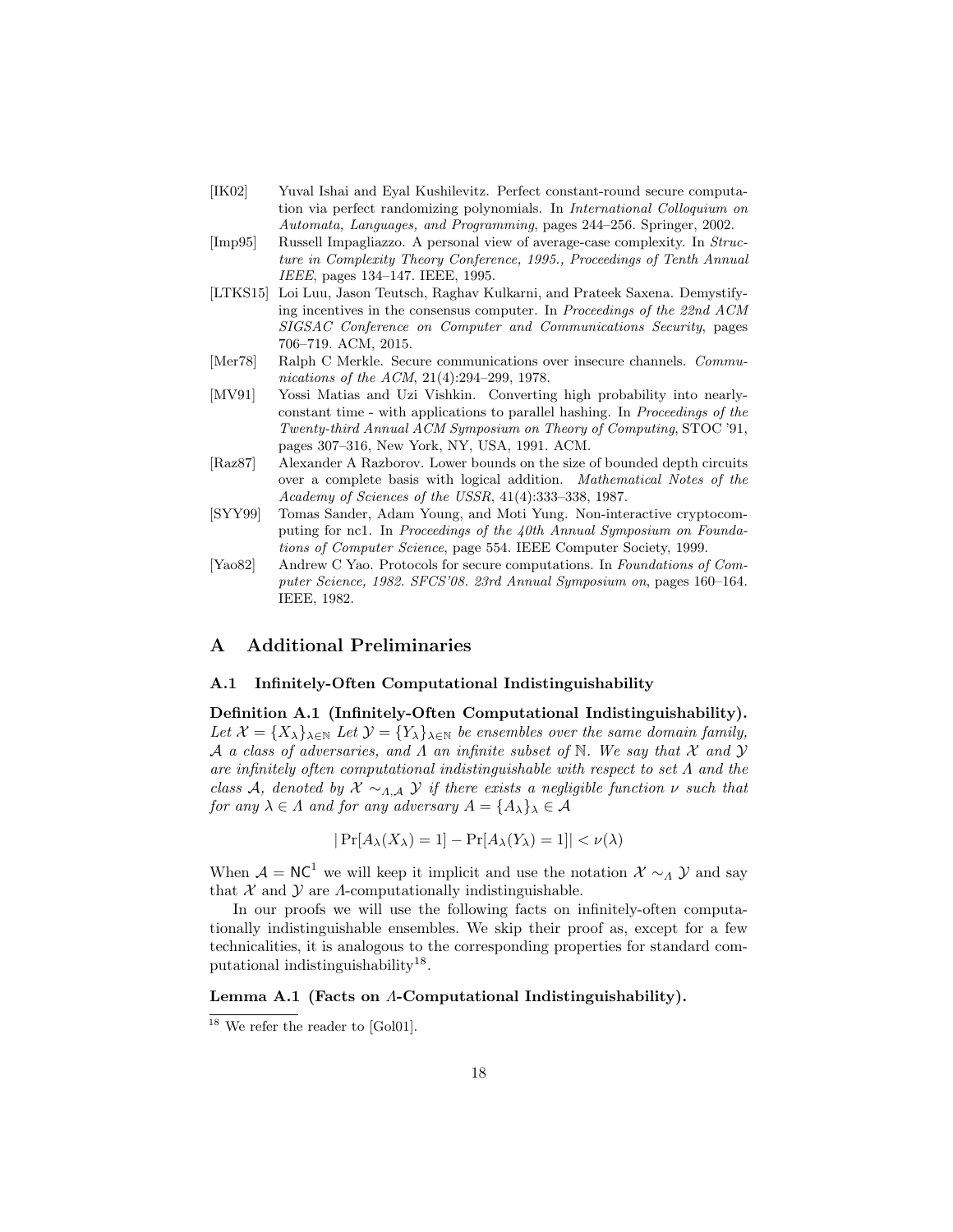[IK02] Yuval Ishai and Eyal Kushilevitz. Perfect constant-round secure computation via perfect randomizing polynomials. In *International Colloquium on Automata, Languages, and Programming*, pages 244–256. Springer, 2002.

[Imp95] Russell Impagliazzo. A personal view of average-case complexity. In *Structure in Complexity Theory Conference, 1995., Proceedings of Tenth Annual IEEE*, pages 134–147. IEEE, 1995.

[LTKS15] Loi Luu, Jason Teutsch, Raghav Kulkarni, and Prateek Saxena. Demystifying incentives in the consensus computer. In *Proceedings of the 22nd ACM SIGSAC Conference on Computer and Communications Security*, pages 706–719. ACM, 2015.

[Mer78] Ralph C Merkle. Secure communications over insecure channels. *Communications of the ACM*, 21(4):294–299, 1978.

[MV91] Yossi Matias and Uzi Vishkin. Converting high probability into nearly-constant time - with applications to parallel hashing. In *Proceedings of the Twenty-third Annual ACM Symposium on Theory of Computing*, STOC '91, pages 307–316, New York, NY, USA, 1991. ACM.

[Raz87] Alexander A Razborov. Lower bounds on the size of bounded depth circuits over a complete basis with logical addition. *Mathematical Notes of the Academy of Sciences of the USSR*, 41(4):333–338, 1987.

[SYY99] Tomas Sander, Adam Young, and Moti Yung. Non-interactive cryptocomputing for nc1. In *Proceedings of the 40th Annual Symposium on Foundations of Computer Science*, page 554. IEEE Computer Society, 1999.

[Yao82] Andrew C Yao. Protocols for secure computations. In *Foundations of Computer Science, 1982. SFCS'08. 23rd Annual Symposium on*, pages 160–164. IEEE, 1982.

# A Additional Preliminaries

## A.1 Infinitely-Often Computational Indistinguishability

**Definition A.1 (Infinitely-Often Computational Indistinguishability).** *Let $\mathcal{X} = \{X_\lambda\}_{\lambda \in \mathbb{N}}$ Let $\mathcal{Y} = \{Y_\lambda\}_{\lambda \in \mathbb{N}}$ be ensembles over the same domain family, $\mathcal{A}$ a class of adversaries, and $\Lambda$ an infinite subset of $\mathbb{N}$. We say that $\mathcal{X}$ and $\mathcal{Y}$ are infinitely often computational indistinguishable with respect to set $\Lambda$ and the class $\mathcal{A}$, denoted by $\mathcal{X} \sim_{\Lambda,\mathcal{A}} \mathcal{Y}$ if there exists a negligible function $\nu$ such that for any $\lambda \in \Lambda$ and for any adversary $A = \{A_\lambda\}_\lambda \in \mathcal{A}$*

$$|\Pr[A_\lambda(X_\lambda) = 1] - \Pr[A_\lambda(Y_\lambda) = 1]| < \nu(\lambda)$$

When $\mathcal{A} = \mathsf{NC}^1$ we will keep it implicit and use the notation $\mathcal{X} \sim_\Lambda \mathcal{Y}$ and say that $\mathcal{X}$ and $\mathcal{Y}$ are $\Lambda$-computationally indistinguishable.

In our proofs we will use the following facts on infinitely-often computationally indistinguishable ensembles. We skip their proof as, except for a few technicalities, it is analogous to the corresponding properties for standard computational indistinguishability[18].

**Lemma A.1 (Facts on $\Lambda$-Computational Indistinguishability).**

[18] We refer the reader to [Gol01].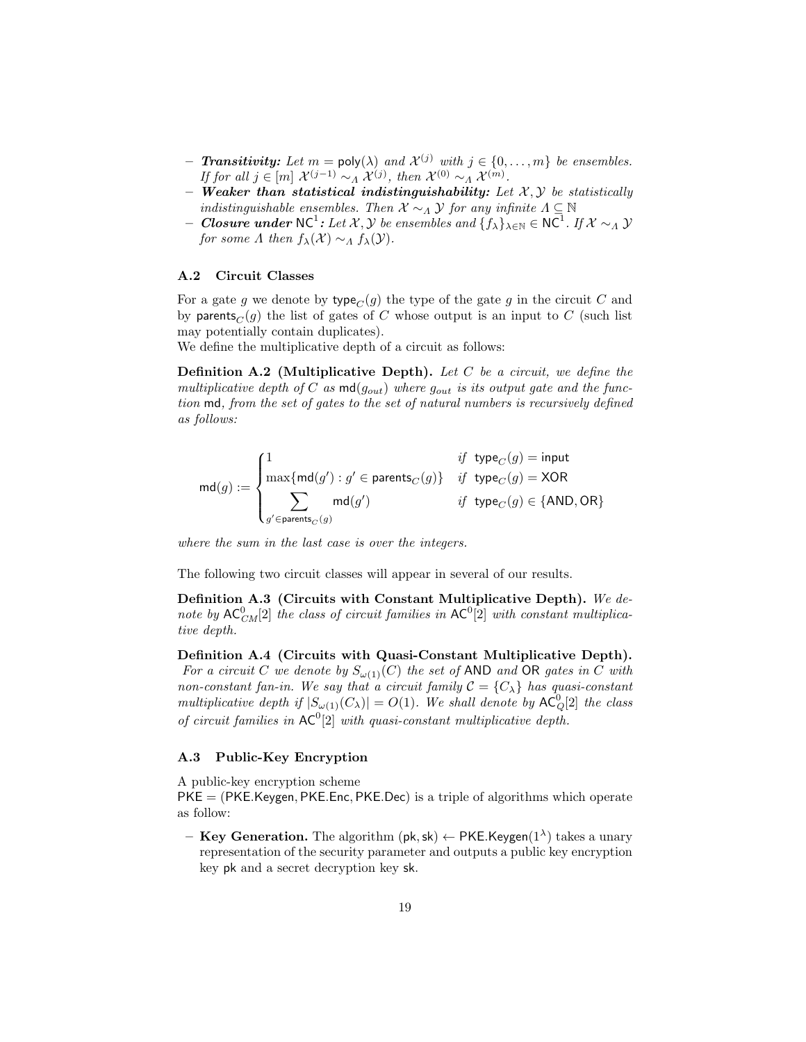- ***Transitivity:*** *Let $m = \mathsf{poly}(\lambda)$ and $\mathcal{X}^{(j)}$ with $j \in \{0, \dots, m\}$ be ensembles. If for all $j \in [m]$ $\mathcal{X}^{(j-1)} \sim_\Lambda \mathcal{X}^{(j)}$, then $\mathcal{X}^{(0)} \sim_\Lambda \mathcal{X}^{(m)}$.*
- ***Weaker than statistical indistinguishability:*** *Let $\mathcal{X}, \mathcal{Y}$ be statistically indistinguishable ensembles. Then $\mathcal{X} \sim_\Lambda \mathcal{Y}$ for any infinite $\Lambda \subseteq \mathbb{N}$*
- ***Closure under*** $\mathsf{NC}^1$***:*** *Let $\mathcal{X}, \mathcal{Y}$ be ensembles and $\{f_\lambda\}_{\lambda \in \mathbb{N}} \in \mathsf{NC}^1$. If $\mathcal{X} \sim_\Lambda \mathcal{Y}$ for some $\Lambda$ then $f_\lambda(\mathcal{X}) \sim_\Lambda f_\lambda(\mathcal{Y})$.*

### A.2 Circuit Classes

For a gate $g$ we denote by $\mathsf{type}_C(g)$ the type of the gate $g$ in the circuit $C$ and by $\mathsf{parents}_C(g)$ the list of gates of $C$ whose output is an input to $C$ (such list may potentially contain duplicates).
We define the multiplicative depth of a circuit as follows:

**Definition A.2 (Multiplicative Depth).** *Let $C$ be a circuit, we define the multiplicative depth of $C$ as $\mathsf{md}(g_{out})$ where $g_{out}$ is its output gate and the function $\mathsf{md}$, from the set of gates to the set of natural numbers is recursively defined as follows:*

$$\mathsf{md}(g) := \begin{cases} 1 & \text{if } \mathsf{type}_C(g) = \mathsf{input} \\ \max\{\mathsf{md}(g') : g' \in \mathsf{parents}_C(g)\} & \text{if } \mathsf{type}_C(g) = \mathsf{XOR} \\ \displaystyle\sum_{g' \in \mathsf{parents}_C(g)} \mathsf{md}(g') & \text{if } \mathsf{type}_C(g) \in \{\mathsf{AND}, \mathsf{OR}\} \end{cases}$$

*where the sum in the last case is over the integers.*

The following two circuit classes will appear in several of our results.

**Definition A.3 (Circuits with Constant Multiplicative Depth).** *We denote by $\mathsf{AC}^0_{CM}[2]$ the class of circuit families in $\mathsf{AC}^0[2]$ with constant multiplicative depth.*

**Definition A.4 (Circuits with Quasi-Constant Multiplicative Depth).** *For a circuit $C$ we denote by $S_{\omega(1)}(C)$ the set of $\mathsf{AND}$ and $\mathsf{OR}$ gates in $C$ with non-constant fan-in. We say that a circuit family $\mathcal{C} = \{C_\lambda\}$ has quasi-constant multiplicative depth if $|S_{\omega(1)}(C_\lambda)| = O(1)$. We shall denote by $\mathsf{AC}^0_Q[2]$ the class of circuit families in $\mathsf{AC}^0[2]$ with quasi-constant multiplicative depth.*

### A.3 Public-Key Encryption

A public-key encryption scheme
$\mathsf{PKE} = (\mathsf{PKE.Keygen}, \mathsf{PKE.Enc}, \mathsf{PKE.Dec})$ is a triple of algorithms which operate as follow:

- **Key Generation.** The algorithm $(\mathsf{pk}, \mathsf{sk}) \leftarrow \mathsf{PKE.Keygen}(1^\lambda)$ takes a unary representation of the security parameter and outputs a public key encryption key $\mathsf{pk}$ and a secret decryption key $\mathsf{sk}$.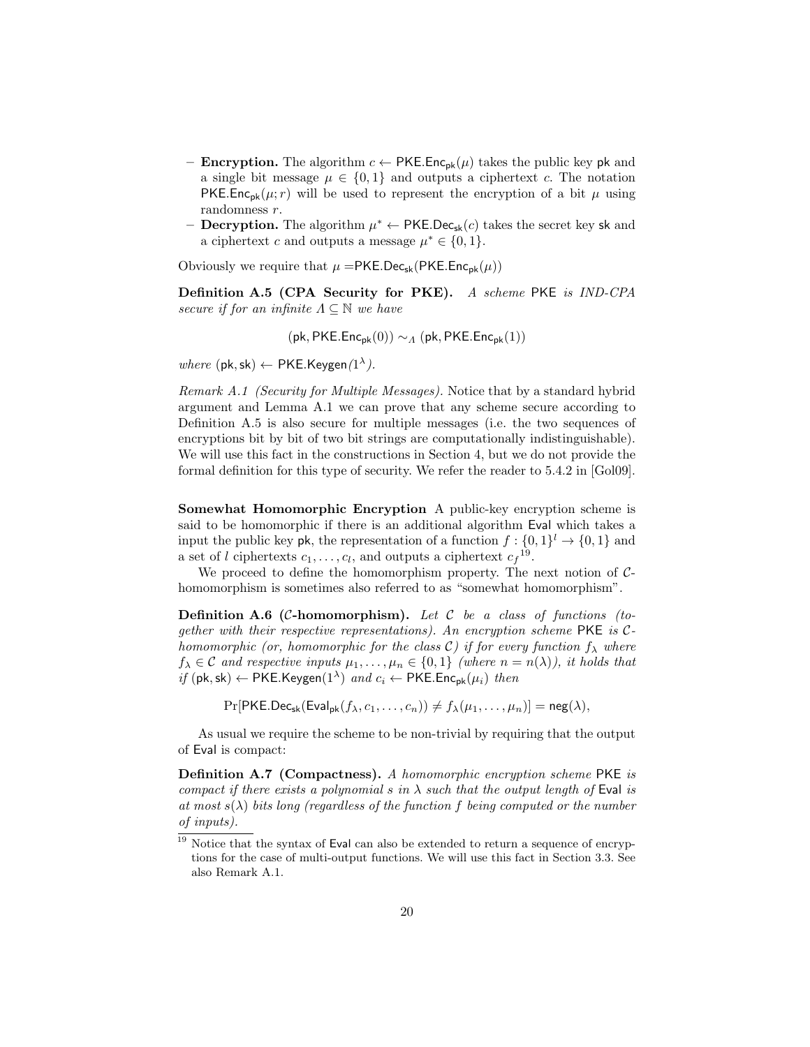- **Encryption.** The algorithm $c \leftarrow \mathsf{PKE.Enc}_{\mathsf{pk}}(\mu)$ takes the public key $\mathsf{pk}$ and a single bit message $\mu \in \{0,1\}$ and outputs a ciphertext $c$. The notation $\mathsf{PKE.Enc}_{\mathsf{pk}}(\mu; r)$ will be used to represent the encryption of a bit $\mu$ using randomness $r$.
- **Decryption.** The algorithm $\mu^* \leftarrow \mathsf{PKE.Dec}_{\mathsf{sk}}(c)$ takes the secret key $\mathsf{sk}$ and a ciphertext $c$ and outputs a message $\mu^* \in \{0,1\}$.

Obviously we require that $\mu = \mathsf{PKE.Dec}_{\mathsf{sk}}(\mathsf{PKE.Enc}_{\mathsf{pk}}(\mu))$

**Definition A.5 (CPA Security for PKE).** *A scheme* PKE *is IND-CPA secure if for an infinite $\Lambda \subseteq \mathbb{N}$ we have*

$$(\mathsf{pk}, \mathsf{PKE.Enc}_{\mathsf{pk}}(0)) \sim_{\Lambda} (\mathsf{pk}, \mathsf{PKE.Enc}_{\mathsf{pk}}(1))$$

*where* $(\mathsf{pk}, \mathsf{sk}) \leftarrow \mathsf{PKE.Keygen}(1^{\lambda})$.

*Remark A.1 (Security for Multiple Messages).* Notice that by a standard hybrid argument and Lemma A.1 we can prove that any scheme secure according to Definition A.5 is also secure for multiple messages (i.e. the two sequences of encryptions bit by bit of two bit strings are computationally indistinguishable). We will use this fact in the constructions in Section 4, but we do not provide the formal definition for this type of security. We refer the reader to 5.4.2 in [Gol09].

**Somewhat Homomorphic Encryption** A public-key encryption scheme is said to be homomorphic if there is an additional algorithm $\mathsf{Eval}$ which takes a input the public key $\mathsf{pk}$, the representation of a function $f : \{0,1\}^l \rightarrow \{0,1\}$ and a set of $l$ ciphertexts $c_1, \ldots, c_l$, and outputs a ciphertext $c_f$[19].

We proceed to define the homomorphism property. The next notion of $\mathcal{C}$-homomorphism is sometimes also referred to as "somewhat homomorphism".

**Definition A.6 ($\mathcal{C}$-homomorphism).** *Let $\mathcal{C}$ be a class of functions (together with their respective representations). An encryption scheme* PKE *is $\mathcal{C}$-homomorphic (or, homomorphic for the class $\mathcal{C}$) if for every function $f_\lambda$ where $f_\lambda \in \mathcal{C}$ and respective inputs $\mu_1, \ldots, \mu_n \in \{0,1\}$ (where $n = n(\lambda)$), it holds that if $(\mathsf{pk}, \mathsf{sk}) \leftarrow \mathsf{PKE.Keygen}(1^{\lambda})$ and $c_i \leftarrow \mathsf{PKE.Enc}_{\mathsf{pk}}(\mu_i)$ then*

$$\Pr[\mathsf{PKE.Dec}_{\mathsf{sk}}(\mathsf{Eval}_{\mathsf{pk}}(f_\lambda, c_1, \ldots, c_n)) \neq f_\lambda(\mu_1, \ldots, \mu_n)] = \mathsf{neg}(\lambda),$$

As usual we require the scheme to be non-trivial by requiring that the output of $\mathsf{Eval}$ is compact:

**Definition A.7 (Compactness).** *A homomorphic encryption scheme* PKE *is compact if there exists a polynomial $s$ in $\lambda$ such that the output length of* Eval *is at most $s(\lambda)$ bits long (regardless of the function $f$ being computed or the number of inputs).*

[19] Notice that the syntax of $\mathsf{Eval}$ can also be extended to return a sequence of encryptions for the case of multi-output functions. We will use this fact in Section 3.3. See also Remark A.1.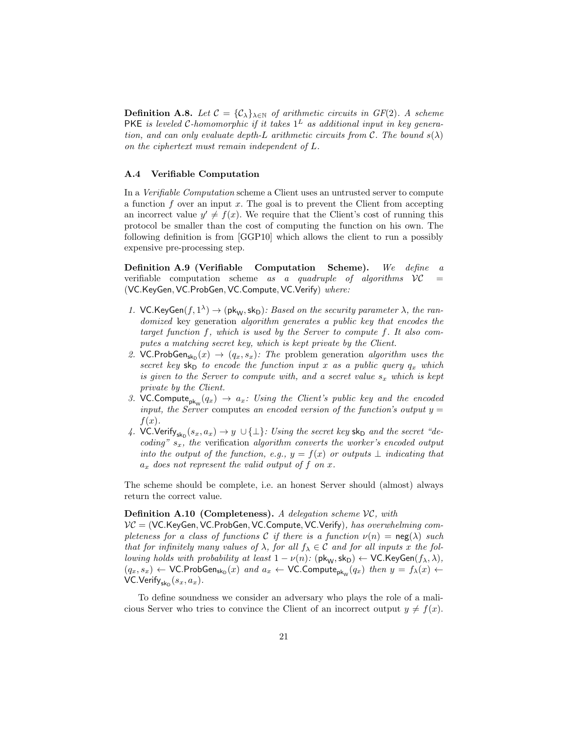**Definition A.8.** *Let $\mathcal{C} = \{\mathcal{C}_\lambda\}_{\lambda \in \mathbb{N}}$ of arithmetic circuits in $GF(2)$. A scheme* $\mathsf{PKE}$ *is leveled $\mathcal{C}$-homomorphic if it takes $1^L$ as additional input in key generation, and can only evaluate depth-$L$ arithmetic circuits from $\mathcal{C}$. The bound $s(\lambda)$ on the ciphertext must remain independent of $L$.*

### A.4 Verifiable Computation

In a *Verifiable Computation* scheme a Client uses an untrusted server to compute a function $f$ over an input $x$. The goal is to prevent the Client from accepting an incorrect value $y' \neq f(x)$. We require that the Client's cost of running this protocol be smaller than the cost of computing the function on his own. The following definition is from [GGP10] which allows the client to run a possibly expensive pre-processing step.

**Definition A.9 (Verifiable Computation Scheme).** *We define a* verifiable computation scheme *as a quadruple of algorithms $\mathcal{VC} = (\mathsf{VC.KeyGen}, \mathsf{VC.ProbGen}, \mathsf{VC.Compute}, \mathsf{VC.Verify})$ where:*

1. $\mathsf{VC.KeyGen}(f, 1^\lambda) \rightarrow (\mathsf{pk_W}, \mathsf{sk_D})$*: Based on the security parameter $\lambda$, the randomized* key generation *algorithm generates a public key that encodes the target function $f$, which is used by the Server to compute $f$. It also computes a matching secret key, which is kept private by the Client.*
2. $\mathsf{VC.ProbGen}_{\mathsf{sk_D}}(x) \rightarrow (q_x, s_x)$*: The* problem generation *algorithm uses the secret key $\mathsf{sk_D}$ to encode the function input $x$ as a public query $q_x$ which is given to the Server to compute with, and a secret value $s_x$ which is kept private by the Client.*
3. $\mathsf{VC.Compute}_{\mathsf{pk_W}}(q_x) \rightarrow a_x$*: Using the Client's public key and the encoded input, the Server* computes *an encoded version of the function's output $y = f(x)$.*
4. $\mathsf{VC.Verify}_{\mathsf{sk_D}}(s_x, a_x) \rightarrow y \cup \{\perp\}$*: Using the secret key $\mathsf{sk_D}$ and the secret "decoding" $s_x$, the* verification *algorithm converts the worker's encoded output into the output of the function, e.g., $y = f(x)$ or outputs $\perp$ indicating that $a_x$ does not represent the valid output of $f$ on $x$.*

The scheme should be complete, i.e. an honest Server should (almost) always return the correct value.

**Definition A.10 (Completeness).** *A delegation scheme $\mathcal{VC}$, with $\mathcal{VC} = (\mathsf{VC.KeyGen}, \mathsf{VC.ProbGen}, \mathsf{VC.Compute}, \mathsf{VC.Verify})$, has overwhelming completeness for a class of functions $\mathcal{C}$ if there is a function $\nu(n) = \mathsf{neg}(\lambda)$ such that for infinitely many values of $\lambda$, for all $f_\lambda \in \mathcal{C}$ and for all inputs $x$ the following holds with probability at least $1 - \nu(n)$: $(\mathsf{pk_W}, \mathsf{sk_D}) \leftarrow \mathsf{VC.KeyGen}(f_\lambda, \lambda)$, $(q_x, s_x) \leftarrow \mathsf{VC.ProbGen}_{\mathsf{sk_D}}(x)$ and $a_x \leftarrow \mathsf{VC.Compute}_{\mathsf{pk_W}}(q_x)$ then $y = f_\lambda(x) \leftarrow \mathsf{VC.Verify}_{\mathsf{sk_D}}(s_x, a_x)$.*

To define soundness we consider an adversary who plays the role of a malicious Server who tries to convince the Client of an incorrect output $y \neq f(x)$.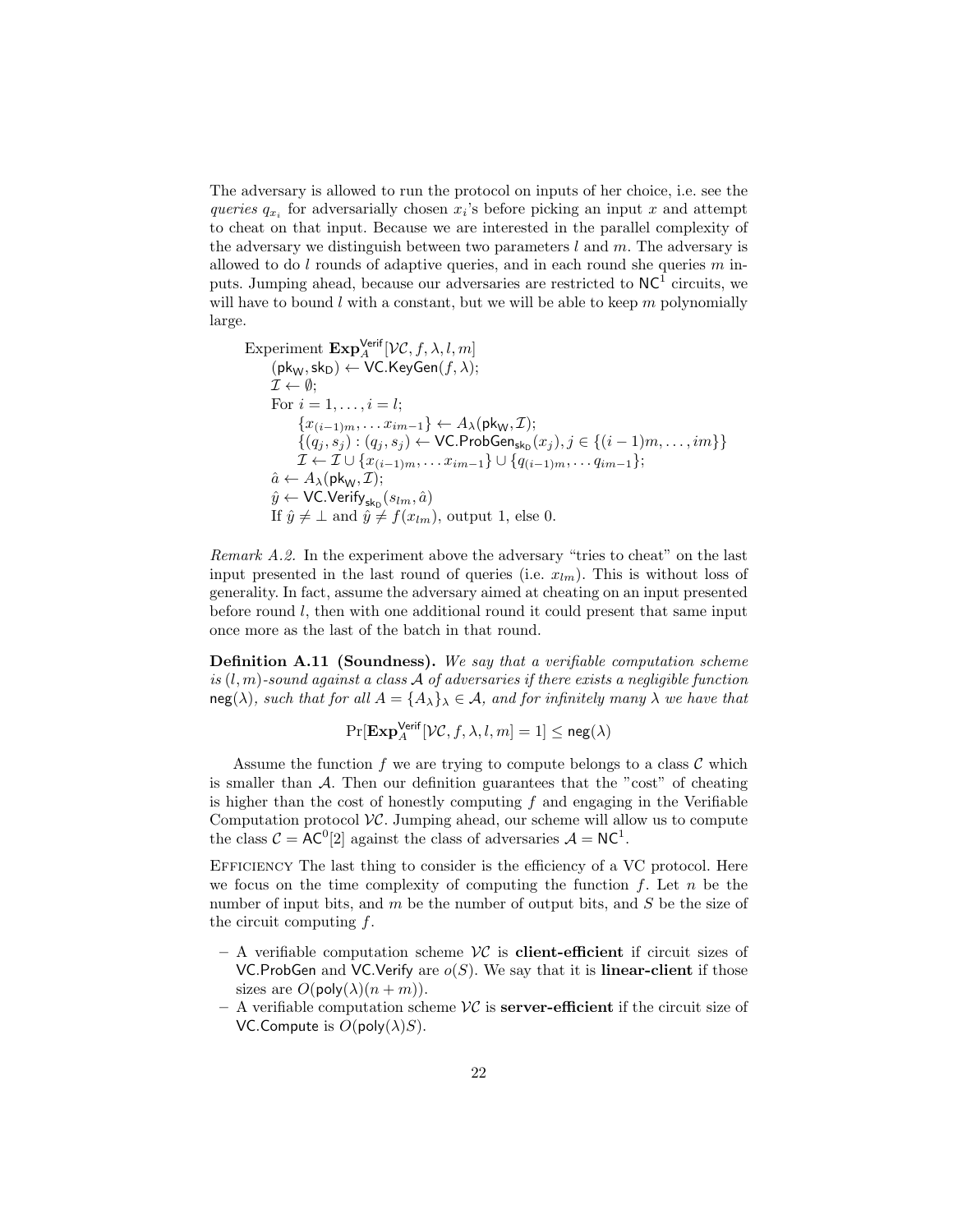The adversary is allowed to run the protocol on inputs of her choice, i.e. see the *queries* $q_{x_i}$ for adversarially chosen $x_i$'s before picking an input $x$ and attempt to cheat on that input. Because we are interested in the parallel complexity of the adversary we distinguish between two parameters $l$ and $m$. The adversary is allowed to do $l$ rounds of adaptive queries, and in each round she queries $m$ inputs. Jumping ahead, because our adversaries are restricted to $\mathsf{NC}^1$ circuits, we will have to bound $l$ with a constant, but we will be able to keep $m$ polynomially large.

Experiment $\mathbf{Exp}_A^{\mathsf{Verif}}[\mathcal{VC}, f, \lambda, l, m]$
  $(\mathsf{pk_W}, \mathsf{sk_D}) \leftarrow \mathsf{VC.KeyGen}(f, \lambda)$;
  $\mathcal{I} \leftarrow \emptyset$;
  For $i = 1, \ldots, i = l$;
    $\{x_{(i-1)m}, \ldots x_{im-1}\} \leftarrow A_\lambda(\mathsf{pk_W}, \mathcal{I})$;
    $\{(q_j, s_j) : (q_j, s_j) \leftarrow \mathsf{VC.ProbGen}_{\mathsf{sk_D}}(x_j), j \in \{(i-1)m, \ldots, im\}\}$
    $\mathcal{I} \leftarrow \mathcal{I} \cup \{x_{(i-1)m}, \ldots x_{im-1}\} \cup \{q_{(i-1)m}, \ldots q_{im-1}\}$;
  $\hat{a} \leftarrow A_\lambda(\mathsf{pk_W}, \mathcal{I})$;
  $\hat{y} \leftarrow \mathsf{VC.Verify}_{\mathsf{sk_D}}(s_{lm}, \hat{a})$
  If $\hat{y} \neq \perp$ and $\hat{y} \neq f(x_{lm})$, output 1, else 0.

*Remark A.2.* In the experiment above the adversary "tries to cheat" on the last input presented in the last round of queries (i.e. $x_{lm}$). This is without loss of generality. In fact, assume the adversary aimed at cheating on an input presented before round $l$, then with one additional round it could present that same input once more as the last of the batch in that round.

**Definition A.11 (Soundness).** *We say that a verifiable computation scheme is $(l, m)$-sound against a class $\mathcal{A}$ of adversaries if there exists a negligible function $\mathsf{neg}(\lambda)$, such that for all $A = \{A_\lambda\}_\lambda \in \mathcal{A}$, and for infinitely many $\lambda$ we have that*

$$\Pr[\mathbf{Exp}_A^{\mathsf{Verif}}[\mathcal{VC}, f, \lambda, l, m] = 1] \leq \mathsf{neg}(\lambda)$$

Assume the function $f$ we are trying to compute belongs to a class $\mathcal{C}$ which is smaller than $\mathcal{A}$. Then our definition guarantees that the "cost" of cheating is higher than the cost of honestly computing $f$ and engaging in the Verifiable Computation protocol $\mathcal{VC}$. Jumping ahead, our scheme will allow us to compute the class $\mathcal{C} = \mathsf{AC}^0[2]$ against the class of adversaries $\mathcal{A} = \mathsf{NC}^1$.

Efficiency The last thing to consider is the efficiency of a VC protocol. Here we focus on the time complexity of computing the function $f$. Let $n$ be the number of input bits, and $m$ be the number of output bits, and $S$ be the size of the circuit computing $f$.

- A verifiable computation scheme $\mathcal{VC}$ is **client-efficient** if circuit sizes of $\mathsf{VC.ProbGen}$ and $\mathsf{VC.Verify}$ are $o(S)$. We say that it is **linear-client** if those sizes are $O(\mathsf{poly}(\lambda)(n + m))$.
- A verifiable computation scheme $\mathcal{VC}$ is **server-efficient** if the circuit size of $\mathsf{VC.Compute}$ is $O(\mathsf{poly}(\lambda)S)$.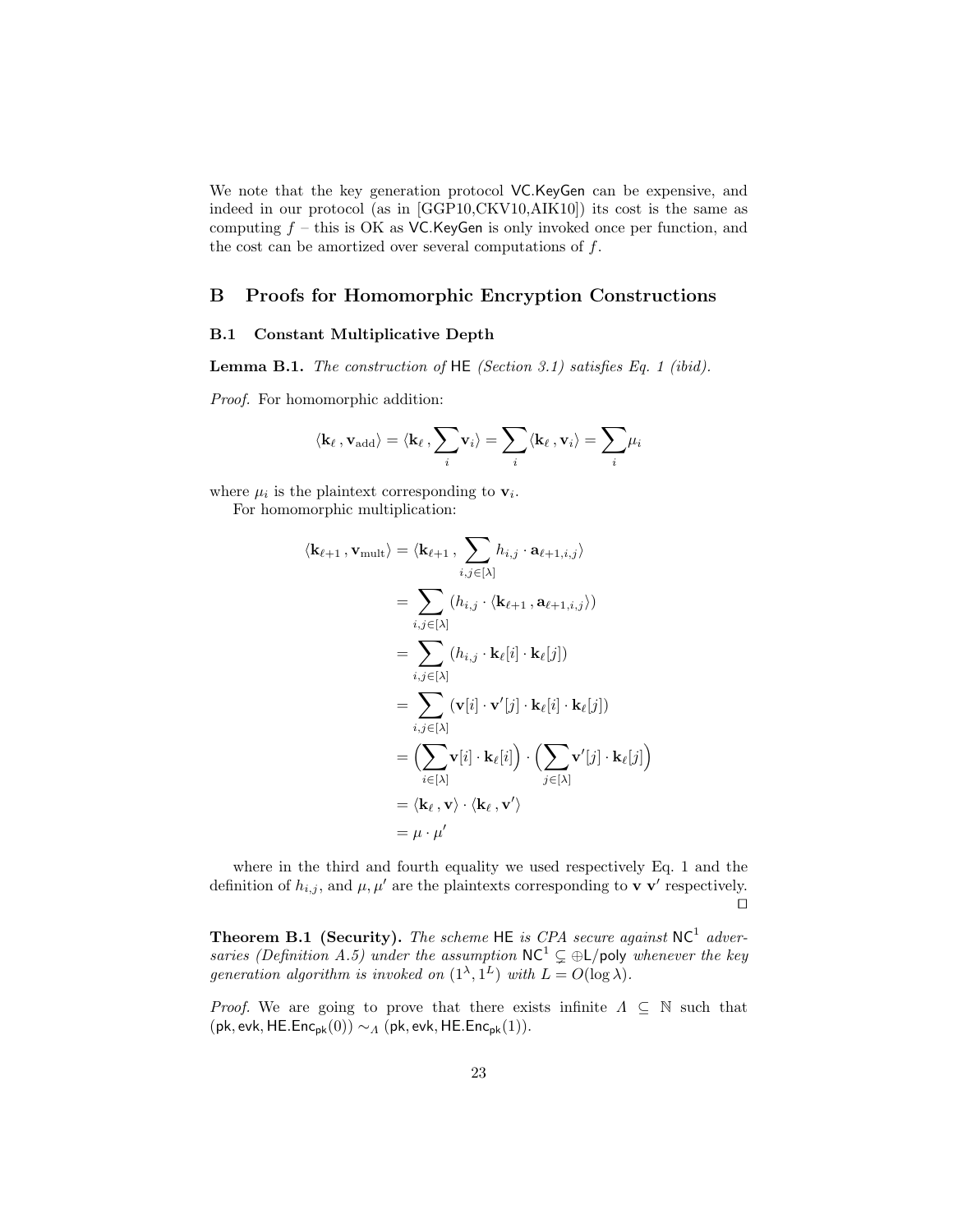We note that the key generation protocol VC.KeyGen can be expensive, and indeed in our protocol (as in [GGP10,CKV10,AIK10]) its cost is the same as computing $f$ – this is OK as VC.KeyGen is only invoked once per function, and the cost can be amortized over several computations of $f$.

# B Proofs for Homomorphic Encryption Constructions

## B.1 Constant Multiplicative Depth

**Lemma B.1.** *The construction of* HE *(Section 3.1) satisfies Eq. 1 (ibid).*

*Proof.* For homomorphic addition:

$$\langle \mathbf{k}_\ell \,, \mathbf{v}_{\mathrm{add}} \rangle = \langle \mathbf{k}_\ell \,, \sum_i \mathbf{v}_i \rangle = \sum_i \langle \mathbf{k}_\ell \,, \mathbf{v}_i \rangle = \sum_i \mu_i$$

where $\mu_i$ is the plaintext corresponding to $\mathbf{v}_i$.

For homomorphic multiplication:

$$\begin{aligned}
\langle \mathbf{k}_{\ell+1} \,, \mathbf{v}_{\mathrm{mult}} \rangle &= \langle \mathbf{k}_{\ell+1} \,, \sum_{i,j \in [\lambda]} h_{i,j} \cdot \mathbf{a}_{\ell+1,i,j} \rangle \\
&= \sum_{i,j \in [\lambda]} \left( h_{i,j} \cdot \langle \mathbf{k}_{\ell+1} \,, \mathbf{a}_{\ell+1,i,j} \rangle \right) \\
&= \sum_{i,j \in [\lambda]} \left( h_{i,j} \cdot \mathbf{k}_\ell[i] \cdot \mathbf{k}_\ell[j] \right) \\
&= \sum_{i,j \in [\lambda]} \left( \mathbf{v}[i] \cdot \mathbf{v}'[j] \cdot \mathbf{k}_\ell[i] \cdot \mathbf{k}_\ell[j] \right) \\
&= \Big( \sum_{i \in [\lambda]} \mathbf{v}[i] \cdot \mathbf{k}_\ell[i] \Big) \cdot \Big( \sum_{j \in [\lambda]} \mathbf{v}'[j] \cdot \mathbf{k}_\ell[j] \Big) \\
&= \langle \mathbf{k}_\ell \,, \mathbf{v} \rangle \cdot \langle \mathbf{k}_\ell \,, \mathbf{v}' \rangle \\
&= \mu \cdot \mu'
\end{aligned}$$

where in the third and fourth equality we used respectively Eq. 1 and the definition of $h_{i,j}$, and $\mu, \mu'$ are the plaintexts corresponding to $\mathbf{v}$ $\mathbf{v}'$ respectively. ◻

**Theorem B.1 (Security).** *The scheme* HE *is CPA secure against* $\mathsf{NC}^1$ *adversaries (Definition A.5) under the assumption* $\mathsf{NC}^1 \subsetneq \oplus\mathsf{L}/\mathsf{poly}$ *whenever the key generation algorithm is invoked on* $(1^\lambda, 1^L)$ *with* $L = O(\log \lambda)$.

*Proof.* We are going to prove that there exists infinite $\Lambda \subseteq \mathbb{N}$ such that $(\mathsf{pk}, \mathsf{evk}, \mathsf{HE.Enc}_{\mathsf{pk}}(0)) \sim_\Lambda (\mathsf{pk}, \mathsf{evk}, \mathsf{HE.Enc}_{\mathsf{pk}}(1))$.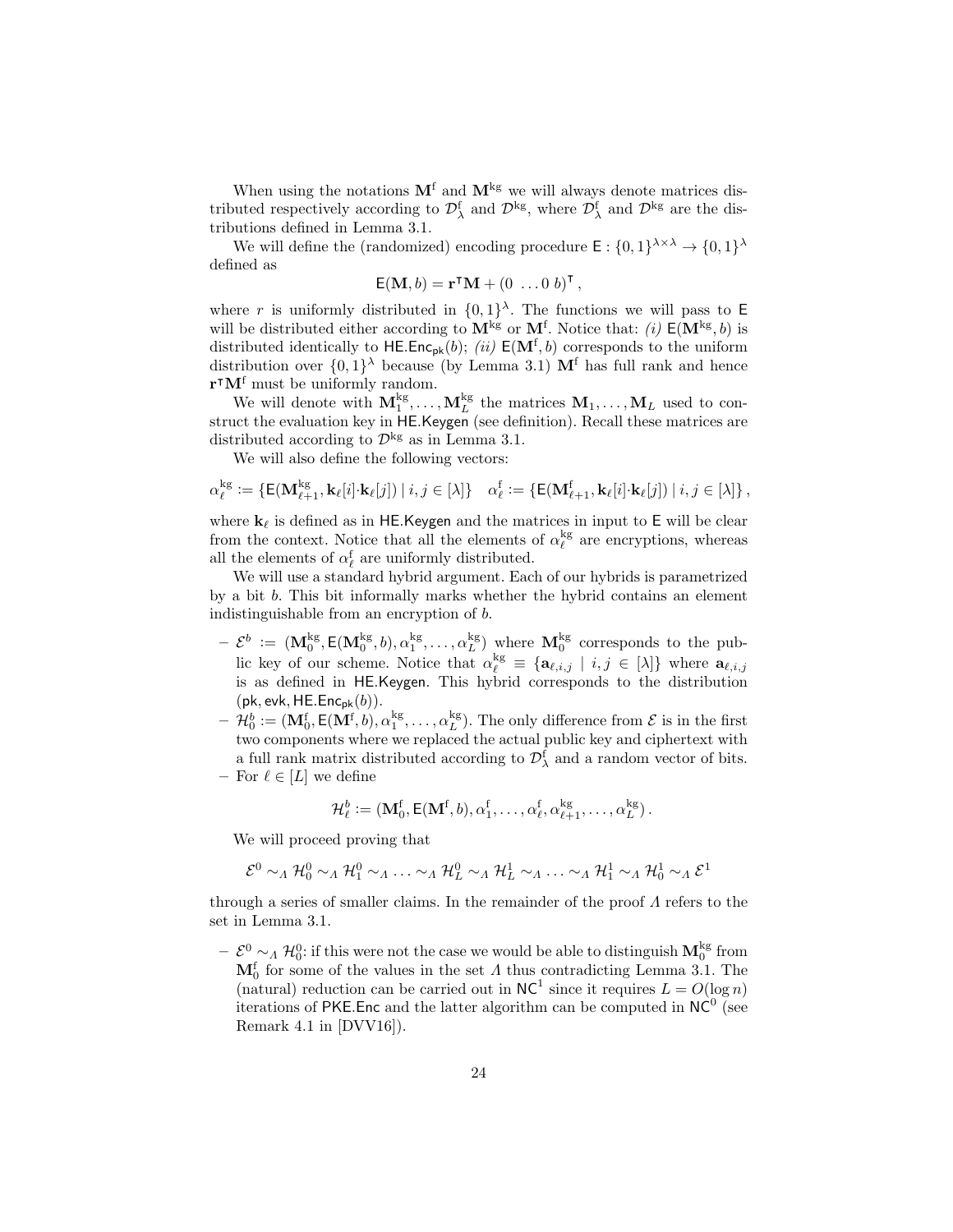When using the notations $\mathbf{M}^{\text{f}}$ and $\mathbf{M}^{\text{kg}}$ we will always denote matrices distributed respectively according to $\mathcal{D}^{\text{f}}_{\lambda}$ and $\mathcal{D}^{\text{kg}}$, where $\mathcal{D}^{\text{f}}_{\lambda}$ and $\mathcal{D}^{\text{kg}}$ are the distributions defined in Lemma 3.1.

We will define the (randomized) encoding procedure $\mathsf{E} : \{0,1\}^{\lambda \times \lambda} \to \{0,1\}^{\lambda}$ defined as

$$\mathsf{E}(\mathbf{M}, b) = \mathbf{r}^{\intercal}\mathbf{M} + (0 \ \ldots 0 \ b)^{\intercal},$$

where $r$ is uniformly distributed in $\{0,1\}^{\lambda}$. The functions we will pass to $\mathsf{E}$ will be distributed either according to $\mathbf{M}^{\text{kg}}$ or $\mathbf{M}^{\text{f}}$. Notice that: *(i)* $\mathsf{E}(\mathbf{M}^{\text{kg}}, b)$ is distributed identically to $\mathsf{HE.Enc}_{\mathsf{pk}}(b)$; *(ii)* $\mathsf{E}(\mathbf{M}^{\text{f}}, b)$ corresponds to the uniform distribution over $\{0,1\}^{\lambda}$ because (by Lemma 3.1) $\mathbf{M}^{\text{f}}$ has full rank and hence $\mathbf{r}^{\intercal}\mathbf{M}^{\text{f}}$ must be uniformly random.

We will denote with $\mathbf{M}^{\text{kg}}_1, \ldots, \mathbf{M}^{\text{kg}}_L$ the matrices $\mathbf{M}_1, \ldots, \mathbf{M}_L$ used to construct the evaluation key in $\mathsf{HE.Keygen}$ (see definition). Recall these matrices are distributed according to $\mathcal{D}^{\text{kg}}$ as in Lemma 3.1.

We will also define the following vectors:

$$\alpha^{\text{kg}}_{\ell} := \{\mathsf{E}(\mathbf{M}^{\text{kg}}_{\ell+1}, \mathbf{k}_{\ell}[i] \cdot \mathbf{k}_{\ell}[j]) \mid i,j \in [\lambda]\} \quad \alpha^{\text{f}}_{\ell} := \{\mathsf{E}(\mathbf{M}^{\text{f}}_{\ell+1}, \mathbf{k}_{\ell}[i] \cdot \mathbf{k}_{\ell}[j]) \mid i,j \in [\lambda]\},$$

where $\mathbf{k}_{\ell}$ is defined as in $\mathsf{HE.Keygen}$ and the matrices in input to $\mathsf{E}$ will be clear from the context. Notice that all the elements of $\alpha^{\text{kg}}_{\ell}$ are encryptions, whereas all the elements of $\alpha^{\text{f}}_{\ell}$ are uniformly distributed.

We will use a standard hybrid argument. Each of our hybrids is parametrized by a bit $b$. This bit informally marks whether the hybrid contains an element indistinguishable from an encryption of $b$.

- $\mathcal{E}^b := (\mathbf{M}^{\text{kg}}_0, \mathsf{E}(\mathbf{M}^{\text{kg}}_0, b), \alpha^{\text{kg}}_1, \ldots, \alpha^{\text{kg}}_L)$ where $\mathbf{M}^{\text{kg}}_0$ corresponds to the public key of our scheme. Notice that $\alpha^{\text{kg}}_{\ell} \equiv \{\mathbf{a}_{\ell,i,j} \mid i,j \in [\lambda]\}$ where $\mathbf{a}_{\ell,i,j}$ is as defined in $\mathsf{HE.Keygen}$. This hybrid corresponds to the distribution $(\mathsf{pk}, \mathsf{evk}, \mathsf{HE.Enc}_{\mathsf{pk}}(b))$.
- $\mathcal{H}^b_0 := (\mathbf{M}^{\text{f}}_0, \mathsf{E}(\mathbf{M}^{\text{f}}, b), \alpha^{\text{kg}}_1, \ldots, \alpha^{\text{kg}}_L)$. The only difference from $\mathcal{E}$ is in the first two components where we replaced the actual public key and ciphertext with a full rank matrix distributed according to $\mathcal{D}^{\text{f}}_{\lambda}$ and a random vector of bits.
- For $\ell \in [L]$ we define

$$\mathcal{H}^b_{\ell} := (\mathbf{M}^{\text{f}}_0, \mathsf{E}(\mathbf{M}^{\text{f}}, b), \alpha^{\text{f}}_1, \ldots, \alpha^{\text{f}}_{\ell}, \alpha^{\text{kg}}_{\ell+1}, \ldots, \alpha^{\text{kg}}_L).$$

We will proceed proving that

$$\mathcal{E}^0 \sim_{\Lambda} \mathcal{H}^0_0 \sim_{\Lambda} \mathcal{H}^0_1 \sim_{\Lambda} \ldots \sim_{\Lambda} \mathcal{H}^0_L \sim_{\Lambda} \mathcal{H}^1_L \sim_{\Lambda} \ldots \sim_{\Lambda} \mathcal{H}^1_1 \sim_{\Lambda} \mathcal{H}^1_0 \sim_{\Lambda} \mathcal{E}^1$$

through a series of smaller claims. In the remainder of the proof $\Lambda$ refers to the set in Lemma 3.1.

- $\mathcal{E}^0 \sim_{\Lambda} \mathcal{H}^0_0$: if this were not the case we would be able to distinguish $\mathbf{M}^{\text{kg}}_0$ from $\mathbf{M}^{\text{f}}_0$ for some of the values in the set $\Lambda$ thus contradicting Lemma 3.1. The (natural) reduction can be carried out in $\mathsf{NC}^1$ since it requires $L = O(\log n)$ iterations of $\mathsf{PKE.Enc}$ and the latter algorithm can be computed in $\mathsf{NC}^0$ (see Remark 4.1 in [DVV16]).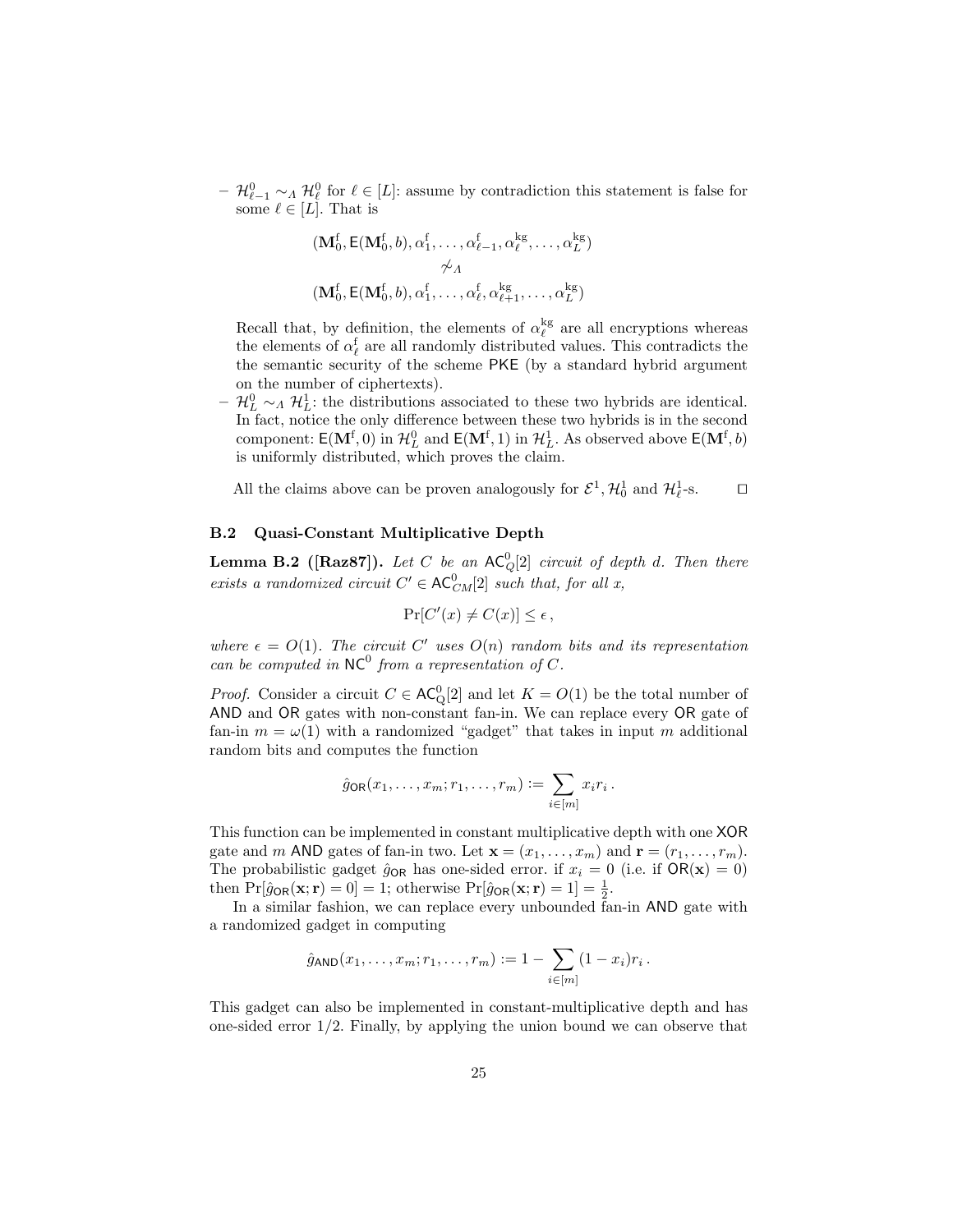– $\mathcal{H}^0_{\ell-1} \sim_\Lambda \mathcal{H}^0_\ell$ for $\ell \in [L]$: assume by contradiction this statement is false for some $\ell \in [L]$. That is

$$(\mathbf{M}^{\mathrm{f}}_0, \mathsf{E}(\mathbf{M}^{\mathrm{f}}_0, b), \alpha^{\mathrm{f}}_1, \ldots, \alpha^{\mathrm{f}}_{\ell-1}, \alpha^{\mathrm{kg}}_\ell, \ldots, \alpha^{\mathrm{kg}}_L)$$
$$\not\sim_\Lambda$$
$$(\mathbf{M}^{\mathrm{f}}_0, \mathsf{E}(\mathbf{M}^{\mathrm{f}}_0, b), \alpha^{\mathrm{f}}_1, \ldots, \alpha^{\mathrm{f}}_\ell, \alpha^{\mathrm{kg}}_{\ell+1}, \ldots, \alpha^{\mathrm{kg}}_L)$$

Recall that, by definition, the elements of $\alpha^{\mathrm{kg}}_\ell$ are all encryptions whereas the elements of $\alpha^{\mathrm{f}}_\ell$ are all randomly distributed values. This contradicts the the semantic security of the scheme PKE (by a standard hybrid argument on the number of ciphertexts).

– $\mathcal{H}^0_L \sim_\Lambda \mathcal{H}^1_L$: the distributions associated to these two hybrids are identical. In fact, notice the only difference between these two hybrids is in the second component: $\mathsf{E}(\mathbf{M}^{\mathrm{f}}, 0)$ in $\mathcal{H}^0_L$ and $\mathsf{E}(\mathbf{M}^{\mathrm{f}}, 1)$ in $\mathcal{H}^1_L$. As observed above $\mathsf{E}(\mathbf{M}^{\mathrm{f}}, b)$ is uniformly distributed, which proves the claim.

All the claims above can be proven analogously for $\mathcal{E}^1, \mathcal{H}^1_0$ and $\mathcal{H}^1_\ell$-s. ◻

### B.2 Quasi-Constant Multiplicative Depth

**Lemma B.2 ([Raz87]).** *Let $C$ be an $\mathsf{AC}^0_Q[2]$ circuit of depth $d$. Then there exists a randomized circuit $C' \in \mathsf{AC}^0_{CM}[2]$ such that, for all $x$,*

$$\Pr[C'(x) \neq C(x)] \leq \epsilon\,,$$

*where $\epsilon = O(1)$. The circuit $C'$ uses $O(n)$ random bits and its representation can be computed in $\mathsf{NC}^0$ from a representation of $C$.*

*Proof.* Consider a circuit $C \in \mathsf{AC}^0_{\mathsf{Q}}[2]$ and let $K = O(1)$ be the total number of AND and OR gates with non-constant fan-in. We can replace every OR gate of fan-in $m = \omega(1)$ with a randomized "gadget" that takes in input $m$ additional random bits and computes the function

$$\hat{g}_{\mathsf{OR}}(x_1, \ldots, x_m; r_1, \ldots, r_m) := \sum_{i \in [m]} x_i r_i\,.$$

This function can be implemented in constant multiplicative depth with one XOR gate and $m$ AND gates of fan-in two. Let $\mathbf{x} = (x_1, \ldots, x_m)$ and $\mathbf{r} = (r_1, \ldots, r_m)$. The probabilistic gadget $\hat{g}_{\mathsf{OR}}$ has one-sided error. if $x_i = 0$ (i.e. if $\mathsf{OR}(\mathbf{x}) = 0$) then $\Pr[\hat{g}_{\mathsf{OR}}(\mathbf{x}; \mathbf{r}) = 0] = 1$; otherwise $\Pr[\hat{g}_{\mathsf{OR}}(\mathbf{x}; \mathbf{r}) = 1] = \frac{1}{2}$.

In a similar fashion, we can replace every unbounded fan-in AND gate with a randomized gadget in computing

$$\hat{g}_{\mathsf{AND}}(x_1, \ldots, x_m; r_1, \ldots, r_m) := 1 - \sum_{i \in [m]} (1 - x_i) r_i\,.$$

This gadget can also be implemented in constant-multiplicative depth and has one-sided error $1/2$. Finally, by applying the union bound we can observe that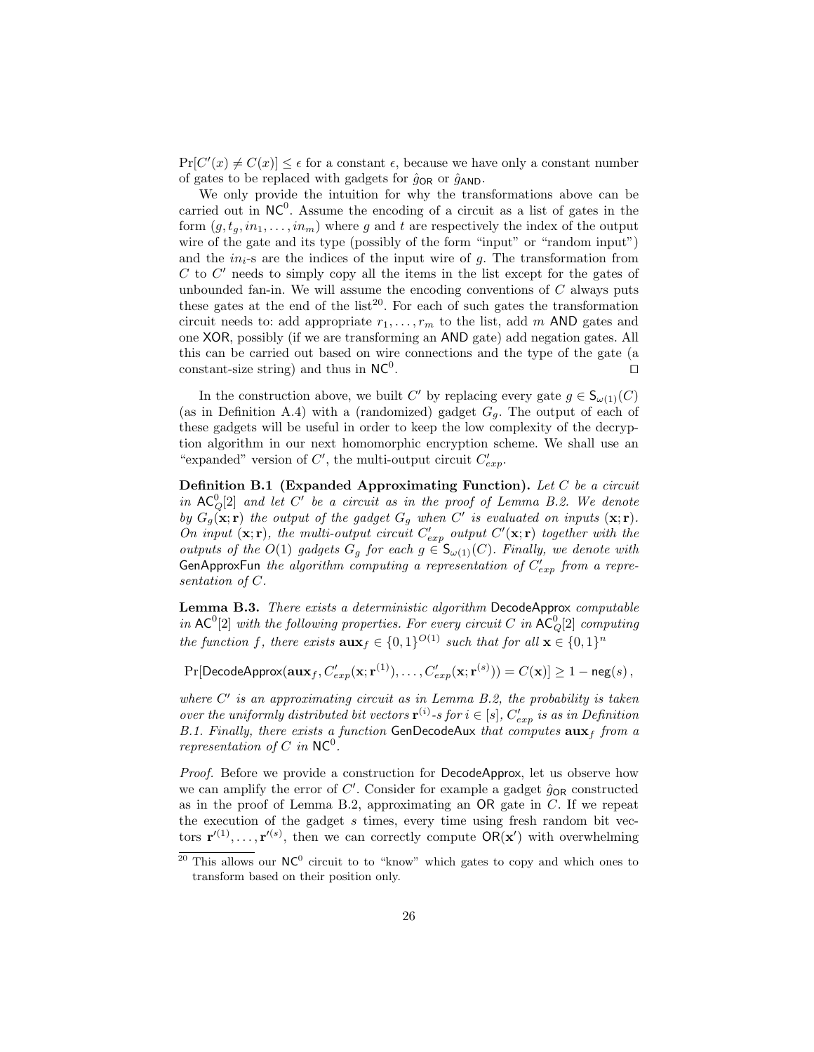$\Pr[C'(x) \neq C(x)] \leq \epsilon$ for a constant $\epsilon$, because we have only a constant number of gates to be replaced with gadgets for $\hat{g}_{\mathsf{OR}}$ or $\hat{g}_{\mathsf{AND}}$.

We only provide the intuition for why the transformations above can be carried out in $\mathsf{NC}^0$. Assume the encoding of a circuit as a list of gates in the form $(g, t_g, in_1, \ldots, in_m)$ where $g$ and $t$ are respectively the index of the output wire of the gate and its type (possibly of the form "input" or "random input") and the $in_i$-s are the indices of the input wire of $g$. The transformation from $C$ to $C'$ needs to simply copy all the items in the list except for the gates of unbounded fan-in. We will assume the encoding conventions of $C$ always puts these gates at the end of the list[20]. For each of such gates the transformation circuit needs to: add appropriate $r_1, \ldots, r_m$ to the list, add $m$ AND gates and one XOR, possibly (if we are transforming an AND gate) add negation gates. All this can be carried out based on wire connections and the type of the gate (a constant-size string) and thus in $\mathsf{NC}^0$. □

In the construction above, we built $C'$ by replacing every gate $g \in \mathsf{S}_{\omega(1)}(C)$ (as in Definition A.4) with a (randomized) gadget $G_g$. The output of each of these gadgets will be useful in order to keep the low complexity of the decryption algorithm in our next homomorphic encryption scheme. We shall use an "expanded" version of $C'$, the multi-output circuit $C'_{exp}$.

**Definition B.1 (Expanded Approximating Function).** *Let $C$ be a circuit in $\mathsf{AC}^0_Q[2]$ and let $C'$ be a circuit as in the proof of Lemma B.2. We denote by $G_g(\mathbf{x}; \mathbf{r})$ the output of the gadget $G_g$ when $C'$ is evaluated on inputs $(\mathbf{x}; \mathbf{r})$. On input $(\mathbf{x}; \mathbf{r})$, the multi-output circuit $C'_{exp}$ output $C'(\mathbf{x}; \mathbf{r})$ together with the outputs of the $O(1)$ gadgets $G_g$ for each $g \in \mathsf{S}_{\omega(1)}(C)$. Finally, we denote with* GenApproxFun *the algorithm computing a representation of $C'_{exp}$ from a representation of $C$.*

**Lemma B.3.** *There exists a deterministic algorithm* DecodeApprox *computable in $\mathsf{AC}^0[2]$ with the following properties. For every circuit $C$ in $\mathsf{AC}^0_Q[2]$ computing the function $f$, there exists $\mathbf{aux}_f \in \{0,1\}^{O(1)}$ such that for all $\mathbf{x} \in \{0,1\}^n$*

$$\Pr[\mathsf{DecodeApprox}(\mathbf{aux}_f, C'_{exp}(\mathbf{x}; \mathbf{r}^{(1)}), \ldots, C'_{exp}(\mathbf{x}; \mathbf{r}^{(s)})) = C(\mathbf{x})] \geq 1 - \mathsf{neg}(s),$$

*where $C'$ is an approximating circuit as in Lemma B.2, the probability is taken over the uniformly distributed bit vectors $\mathbf{r}^{(i)}$-s for $i \in [s]$, $C'_{exp}$ is as in Definition B.1. Finally, there exists a function* GenDecodeAux *that computes $\mathbf{aux}_f$ from a representation of $C$ in $\mathsf{NC}^0$.*

*Proof.* Before we provide a construction for DecodeApprox, let us observe how we can amplify the error of $C'$. Consider for example a gadget $\hat{g}_{\mathsf{OR}}$ constructed as in the proof of Lemma B.2, approximating an OR gate in $C$. If we repeat the execution of the gadget $s$ times, every time using fresh random bit vectors $\mathbf{r}'^{(1)}, \ldots, \mathbf{r}'^{(s)}$, then we can correctly compute $\mathsf{OR}(\mathbf{x}')$ with overwhelming

[20] This allows our $\mathsf{NC}^0$ circuit to to "know" which gates to copy and which ones to transform based on their position only.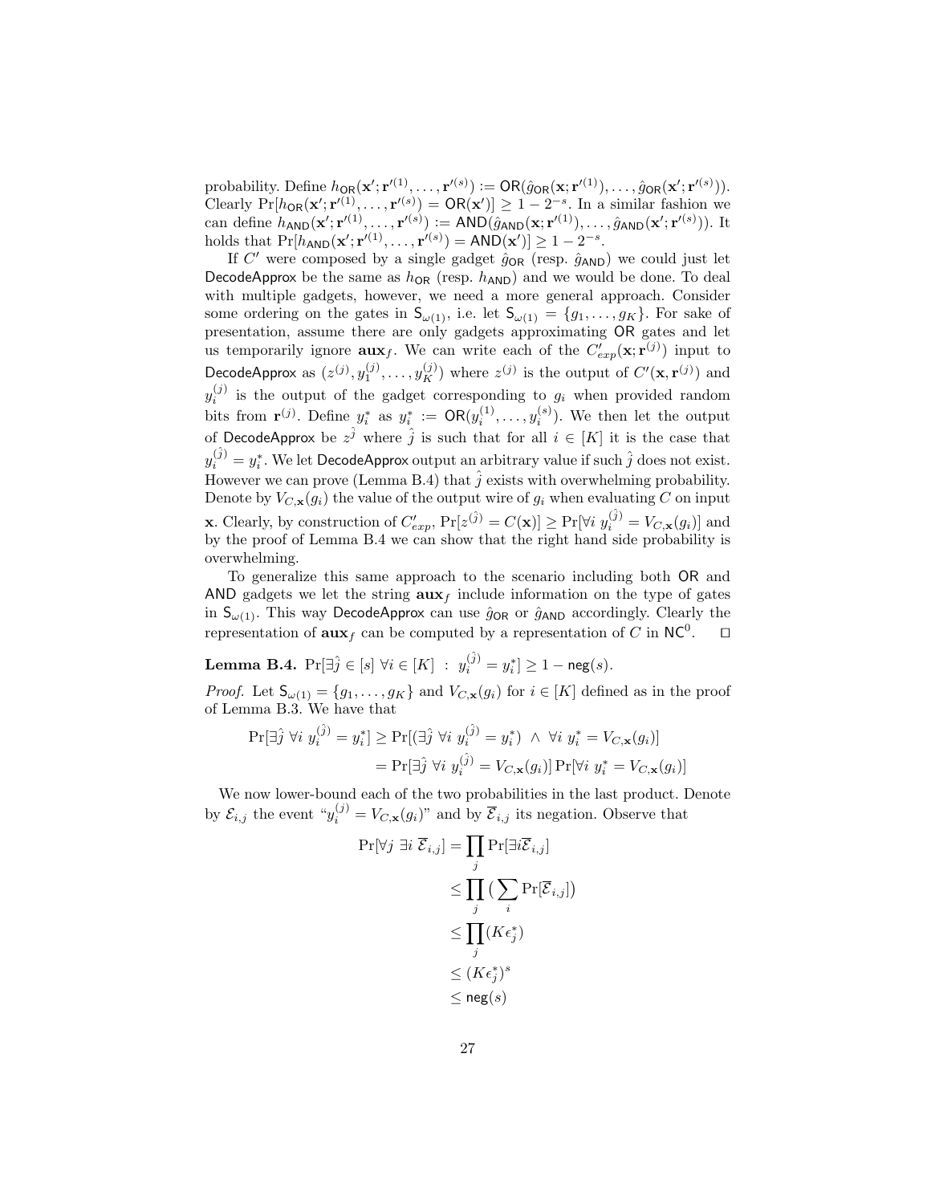probability. Define $h_{\mathsf{OR}}(\mathbf{x}'; \mathbf{r}'^{(1)}, \ldots, \mathbf{r}'^{(s)}) := \mathsf{OR}(\hat{g}_{\mathsf{OR}}(\mathbf{x}; \mathbf{r}'^{(1)}), \ldots, \hat{g}_{\mathsf{OR}}(\mathbf{x}'; \mathbf{r}'^{(s)}))$. Clearly $\Pr[h_{\mathsf{OR}}(\mathbf{x}'; \mathbf{r}'^{(1)}, \ldots, \mathbf{r}'^{(s)}) = \mathsf{OR}(\mathbf{x}')] \geq 1 - 2^{-s}$. In a similar fashion we can define $h_{\mathsf{AND}}(\mathbf{x}'; \mathbf{r}'^{(1)}, \ldots, \mathbf{r}'^{(s)}) := \mathsf{AND}(\hat{g}_{\mathsf{AND}}(\mathbf{x}; \mathbf{r}'^{(1)}), \ldots, \hat{g}_{\mathsf{AND}}(\mathbf{x}'; \mathbf{r}'^{(s)}))$. It holds that $\Pr[h_{\mathsf{AND}}(\mathbf{x}'; \mathbf{r}'^{(1)}, \ldots, \mathbf{r}'^{(s)}) = \mathsf{AND}(\mathbf{x}')] \geq 1 - 2^{-s}$.

If $C'$ were composed by a single gadget $\hat{g}_{\mathsf{OR}}$ (resp. $\hat{g}_{\mathsf{AND}}$) we could just let DecodeApprox be the same as $h_{\mathsf{OR}}$ (resp. $h_{\mathsf{AND}}$) and we would be done. To deal with multiple gadgets, however, we need a more general approach. Consider some ordering on the gates in $\mathsf{S}_{\omega(1)}$, i.e. let $\mathsf{S}_{\omega(1)} = \{g_1, \ldots, g_K\}$. For sake of presentation, assume there are only gadgets approximating OR gates and let us temporarily ignore $\mathbf{aux}_f$. We can write each of the $C'_{exp}(\mathbf{x}; \mathbf{r}^{(j)})$ input to DecodeApprox as $(z^{(j)}, y_1^{(j)}, \ldots, y_K^{(j)})$ where $z^{(j)}$ is the output of $C'(\mathbf{x}, \mathbf{r}^{(j)})$ and $y_i^{(j)}$ is the output of the gadget corresponding to $g_i$ when provided random bits from $\mathbf{r}^{(j)}$. Define $y_i^*$ as $y_i^* := \mathsf{OR}(y_i^{(1)}, \ldots, y_i^{(s)})$. We then let the output of DecodeApprox be $z^{\hat{j}}$ where $\hat{j}$ is such that for all $i \in [K]$ it is the case that $y_i^{(\hat{j})} = y_i^*$. We let DecodeApprox output an arbitrary value if such $\hat{j}$ does not exist. However we can prove (Lemma B.4) that $\hat{j}$ exists with overwhelming probability. Denote by $V_{C,\mathbf{x}}(g_i)$ the value of the output wire of $g_i$ when evaluating $C$ on input $\mathbf{x}$. Clearly, by construction of $C'_{exp}$, $\Pr[z^{(\hat{j})} = C(\mathbf{x})] \geq \Pr[\forall i \; y_i^{(\hat{j})} = V_{C,\mathbf{x}}(g_i)]$ and by the proof of Lemma B.4 we can show that the right hand side probability is overwhelming.

To generalize this same approach to the scenario including both OR and AND gadgets we let the string $\mathbf{aux}_f$ include information on the type of gates in $\mathsf{S}_{\omega(1)}$. This way DecodeApprox can use $\hat{g}_{\mathsf{OR}}$ or $\hat{g}_{\mathsf{AND}}$ accordingly. Clearly the representation of $\mathbf{aux}_f$ can be computed by a representation of $C$ in $\mathsf{NC}^0$. $\square$

**Lemma B.4.** $\Pr[\exists \hat{j} \in [s] \; \forall i \in [K] \; : \; y_i^{(\hat{j})} = y_i^*] \geq 1 - \mathsf{neg}(s)$.

*Proof.* Let $\mathsf{S}_{\omega(1)} = \{g_1, \ldots, g_K\}$ and $V_{C,\mathbf{x}}(g_i)$ for $i \in [K]$ defined as in the proof of Lemma B.3. We have that

$$
\begin{aligned}
\Pr[\exists \hat{j} \; \forall i \; y_i^{(\hat{j})} = y_i^*] &\geq \Pr[(\exists \hat{j} \; \forall i \; y_i^{(\hat{j})} = y_i^*) \; \wedge \; \forall i \; y_i^* = V_{C,\mathbf{x}}(g_i)] \\
&= \Pr[\exists \hat{j} \; \forall i \; y_i^{(\hat{j})} = V_{C,\mathbf{x}}(g_i)] \Pr[\forall i \; y_i^* = V_{C,\mathbf{x}}(g_i)]
\end{aligned}
$$

We now lower-bound each of the two probabilities in the last product. Denote by $\mathcal{E}_{i,j}$ the event "$y_i^{(j)} = V_{C,\mathbf{x}}(g_i)$" and by $\overline{\mathcal{E}}_{i,j}$ its negation. Observe that

$$
\begin{aligned}
\Pr[\forall j \; \exists i \; \overline{\mathcal{E}}_{i,j}] &= \prod_j \Pr[\exists i \overline{\mathcal{E}}_{i,j}] \\
&\leq \prod_j \big( \sum_i \Pr[\overline{\mathcal{E}}_{i,j}] \big) \\
&\leq \prod_j (K \epsilon_j^*) \\
&\leq (K \epsilon_j^*)^s \\
&\leq \mathsf{neg}(s)
\end{aligned}
$$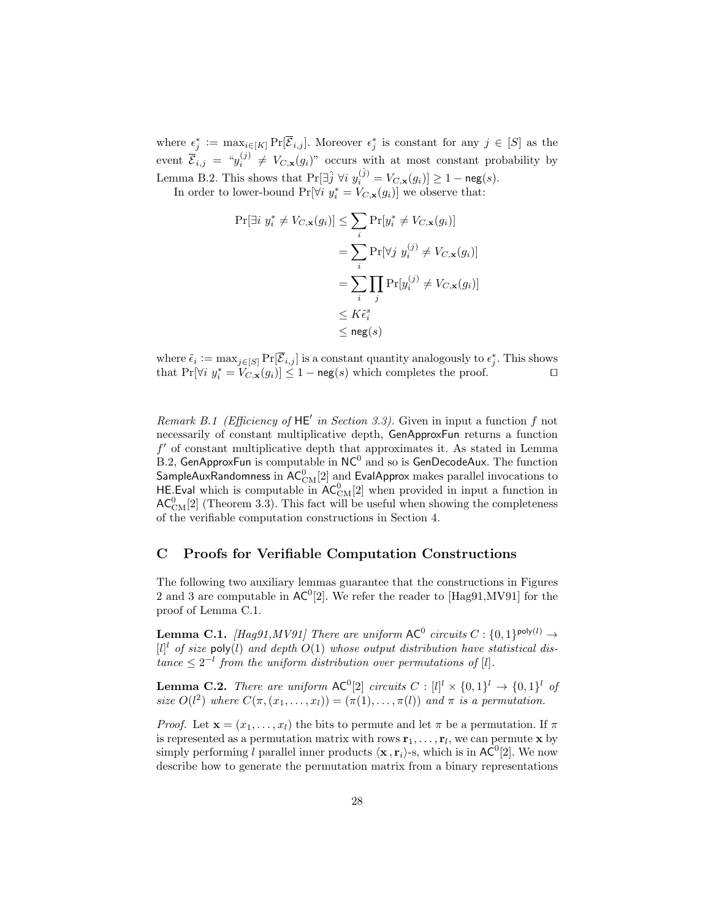where $\epsilon_j^* := \max_{i\in[K]} \Pr[\overline{\mathcal{E}}_{i,j}]$. Moreover $\epsilon_j^*$ is constant for any $j \in [S]$ as the event $\overline{\mathcal{E}}_{i,j} =$ "$y_i^{(j)} \neq V_{C,\mathbf{x}}(g_i)$" occurs with at most constant probability by Lemma B.2. This shows that $\Pr[\exists \hat{j}\ \forall i\ y_i^{(\hat{j})} = V_{C,\mathbf{x}}(g_i)] \geq 1 - \mathsf{neg}(s)$.

In order to lower-bound $\Pr[\forall i\ y_i^* = V_{C,\mathbf{x}}(g_i)]$ we observe that:

$$
\begin{aligned}
\Pr[\exists i\ y_i^* \neq V_{C,\mathbf{x}}(g_i)] &\leq \sum_i \Pr[y_i^* \neq V_{C,\mathbf{x}}(g_i)] \\
&= \sum_i \Pr[\forall j\ y_i^{(j)} \neq V_{C,\mathbf{x}}(g_i)] \\
&= \sum_i \prod_j \Pr[y_i^{(j)} \neq V_{C,\mathbf{x}}(g_i)] \\
&\leq K\tilde{\epsilon}_i^s \\
&\leq \mathsf{neg}(s)
\end{aligned}
$$

where $\tilde{\epsilon}_i := \max_{j\in[S]} \Pr[\overline{\mathcal{E}}_{i,j}]$ is a constant quantity analogously to $\epsilon_j^*$. This shows that $\Pr[\forall i\ y_i^* = V_{C,\mathbf{x}}(g_i)] \leq 1 - \mathsf{neg}(s)$ which completes the proof. □

*Remark B.1 (Efficiency of* $\mathsf{HE}'$ *in Section 3.3).* Given in input a function $f$ not necessarily of constant multiplicative depth, $\mathsf{GenApproxFun}$ returns a function $f'$ of constant multiplicative depth that approximates it. As stated in Lemma B.2, $\mathsf{GenApproxFun}$ is computable in $\mathsf{NC}^0$ and so is $\mathsf{GenDecodeAux}$. The function $\mathsf{SampleAuxRandomness}$ in $\mathsf{AC}^0_{\mathrm{CM}}[2]$ and $\mathsf{EvalApprox}$ makes parallel invocations to $\mathsf{HE.Eval}$ which is computable in $\mathsf{AC}^0_{\mathrm{CM}}[2]$ when provided in input a function in $\mathsf{AC}^0_{\mathrm{CM}}[2]$ (Theorem 3.3). This fact will be useful when showing the completeness of the verifiable computation constructions in Section 4.

## C Proofs for Verifiable Computation Constructions

The following two auxiliary lemmas guarantee that the constructions in Figures 2 and 3 are computable in $\mathsf{AC}^0[2]$. We refer the reader to [Hag91,MV91] for the proof of Lemma C.1.

**Lemma C.1.** *[Hag91,MV91] There are uniform* $\mathsf{AC}^0$ *circuits* $C : \{0,1\}^{\mathsf{poly}(l)} \to [l]^l$ *of size* $\mathsf{poly}(l)$ *and depth* $O(1)$ *whose output distribution have statistical distance* $\leq 2^{-l}$ *from the uniform distribution over permutations of* $[l]$.

**Lemma C.2.** *There are uniform* $\mathsf{AC}^0[2]$ *circuits* $C : [l]^l \times \{0,1\}^l \to \{0,1\}^l$ *of size* $O(l^2)$ *where* $C(\pi, (x_1, \dots, x_l)) = (\pi(1), \dots, \pi(l))$ *and* $\pi$ *is a permutation.*

*Proof.* Let $\mathbf{x} = (x_1, \dots, x_l)$ the bits to permute and let $\pi$ be a permutation. If $\pi$ is represented as a permutation matrix with rows $\mathbf{r}_1, \dots, \mathbf{r}_l$, we can permute $\mathbf{x}$ by simply performing $l$ parallel inner products $\langle \mathbf{x}, \mathbf{r}_i \rangle$-s, which is in $\mathsf{AC}^0[2]$. We now describe how to generate the permutation matrix from a binary representations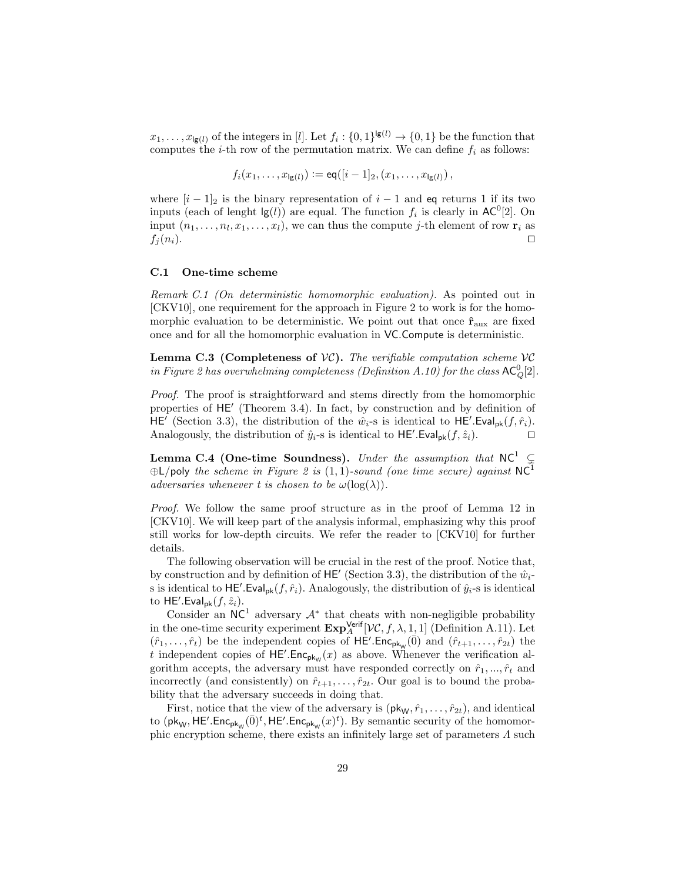$x_1, \ldots, x_{\mathsf{lg}(l)}$ of the integers in $[l]$. Let $f_i : \{0,1\}^{\mathsf{lg}(l)} \to \{0,1\}$ be the function that computes the $i$-th row of the permutation matrix. We can define $f_i$ as follows:

$$f_i(x_1, \ldots, x_{\mathsf{lg}(l)}) := \mathsf{eq}([i-1]_2, (x_1, \ldots, x_{\mathsf{lg}(l)}) ,$$

where $[i-1]_2$ is the binary representation of $i-1$ and $\mathsf{eq}$ returns 1 if its two inputs (each of lenght $\mathsf{lg}(l)$) are equal. The function $f_i$ is clearly in $\mathsf{AC}^0[2]$. On input $(n_1, \ldots, n_l, x_1, \ldots, x_l)$, we can thus the compute $j$-th element of row $\mathbf{r}_i$ as $f_j(n_i)$. ☐

### C.1 One-time scheme

*Remark C.1 (On deterministic homomorphic evaluation).* As pointed out in [CKV10], one requirement for the approach in Figure 2 to work is for the homomorphic evaluation to be deterministic. We point out that once $\hat{\mathbf{r}}_{\text{aux}}$ are fixed once and for all the homomorphic evaluation in $\mathsf{VC}.\mathsf{Compute}$ is deterministic.

**Lemma C.3 (Completeness of $\mathcal{VC}$).** *The verifiable computation scheme $\mathcal{VC}$ in Figure 2 has overwhelming completeness (Definition A.10) for the class $\mathsf{AC}^0_Q[2]$.*

*Proof.* The proof is straightforward and stems directly from the homomorphic properties of $\mathsf{HE}'$ (Theorem 3.4). In fact, by construction and by definition of $\mathsf{HE}'$ (Section 3.3), the distribution of the $\hat{w}_i$-s is identical to $\mathsf{HE}'.\mathsf{Eval}_{\mathsf{pk}}(f, \hat{r}_i)$. Analogously, the distribution of $\hat{y}_i$-s is identical to $\mathsf{HE}'.\mathsf{Eval}_{\mathsf{pk}}(f, \hat{z}_i)$. ☐

**Lemma C.4 (One-time Soundness).** *Under the assumption that $\mathsf{NC}^1 \subsetneq \oplus\mathsf{L}/\mathsf{poly}$ the scheme in Figure 2 is $(1,1)$-sound (one time secure) against $\mathsf{NC}^1$ adversaries whenever $t$ is chosen to be $\omega(\log(\lambda))$.*

*Proof.* We follow the same proof structure as in the proof of Lemma 12 in [CKV10]. We will keep part of the analysis informal, emphasizing why this proof still works for low-depth circuits. We refer the reader to [CKV10] for further details.

The following observation will be crucial in the rest of the proof. Notice that, by construction and by definition of $\mathsf{HE}'$ (Section 3.3), the distribution of the $\hat{w}_i$-s is identical to $\mathsf{HE}'.\mathsf{Eval}_{\mathsf{pk}}(f, \hat{r}_i)$. Analogously, the distribution of $\hat{y}_i$-s is identical to $\mathsf{HE}'.\mathsf{Eval}_{\mathsf{pk}}(f, \hat{z}_i)$.

Consider an $\mathsf{NC}^1$ adversary $\mathcal{A}^*$ that cheats with non-negligible probability in the one-time security experiment $\mathbf{Exp}^{\mathsf{Verif}}_{A}[\mathcal{VC}, f, \lambda, 1, 1]$ (Definition A.11). Let $(\hat{r}_1, \ldots, \hat{r}_t)$ be the independent copies of $\mathsf{HE}'.\mathsf{Enc}_{\mathsf{pk}_\mathsf{W}}(\bar{0})$ and $(\hat{r}_{t+1}, \ldots, \hat{r}_{2t})$ the $t$ independent copies of $\mathsf{HE}'.\mathsf{Enc}_{\mathsf{pk}_\mathsf{W}}(x)$ as above. Whenever the verification algorithm accepts, the adversary must have responded correctly on $\hat{r}_1, ..., \hat{r}_t$ and incorrectly (and consistently) on $\hat{r}_{t+1}, \ldots, \hat{r}_{2t}$. Our goal is to bound the probability that the adversary succeeds in doing that.

First, notice that the view of the adversary is $(\mathsf{pk}_\mathsf{W}, \hat{r}_1, \ldots, \hat{r}_{2t})$, and identical to $(\mathsf{pk}_\mathsf{W}, \mathsf{HE}'.\mathsf{Enc}_{\mathsf{pk}_\mathsf{W}}(\bar{0})^t, \mathsf{HE}'.\mathsf{Enc}_{\mathsf{pk}_\mathsf{W}}(x)^t)$. By semantic security of the homomorphic encryption scheme, there exists an infinitely large set of parameters $\Lambda$ such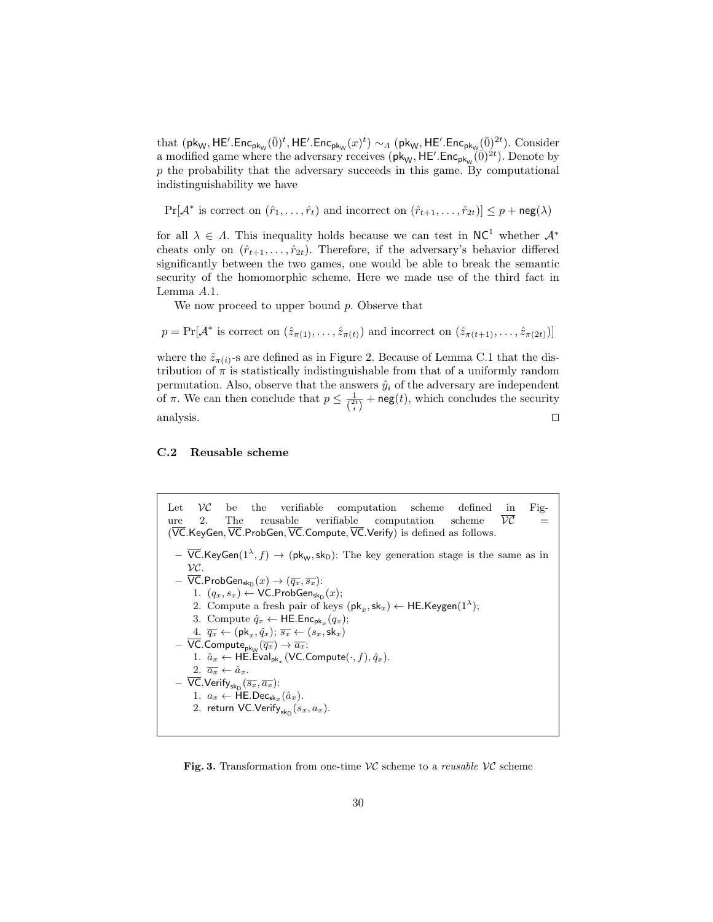that $(\mathsf{pk_W}, \mathsf{HE'.Enc}_{\mathsf{pk_W}}(\bar{0})^t, \mathsf{HE'.Enc}_{\mathsf{pk_W}}(x)^t) \sim_\Lambda (\mathsf{pk_W}, \mathsf{HE'.Enc}_{\mathsf{pk_W}}(\bar{0})^{2t})$. Consider a modified game where the adversary receives $(\mathsf{pk_W}, \mathsf{HE'.Enc}_{\mathsf{pk_W}}(\bar{0})^{2t})$. Denote by $p$ the probability that the adversary succeeds in this game. By computational indistinguishability we have

$$\Pr[\mathcal{A}^* \text{ is correct on } (\hat{r}_1, \ldots, \hat{r}_t) \text{ and incorrect on } (\hat{r}_{t+1}, \ldots, \hat{r}_{2t})] \leq p + \mathsf{neg}(\lambda)$$

for all $\lambda \in \Lambda$. This inequality holds because we can test in $\mathsf{NC}^1$ whether $\mathcal{A}^*$ cheats only on $(\hat{r}_{t+1}, \ldots, \hat{r}_{2t})$. Therefore, if the adversary's behavior differed significantly between the two games, one would be able to break the semantic security of the homomorphic scheme. Here we made use of the third fact in Lemma A.1.

We now proceed to upper bound $p$. Observe that

$$p = \Pr[\mathcal{A}^* \text{ is correct on } (\hat{z}_{\pi(1)}, \ldots, \hat{z}_{\pi(t)}) \text{ and incorrect on } (\hat{z}_{\pi(t+1)}, \ldots, \hat{z}_{\pi(2t)})]$$

where the $\hat{z}_{\pi(i)}$-s are defined as in Figure 2. Because of Lemma C.1 that the distribution of $\pi$ is statistically indistinguishable from that of a uniformly random permutation. Also, observe that the answers $\hat{y}_i$ of the adversary are independent of $\pi$. We can then conclude that $p \leq \frac{1}{\binom{2t}{t}} + \mathsf{neg}(t)$, which concludes the security analysis. $\square$

### C.2 Reusable scheme

Let $\mathcal{VC}$ be the verifiable computation scheme defined in Figure 2. The reusable verifiable computation scheme $\overline{\mathcal{VC}}$ = $(\overline{\mathsf{VC}}.\mathsf{KeyGen}, \overline{\mathsf{VC}}.\mathsf{ProbGen}, \overline{\mathsf{VC}}.\mathsf{Compute}, \overline{\mathsf{VC}}.\mathsf{Verify})$ is defined as follows.

- $\overline{\mathsf{VC}}.\mathsf{KeyGen}(1^\lambda, f) \rightarrow (\mathsf{pk_W}, \mathsf{sk_D})$: The key generation stage is the same as in $\mathcal{VC}$.
- $\overline{\mathsf{VC}}.\mathsf{ProbGen}_{\mathsf{sk_D}}(x) \rightarrow (\overline{q_x}, \overline{s_x})$:
  1. $(q_x, s_x) \leftarrow \mathsf{VC.ProbGen}_{\mathsf{sk_D}}(x)$;
  2. Compute a fresh pair of keys $(\mathsf{pk}_x, \mathsf{sk}_x) \leftarrow \mathsf{HE.Keygen}(1^\lambda)$;
  3. Compute $\hat{q}_x \leftarrow \mathsf{HE.Enc}_{\mathsf{pk}_x}(q_x)$;
  4. $\overline{q_x} \leftarrow (\mathsf{pk}_x, \hat{q}_x)$; $\overline{s_x} \leftarrow (s_x, \mathsf{sk}_x)$
- $\overline{\mathsf{VC}}.\mathsf{Compute}_{\mathsf{pk_W}}(\overline{q_x}) \rightarrow \overline{a_x}$:
  1. $\hat{a}_x \leftarrow \mathsf{HE.Eval}_{\mathsf{pk}_x}(\mathsf{VC.Compute}(\cdot, f), \hat{q}_x)$.
  2. $\overline{a_x} \leftarrow \hat{a}_x$.
- $\overline{\mathsf{VC}}.\mathsf{Verify}_{\mathsf{sk_D}}(\overline{s_x}, \overline{a_x})$:
  1. $a_x \leftarrow \mathsf{HE.Dec}_{\mathsf{sk}_x}(\hat{a}_x)$.
  2. return $\mathsf{VC.Verify}_{\mathsf{sk_D}}(s_x, a_x)$.

**Fig. 3.** Transformation from one-time $\mathcal{VC}$ scheme to a *reusable* $\mathcal{VC}$ scheme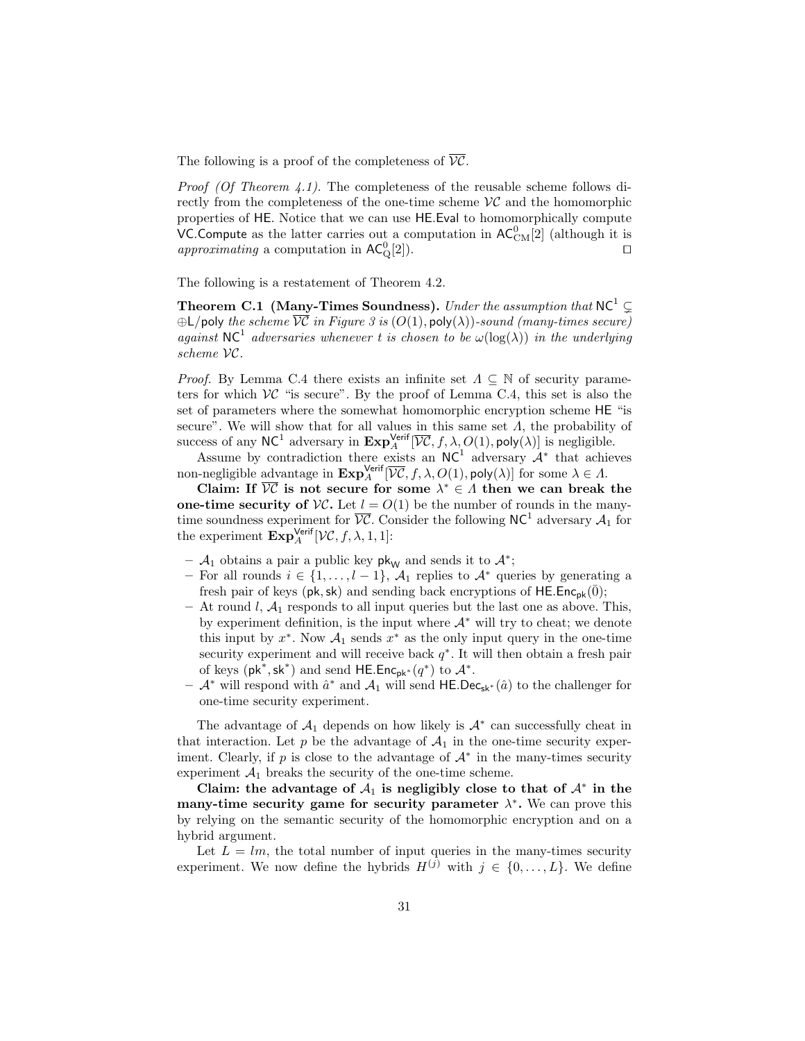The following is a proof of the completeness of $\overline{\mathcal{VC}}$.

*Proof (Of Theorem 4.1).* The completeness of the reusable scheme follows directly from the completeness of the one-time scheme $\mathcal{VC}$ and the homomorphic properties of $\mathsf{HE}$. Notice that we can use $\mathsf{HE.Eval}$ to homomorphically compute $\mathsf{VC.Compute}$ as the latter carries out a computation in $\mathsf{AC}^0_{\mathrm{CM}}[2]$ (although it is *approximating* a computation in $\mathsf{AC}^0_{\mathrm{Q}}[2]$). ◻

The following is a restatement of Theorem 4.2.

**Theorem C.1 (Many-Times Soundness).** *Under the assumption that $\mathsf{NC}^1 \subsetneq \oplus\mathsf{L}/\mathsf{poly}$ the scheme $\overline{\mathcal{VC}}$ in Figure 3 is $(O(1), \mathsf{poly}(\lambda))$-sound (many-times secure) against $\mathsf{NC}^1$ adversaries whenever $t$ is chosen to be $\omega(\log(\lambda))$ in the underlying scheme $\mathcal{VC}$.*

*Proof.* By Lemma C.4 there exists an infinite set $\Lambda \subseteq \mathbb{N}$ of security parameters for which $\mathcal{VC}$ "is secure". By the proof of Lemma C.4, this set is also the set of parameters where the somewhat homomorphic encryption scheme $\mathsf{HE}$ "is secure". We will show that for all values in this same set $\Lambda$, the probability of success of any $\mathsf{NC}^1$ adversary in $\mathbf{Exp}^{\mathsf{Verif}}_A[\overline{\mathcal{VC}}, f, \lambda, O(1), \mathsf{poly}(\lambda)]$ is negligible.

Assume by contradiction there exists an $\mathsf{NC}^1$ adversary $\mathcal{A}^*$ that achieves non-negligible advantage in $\mathbf{Exp}^{\mathsf{Verif}}_A[\overline{\mathcal{VC}}, f, \lambda, O(1), \mathsf{poly}(\lambda)]$ for some $\lambda \in \Lambda$.

**Claim: If $\overline{\mathcal{VC}}$ is not secure for some $\lambda^* \in \Lambda$ then we can break the one-time security of $\mathcal{VC}$.** Let $l = O(1)$ be the number of rounds in the many-time soundness experiment for $\overline{\mathcal{VC}}$. Consider the following $\mathsf{NC}^1$ adversary $\mathcal{A}_1$ for the experiment $\mathbf{Exp}^{\mathsf{Verif}}_A[\mathcal{VC}, f, \lambda, 1, 1]$:

- $\mathcal{A}_1$ obtains a pair a public key $\mathsf{pk}_\mathsf{W}$ and sends it to $\mathcal{A}^*$;
- For all rounds $i \in \{1, \ldots, l-1\}$, $\mathcal{A}_1$ replies to $\mathcal{A}^*$ queries by generating a fresh pair of keys $(\mathsf{pk}, \mathsf{sk})$ and sending back encryptions of $\mathsf{HE.Enc}_{\mathsf{pk}}(\bar{0})$;
- At round $l$, $\mathcal{A}_1$ responds to all input queries but the last one as above. This, by experiment definition, is the input where $\mathcal{A}^*$ will try to cheat; we denote this input by $x^*$. Now $\mathcal{A}_1$ sends $x^*$ as the only input query in the one-time security experiment and will receive back $q^*$. It will then obtain a fresh pair of keys $(\mathsf{pk}^*, \mathsf{sk}^*)$ and send $\mathsf{HE.Enc}_{\mathsf{pk}^*}(q^*)$ to $\mathcal{A}^*$.
- $\mathcal{A}^*$ will respond with $\hat{a}^*$ and $\mathcal{A}_1$ will send $\mathsf{HE.Dec}_{\mathsf{sk}^*}(\hat{a})$ to the challenger for one-time security experiment.

The advantage of $\mathcal{A}_1$ depends on how likely is $\mathcal{A}^*$ can successfully cheat in that interaction. Let $p$ be the advantage of $\mathcal{A}_1$ in the one-time security experiment. Clearly, if $p$ is close to the advantage of $\mathcal{A}^*$ in the many-times security experiment $\mathcal{A}_1$ breaks the security of the one-time scheme.

**Claim: the advantage of $\mathcal{A}_1$ is negligibly close to that of $\mathcal{A}^*$ in the many-time security game for security parameter $\lambda^*$.** We can prove this by relying on the semantic security of the homomorphic encryption and on a hybrid argument.

Let $L = lm$, the total number of input queries in the many-times security experiment. We now define the hybrids $H^{(j)}$ with $j \in \{0, \ldots, L\}$. We define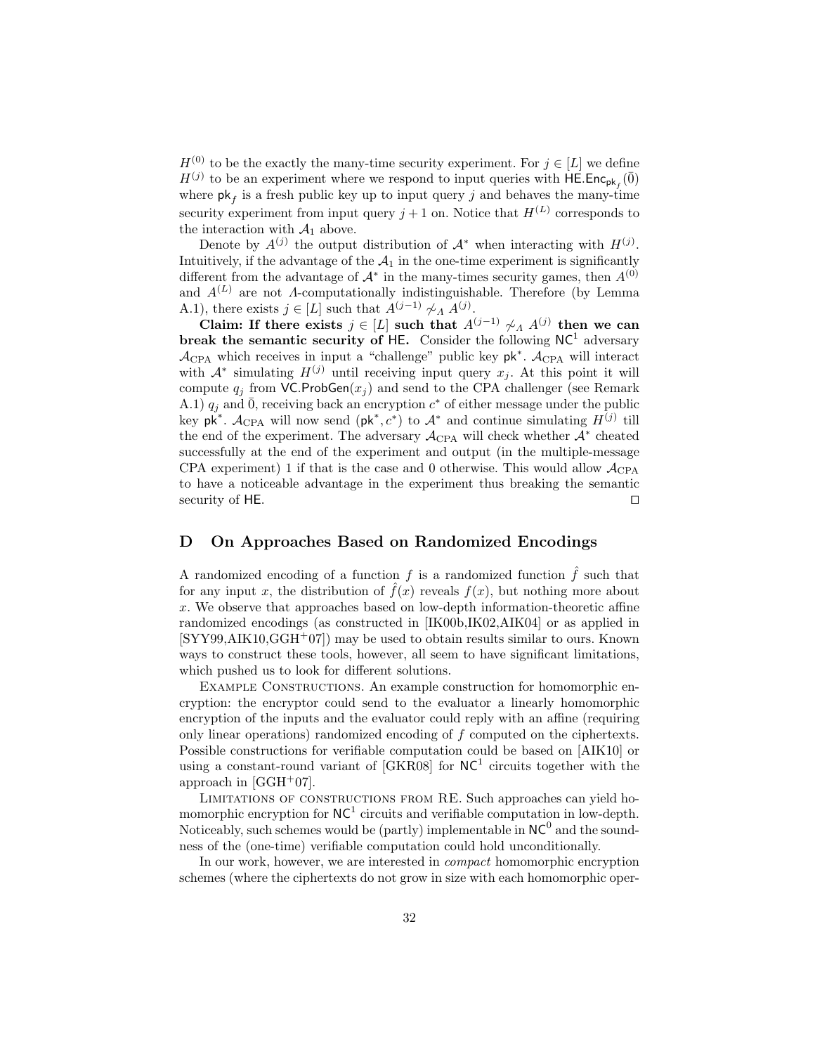$H^{(0)}$ to be the exactly the many-time security experiment. For $j \in [L]$ we define $H^{(j)}$ to be an experiment where we respond to input queries with $\mathsf{HE.Enc}_{\mathsf{pk}_f}(\bar{0})$ where $\mathsf{pk}_f$ is a fresh public key up to input query $j$ and behaves the many-time security experiment from input query $j+1$ on. Notice that $H^{(L)}$ corresponds to the interaction with $\mathcal{A}_1$ above.

Denote by $A^{(j)}$ the output distribution of $\mathcal{A}^*$ when interacting with $H^{(j)}$. Intuitively, if the advantage of the $\mathcal{A}_1$ in the one-time experiment is significantly different from the advantage of $\mathcal{A}^*$ in the many-times security games, then $A^{(0)}$ and $A^{(L)}$ are not $\Lambda$-computationally indistinguishable. Therefore (by Lemma A.1), there exists $j \in [L]$ such that $A^{(j-1)} \not\sim_\Lambda A^{(j)}$.

**Claim: If there exists $j \in [L]$ such that $A^{(j-1)} \not\sim_\Lambda A^{(j)}$ then we can break the semantic security of $\mathsf{HE}$.** Consider the following $\mathsf{NC}^1$ adversary $\mathcal{A}_{\mathrm{CPA}}$ which receives in input a "challenge" public key $\mathsf{pk}^*$. $\mathcal{A}_{\mathrm{CPA}}$ will interact with $\mathcal{A}^*$ simulating $H^{(j)}$ until receiving input query $x_j$. At this point it will compute $q_j$ from $\mathsf{VC.ProbGen}(x_j)$ and send to the CPA challenger (see Remark A.1) $q_j$ and $\bar{0}$, receiving back an encryption $c^*$ of either message under the public key $\mathsf{pk}^*$. $\mathcal{A}_{\mathrm{CPA}}$ will now send $(\mathsf{pk}^*, c^*)$ to $\mathcal{A}^*$ and continue simulating $H^{(j)}$ till the end of the experiment. The adversary $\mathcal{A}_{\mathrm{CPA}}$ will check whether $\mathcal{A}^*$ cheated successfully at the end of the experiment and output (in the multiple-message CPA experiment) 1 if that is the case and 0 otherwise. This would allow $\mathcal{A}_{\mathrm{CPA}}$ to have a noticeable advantage in the experiment thus breaking the semantic security of $\mathsf{HE}$. ◻

# D On Approaches Based on Randomized Encodings

A randomized encoding of a function $f$ is a randomized function $\hat{f}$ such that for any input $x$, the distribution of $\hat{f}(x)$ reveals $f(x)$, but nothing more about $x$. We observe that approaches based on low-depth information-theoretic affine randomized encodings (as constructed in [IK00b,IK02,AIK04] or as applied in [SYY99,AIK10,GGH+07]) may be used to obtain results similar to ours. Known ways to construct these tools, however, all seem to have significant limitations, which pushed us to look for different solutions.

Example Constructions. An example construction for homomorphic encryption: the encryptor could send to the evaluator a linearly homomorphic encryption of the inputs and the evaluator could reply with an affine (requiring only linear operations) randomized encoding of $f$ computed on the ciphertexts. Possible constructions for verifiable computation could be based on [AIK10] or using a constant-round variant of [GKR08] for $\mathsf{NC}^1$ circuits together with the approach in [GGH+07].

Limitations of constructions from RE. Such approaches can yield homomorphic encryption for $\mathsf{NC}^1$ circuits and verifiable computation in low-depth. Noticeably, such schemes would be (partly) implementable in $\mathsf{NC}^0$ and the soundness of the (one-time) verifiable computation could hold unconditionally.

In our work, however, we are interested in *compact* homomorphic encryption schemes (where the ciphertexts do not grow in size with each homomorphic oper-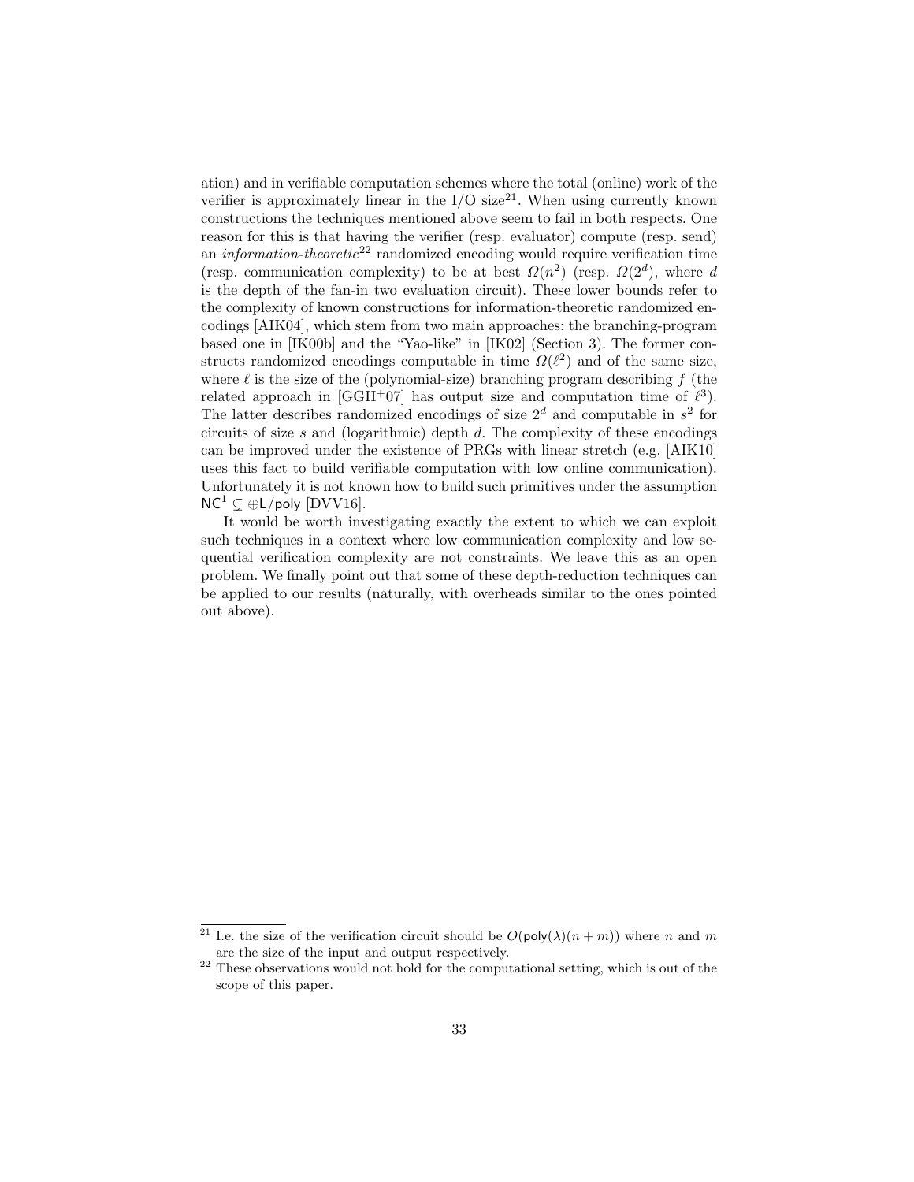ation) and in verifiable computation schemes where the total (online) work of the verifier is approximately linear in the I/O size[21]. When using currently known constructions the techniques mentioned above seem to fail in both respects. One reason for this is that having the verifier (resp. evaluator) compute (resp. send) an *information-theoretic*[22] randomized encoding would require verification time (resp. communication complexity) to be at best $\Omega(n^2)$ (resp. $\Omega(2^d)$, where $d$ is the depth of the fan-in two evaluation circuit). These lower bounds refer to the complexity of known constructions for information-theoretic randomized encodings [AIK04], which stem from two main approaches: the branching-program based one in [IK00b] and the "Yao-like" in [IK02] (Section 3). The former constructs randomized encodings computable in time $\Omega(\ell^2)$ and of the same size, where $\ell$ is the size of the (polynomial-size) branching program describing $f$ (the related approach in [GGH+07] has output size and computation time of $\ell^3$). The latter describes randomized encodings of size $2^d$ and computable in $s^2$ for circuits of size $s$ and (logarithmic) depth $d$. The complexity of these encodings can be improved under the existence of PRGs with linear stretch (e.g. [AIK10] uses this fact to build verifiable computation with low online communication). Unfortunately it is not known how to build such primitives under the assumption $\mathsf{NC}^1 \subsetneq \oplus\mathsf{L}/\mathsf{poly}$ [DVV16].

It would be worth investigating exactly the extent to which we can exploit such techniques in a context where low communication complexity and low sequential verification complexity are not constraints. We leave this as an open problem. We finally point out that some of these depth-reduction techniques can be applied to our results (naturally, with overheads similar to the ones pointed out above).

---

[21] I.e. the size of the verification circuit should be $O(\mathsf{poly}(\lambda)(n+m))$ where $n$ and $m$ are the size of the input and output respectively.

[22] These observations would not hold for the computational setting, which is out of the scope of this paper.